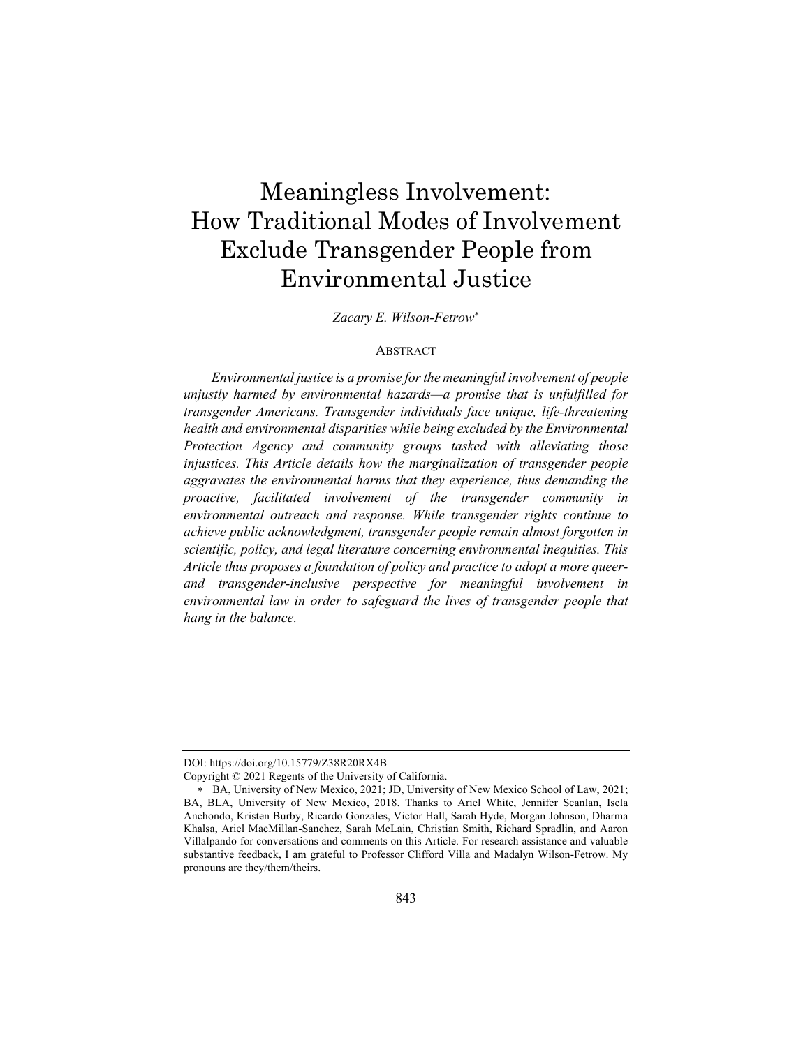# Meaningless Involvement: How Traditional Modes of Involvement Exclude Transgender People from Environmental Justice

*Zacary E. Wilson-Fetrow*[*]

## ABSTRACT

*Environmental justice is a promise for the meaningful involvement of people unjustly harmed by environmental hazards—a promise that is unfulfilled for transgender Americans. Transgender individuals face unique, life-threatening health and environmental disparities while being excluded by the Environmental Protection Agency and community groups tasked with alleviating those injustices. This Article details how the marginalization of transgender people aggravates the environmental harms that they experience, thus demanding the proactive, facilitated involvement of the transgender community in environmental outreach and response. While transgender rights continue to achieve public acknowledgment, transgender people remain almost forgotten in scientific, policy, and legal literature concerning environmental inequities. This Article thus proposes a foundation of policy and practice to adopt a more queer- and transgender-inclusive perspective for meaningful involvement in environmental law in order to safeguard the lives of transgender people that hang in the balance.*

---

DOI: https://doi.org/10.15779/Z38R20RX4B

Copyright © 2021 Regents of the University of California.

[*] BA, University of New Mexico, 2021; JD, University of New Mexico School of Law, 2021; BA, BLA, University of New Mexico, 2018. Thanks to Ariel White, Jennifer Scanlan, Isela Anchondo, Kristen Burby, Ricardo Gonzales, Victor Hall, Sarah Hyde, Morgan Johnson, Dharma Khalsa, Ariel MacMillan-Sanchez, Sarah McLain, Christian Smith, Richard Spradlin, and Aaron Villalpando for conversations and comments on this Article. For research assistance and valuable substantive feedback, I am grateful to Professor Clifford Villa and Madalyn Wilson-Fetrow. My pronouns are they/them/theirs.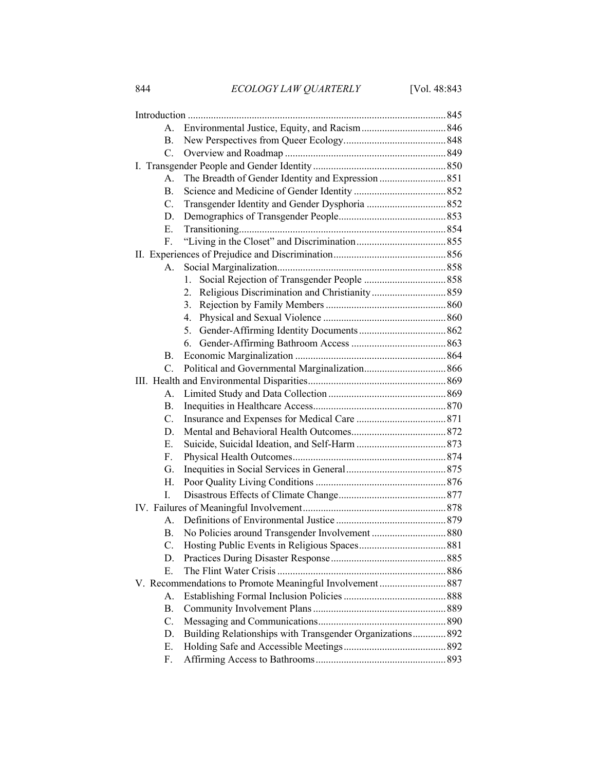Introduction .................................................................................................... 845

- A. Environmental Justice, Equity, and Racism ................................ 846
- B. New Perspectives from Queer Ecology........................................ 848
- C. Overview and Roadmap .............................................................. 849

I. Transgender People and Gender Identity ................................................... 850

- A. The Breadth of Gender Identity and Expression .......................... 851
- B. Science and Medicine of Gender Identity .................................... 852
- C. Transgender Identity and Gender Dysphoria ............................... 852
- D. Demographics of Transgender People.......................................... 853
- E. Transitioning................................................................................ 854
- F. "Living in the Closet" and Discrimination ................................... 855

II. Experiences of Prejudice and Discrimination ........................................... 856

- A. Social Marginalization................................................................. 858
  1. Social Rejection of Transgender People ................................ 858
  2. Religious Discrimination and Christianity ............................. 859
  3. Rejection by Family Members ............................................... 860
  4. Physical and Sexual Violence ................................................ 860
  5. Gender-Affirming Identity Documents .................................. 862
  6. Gender-Affirming Bathroom Access ..................................... 863
- B. Economic Marginalization ........................................................... 864
- C. Political and Governmental Marginalization................................ 866

III. Health and Environmental Disparities ..................................................... 869

- A. Limited Study and Data Collection ............................................. 869
- B. Inequities in Healthcare Access................................................... 870
- C. Insurance and Expenses for Medical Care ................................... 871
- D. Mental and Behavioral Health Outcomes..................................... 872
- E. Suicide, Suicidal Ideation, and Self-Harm ................................... 873
- F. Physical Health Outcomes........................................................... 874
- G. Inequities in Social Services in General ....................................... 875
- H. Poor Quality Living Conditions .................................................. 876
- I. Disastrous Effects of Climate Change.......................................... 877

IV. Failures of Meaningful Involvement ........................................................ 878

- A. Definitions of Environmental Justice ........................................... 879
- B. No Policies around Transgender Involvement ............................. 880
- C. Hosting Public Events in Religious Spaces .................................. 881
- D. Practices During Disaster Response ............................................ 885
- E. The Flint Water Crisis ................................................................. 886

V. Recommendations to Promote Meaningful Involvement .......................... 887

- A. Establishing Formal Inclusion Policies ........................................ 888
- B. Community Involvement Plans .................................................... 889
- C. Messaging and Communications.................................................. 890
- D. Building Relationships with Transgender Organizations............. 892
- E. Holding Safe and Accessible Meetings ........................................ 892
- F. Affirming Access to Bathrooms ................................................... 893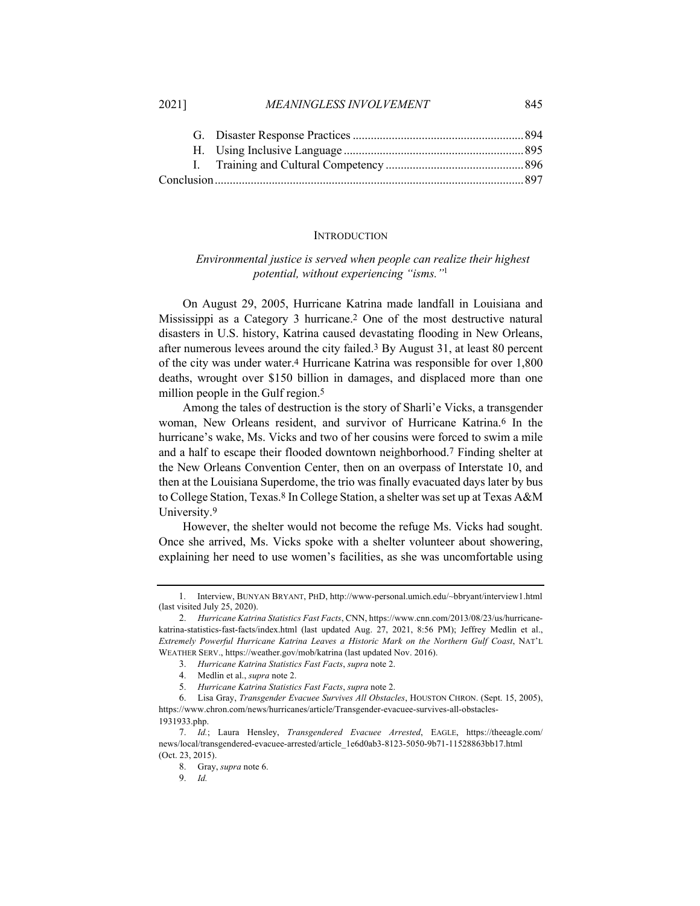| | | |
|---|---|---|
| G. | Disaster Response Practices | 894 |
| H. | Using Inclusive Language | 895 |
| I. | Training and Cultural Competency | 896 |
| Conclusion | | 897 |

## INTRODUCTION

*Environmental justice is served when people can realize their highest potential, without experiencing "isms."*[1]

On August 29, 2005, Hurricane Katrina made landfall in Louisiana and Mississippi as a Category 3 hurricane.[2] One of the most destructive natural disasters in U.S. history, Katrina caused devastating flooding in New Orleans, after numerous levees around the city failed.[3] By August 31, at least 80 percent of the city was under water.[4] Hurricane Katrina was responsible for over 1,800 deaths, wrought over $150 billion in damages, and displaced more than one million people in the Gulf region.[5]

Among the tales of destruction is the story of Sharli'e Vicks, a transgender woman, New Orleans resident, and survivor of Hurricane Katrina.[6] In the hurricane's wake, Ms. Vicks and two of her cousins were forced to swim a mile and a half to escape their flooded downtown neighborhood.[7] Finding shelter at the New Orleans Convention Center, then on an overpass of Interstate 10, and then at the Louisiana Superdome, the trio was finally evacuated days later by bus to College Station, Texas.[8] In College Station, a shelter was set up at Texas A&M University.[9]

However, the shelter would not become the refuge Ms. Vicks had sought. Once she arrived, Ms. Vicks spoke with a shelter volunteer about showering, explaining her need to use women's facilities, as she was uncomfortable using

---

1. Interview, BUNYAN BRYANT, PHD, http://www-personal.umich.edu/~bbryant/interview1.html (last visited July 25, 2020).

2. *Hurricane Katrina Statistics Fast Facts*, CNN, https://www.cnn.com/2013/08/23/us/hurricane-katrina-statistics-fast-facts/index.html (last updated Aug. 27, 2021, 8:56 PM); Jeffrey Medlin et al., *Extremely Powerful Hurricane Katrina Leaves a Historic Mark on the Northern Gulf Coast*, NAT'L WEATHER SERV., https://weather.gov/mob/katrina (last updated Nov. 2016).

3. *Hurricane Katrina Statistics Fast Facts*, *supra* note 2.

4. Medlin et al., *supra* note 2.

5. *Hurricane Katrina Statistics Fast Facts*, *supra* note 2.

6. Lisa Gray, *Transgender Evacuee Survives All Obstacles*, HOUSTON CHRON. (Sept. 15, 2005), https://www.chron.com/news/hurricanes/article/Transgender-evacuee-survives-all-obstacles-1931933.php.

7. *Id.*; Laura Hensley, *Transgendered Evacuee Arrested*, EAGLE, https://theeagle.com/news/local/transgendered-evacuee-arrested/article_1e6d0ab3-8123-5050-9b71-11528863bb17.html (Oct. 23, 2015).

8. Gray, *supra* note 6.

9. *Id.*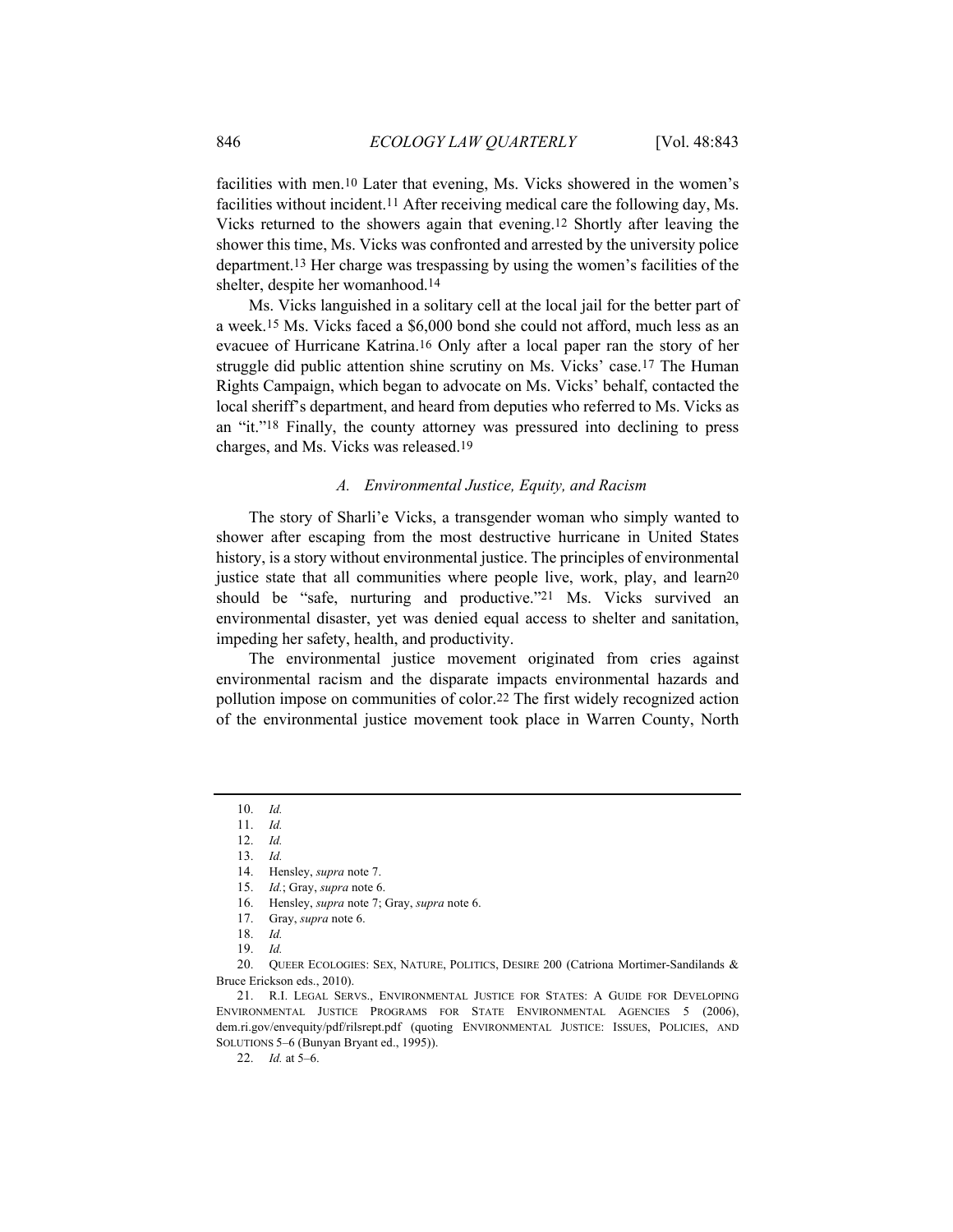facilities with men.[10] Later that evening, Ms. Vicks showered in the women's facilities without incident.[11] After receiving medical care the following day, Ms. Vicks returned to the showers again that evening.[12] Shortly after leaving the shower this time, Ms. Vicks was confronted and arrested by the university police department.[13] Her charge was trespassing by using the women's facilities of the shelter, despite her womanhood.[14]

Ms. Vicks languished in a solitary cell at the local jail for the better part of a week.[15] Ms. Vicks faced a $6,000 bond she could not afford, much less as an evacuee of Hurricane Katrina.[16] Only after a local paper ran the story of her struggle did public attention shine scrutiny on Ms. Vicks' case.[17] The Human Rights Campaign, which began to advocate on Ms. Vicks' behalf, contacted the local sheriff's department, and heard from deputies who referred to Ms. Vicks as an "it."[18] Finally, the county attorney was pressured into declining to press charges, and Ms. Vicks was released.[19]

### *A. Environmental Justice, Equity, and Racism*

The story of Sharli'e Vicks, a transgender woman who simply wanted to shower after escaping from the most destructive hurricane in United States history, is a story without environmental justice. The principles of environmental justice state that all communities where people live, work, play, and learn[20] should be "safe, nurturing and productive."[21] Ms. Vicks survived an environmental disaster, yet was denied equal access to shelter and sanitation, impeding her safety, health, and productivity.

The environmental justice movement originated from cries against environmental racism and the disparate impacts environmental hazards and pollution impose on communities of color.[22] The first widely recognized action of the environmental justice movement took place in Warren County, North

---

10. *Id.*
11. *Id.*
12. *Id.*
13. *Id.*
14. Hensley, *supra* note 7.
15. *Id.*; Gray, *supra* note 6.
16. Hensley, *supra* note 7; Gray, *supra* note 6.
17. Gray, *supra* note 6.
18. *Id.*
19. *Id.*
20. QUEER ECOLOGIES: SEX, NATURE, POLITICS, DESIRE 200 (Catriona Mortimer-Sandilands & Bruce Erickson eds., 2010).
21. R.I. LEGAL SERVS., ENVIRONMENTAL JUSTICE FOR STATES: A GUIDE FOR DEVELOPING ENVIRONMENTAL JUSTICE PROGRAMS FOR STATE ENVIRONMENTAL AGENCIES 5 (2006), dem.ri.gov/envequity/pdf/rilsrept.pdf (quoting ENVIRONMENTAL JUSTICE: ISSUES, POLICIES, AND SOLUTIONS 5–6 (Bunyan Bryant ed., 1995)).
22. *Id.* at 5–6.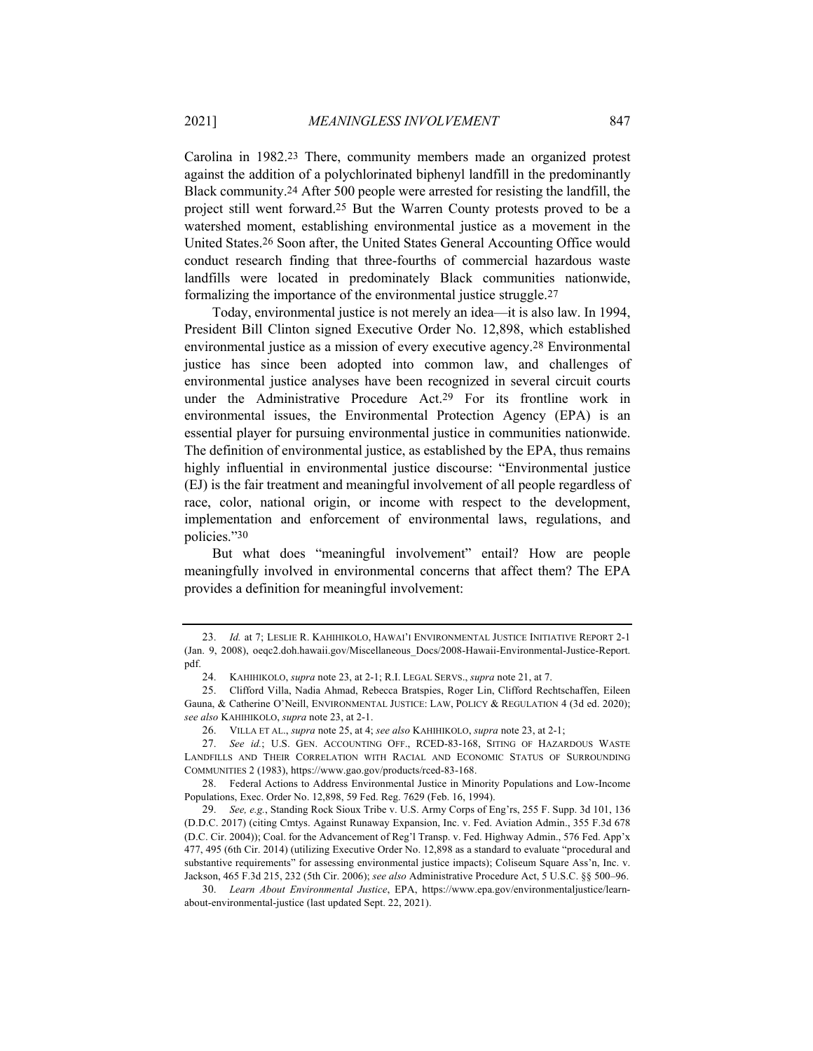Carolina in 1982.[23] There, community members made an organized protest against the addition of a polychlorinated biphenyl landfill in the predominantly Black community.[24] After 500 people were arrested for resisting the landfill, the project still went forward.[25] But the Warren County protests proved to be a watershed moment, establishing environmental justice as a movement in the United States.[26] Soon after, the United States General Accounting Office would conduct research finding that three-fourths of commercial hazardous waste landfills were located in predominately Black communities nationwide, formalizing the importance of the environmental justice struggle.[27]

Today, environmental justice is not merely an idea—it is also law. In 1994, President Bill Clinton signed Executive Order No. 12,898, which established environmental justice as a mission of every executive agency.[28] Environmental justice has since been adopted into common law, and challenges of environmental justice analyses have been recognized in several circuit courts under the Administrative Procedure Act.[29] For its frontline work in environmental issues, the Environmental Protection Agency (EPA) is an essential player for pursuing environmental justice in communities nationwide. The definition of environmental justice, as established by the EPA, thus remains highly influential in environmental justice discourse: "Environmental justice (EJ) is the fair treatment and meaningful involvement of all people regardless of race, color, national origin, or income with respect to the development, implementation and enforcement of environmental laws, regulations, and policies."[30]

But what does "meaningful involvement" entail? How are people meaningfully involved in environmental concerns that affect them? The EPA provides a definition for meaningful involvement:

---

23. *Id.* at 7; LESLIE R. KAHIHIKOLO, HAWAI'I ENVIRONMENTAL JUSTICE INITIATIVE REPORT 2-1 (Jan. 9, 2008), oeqc2.doh.hawaii.gov/Miscellaneous_Docs/2008-Hawaii-Environmental-Justice-Report.pdf.

24. KAHIHIKOLO, *supra* note 23, at 2-1; R.I. LEGAL SERVS., *supra* note 21, at 7.

25. Clifford Villa, Nadia Ahmad, Rebecca Bratspies, Roger Lin, Clifford Rechtschaffen, Eileen Gauna, & Catherine O'Neill, ENVIRONMENTAL JUSTICE: LAW, POLICY & REGULATION 4 (3d ed. 2020); *see also* KAHIHIKOLO, *supra* note 23, at 2-1.

26. VILLA ET AL., *supra* note 25, at 4; *see also* KAHIHIKOLO, *supra* note 23, at 2-1;

27. *See id.*; U.S. GEN. ACCOUNTING OFF., RCED-83-168, SITING OF HAZARDOUS WASTE LANDFILLS AND THEIR CORRELATION WITH RACIAL AND ECONOMIC STATUS OF SURROUNDING COMMUNITIES 2 (1983), https://www.gao.gov/products/rced-83-168.

28. Federal Actions to Address Environmental Justice in Minority Populations and Low-Income Populations, Exec. Order No. 12,898, 59 Fed. Reg. 7629 (Feb. 16, 1994).

29. *See, e.g.*, Standing Rock Sioux Tribe v. U.S. Army Corps of Eng'rs, 255 F. Supp. 3d 101, 136 (D.D.C. 2017) (citing Cmtys. Against Runaway Expansion, Inc. v. Fed. Aviation Admin., 355 F.3d 678 (D.C. Cir. 2004)); Coal. for the Advancement of Reg'l Transp. v. Fed. Highway Admin., 576 Fed. App'x 477, 495 (6th Cir. 2014) (utilizing Executive Order No. 12,898 as a standard to evaluate "procedural and substantive requirements" for assessing environmental justice impacts); Coliseum Square Ass'n, Inc. v. Jackson, 465 F.3d 215, 232 (5th Cir. 2006); *see also* Administrative Procedure Act, 5 U.S.C. §§ 500–96.

30. *Learn About Environmental Justice*, EPA, https://www.epa.gov/environmentaljustice/learn-about-environmental-justice (last updated Sept. 22, 2021).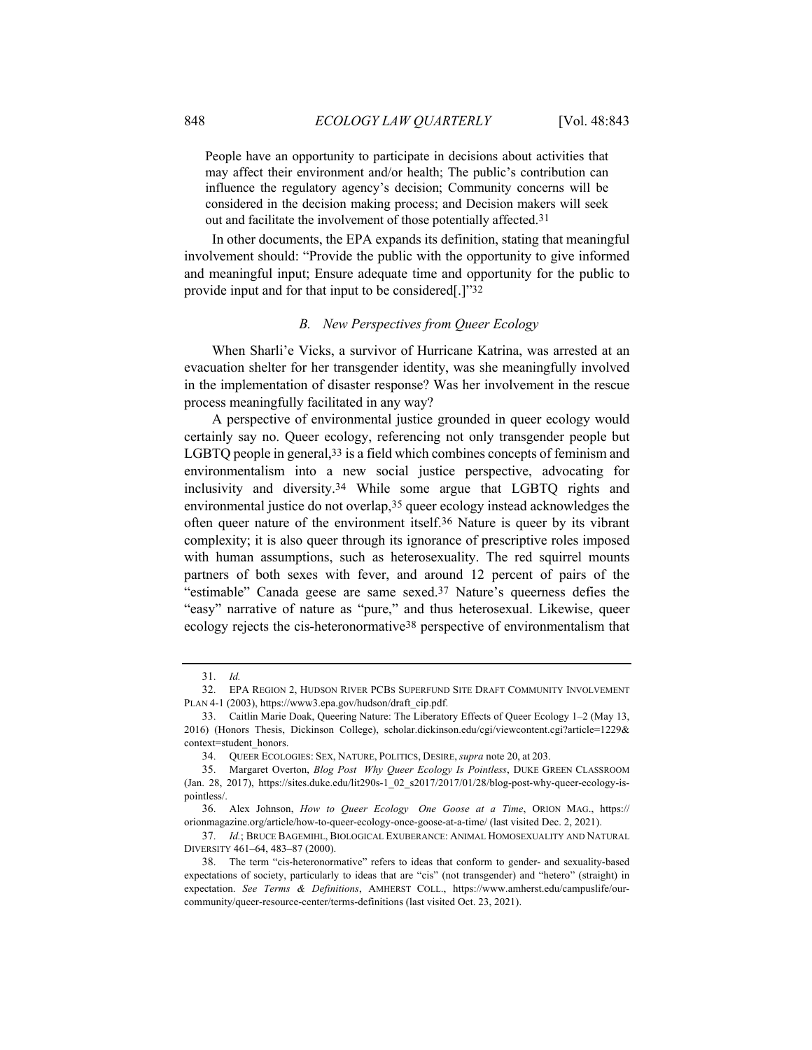People have an opportunity to participate in decisions about activities that may affect their environment and/or health; The public's contribution can influence the regulatory agency's decision; Community concerns will be considered in the decision making process; and Decision makers will seek out and facilitate the involvement of those potentially affected.[31]

In other documents, the EPA expands its definition, stating that meaningful involvement should: "Provide the public with the opportunity to give informed and meaningful input; Ensure adequate time and opportunity for the public to provide input and for that input to be considered[.]"[32]

### *B. New Perspectives from Queer Ecology*

When Sharli'e Vicks, a survivor of Hurricane Katrina, was arrested at an evacuation shelter for her transgender identity, was she meaningfully involved in the implementation of disaster response? Was her involvement in the rescue process meaningfully facilitated in any way?

A perspective of environmental justice grounded in queer ecology would certainly say no. Queer ecology, referencing not only transgender people but LGBTQ people in general,[33] is a field which combines concepts of feminism and environmentalism into a new social justice perspective, advocating for inclusivity and diversity.[34] While some argue that LGBTQ rights and environmental justice do not overlap,[35] queer ecology instead acknowledges the often queer nature of the environment itself.[36] Nature is queer by its vibrant complexity; it is also queer through its ignorance of prescriptive roles imposed with human assumptions, such as heterosexuality. The red squirrel mounts partners of both sexes with fever, and around 12 percent of pairs of the "estimable" Canada geese are same sexed.[37] Nature's queerness defies the "easy" narrative of nature as "pure," and thus heterosexual. Likewise, queer ecology rejects the cis-heteronormative[38] perspective of environmentalism that

---

31. *Id.*

32. EPA REGION 2, HUDSON RIVER PCBS SUPERFUND SITE DRAFT COMMUNITY INVOLVEMENT PLAN 4-1 (2003), https://www3.epa.gov/hudson/draft_cip.pdf.

33. Caitlin Marie Doak, Queering Nature: The Liberatory Effects of Queer Ecology 1–2 (May 13, 2016) (Honors Thesis, Dickinson College), scholar.dickinson.edu/cgi/viewcontent.cgi?article=1229&context=student_honors.

34. QUEER ECOLOGIES: SEX, NATURE, POLITICS, DESIRE, *supra* note 20, at 203.

35. Margaret Overton, *Blog Post Why Queer Ecology Is Pointless*, DUKE GREEN CLASSROOM (Jan. 28, 2017), https://sites.duke.edu/lit290s-1_02_s2017/2017/01/28/blog-post-why-queer-ecology-is-pointless/.

36. Alex Johnson, *How to Queer Ecology One Goose at a Time*, ORION MAG., https://orionmagazine.org/article/how-to-queer-ecology-once-goose-at-a-time/ (last visited Dec. 2, 2021).

37. *Id.*; BRUCE BAGEMIHL, BIOLOGICAL EXUBERANCE: ANIMAL HOMOSEXUALITY AND NATURAL DIVERSITY 461–64, 483–87 (2000).

38. The term "cis-heteronormative" refers to ideas that conform to gender- and sexuality-based expectations of society, particularly to ideas that are "cis" (not transgender) and "hetero" (straight) in expectation. *See Terms & Definitions*, AMHERST COLL., https://www.amherst.edu/campuslife/our-community/queer-resource-center/terms-definitions (last visited Oct. 23, 2021).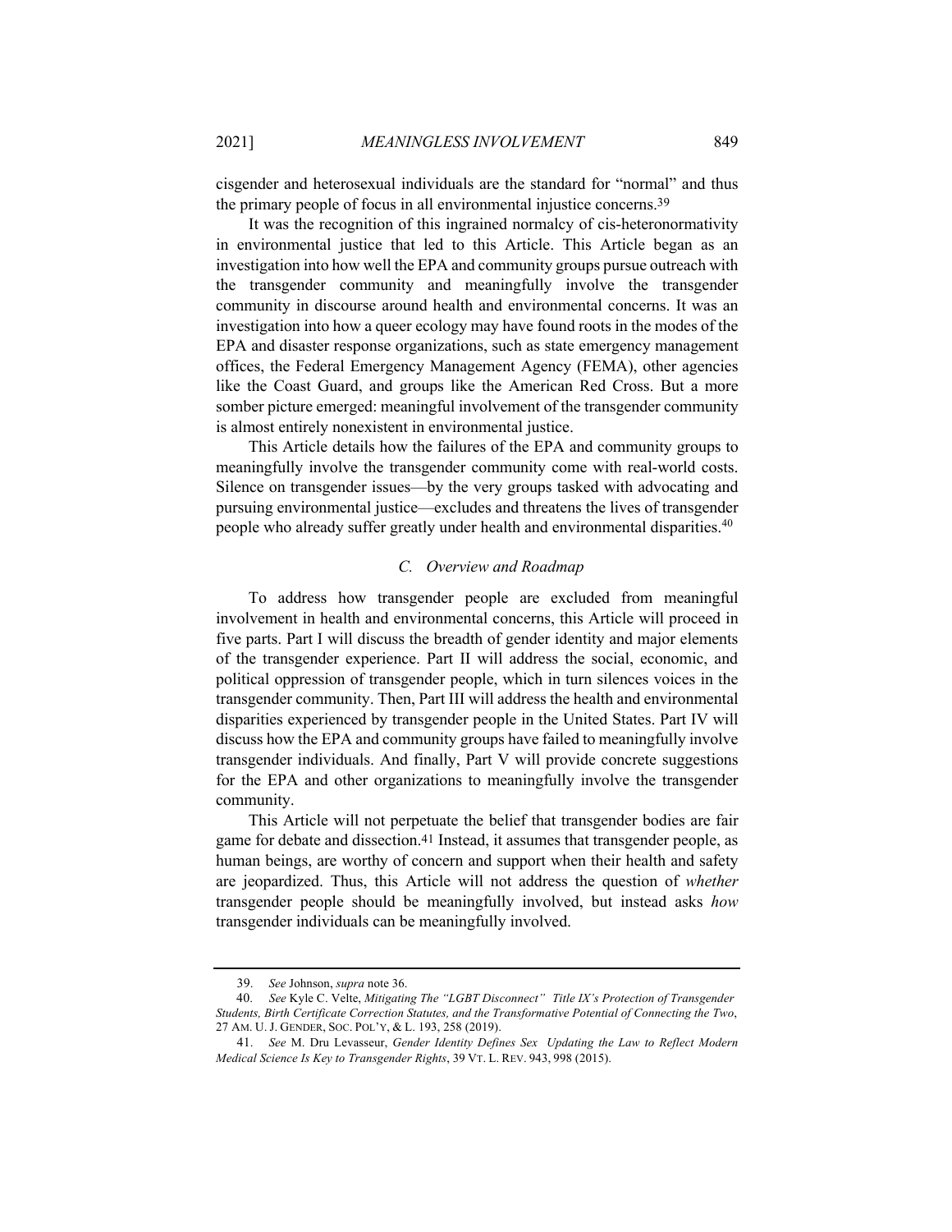cisgender and heterosexual individuals are the standard for "normal" and thus the primary people of focus in all environmental injustice concerns.[39]

It was the recognition of this ingrained normalcy of cis-heteronormativity in environmental justice that led to this Article. This Article began as an investigation into how well the EPA and community groups pursue outreach with the transgender community and meaningfully involve the transgender community in discourse around health and environmental concerns. It was an investigation into how a queer ecology may have found roots in the modes of the EPA and disaster response organizations, such as state emergency management offices, the Federal Emergency Management Agency (FEMA), other agencies like the Coast Guard, and groups like the American Red Cross. But a more somber picture emerged: meaningful involvement of the transgender community is almost entirely nonexistent in environmental justice.

This Article details how the failures of the EPA and community groups to meaningfully involve the transgender community come with real-world costs. Silence on transgender issues—by the very groups tasked with advocating and pursuing environmental justice—excludes and threatens the lives of transgender people who already suffer greatly under health and environmental disparities.[40]

### *C. Overview and Roadmap*

To address how transgender people are excluded from meaningful involvement in health and environmental concerns, this Article will proceed in five parts. Part I will discuss the breadth of gender identity and major elements of the transgender experience. Part II will address the social, economic, and political oppression of transgender people, which in turn silences voices in the transgender community. Then, Part III will address the health and environmental disparities experienced by transgender people in the United States. Part IV will discuss how the EPA and community groups have failed to meaningfully involve transgender individuals. And finally, Part V will provide concrete suggestions for the EPA and other organizations to meaningfully involve the transgender community.

This Article will not perpetuate the belief that transgender bodies are fair game for debate and dissection.[41] Instead, it assumes that transgender people, as human beings, are worthy of concern and support when their health and safety are jeopardized. Thus, this Article will not address the question of *whether* transgender people should be meaningfully involved, but instead asks *how* transgender individuals can be meaningfully involved.

---

39. *See* Johnson, *supra* note 36.

40. *See* Kyle C. Velte, *Mitigating The "LGBT Disconnect" Title IX's Protection of Transgender Students, Birth Certificate Correction Statutes, and the Transformative Potential of Connecting the Two*, 27 AM. U. J. GENDER, SOC. POL'Y, & L. 193, 258 (2019).

41. *See* M. Dru Levasseur, *Gender Identity Defines Sex Updating the Law to Reflect Modern Medical Science Is Key to Transgender Rights*, 39 VT. L. REV. 943, 998 (2015).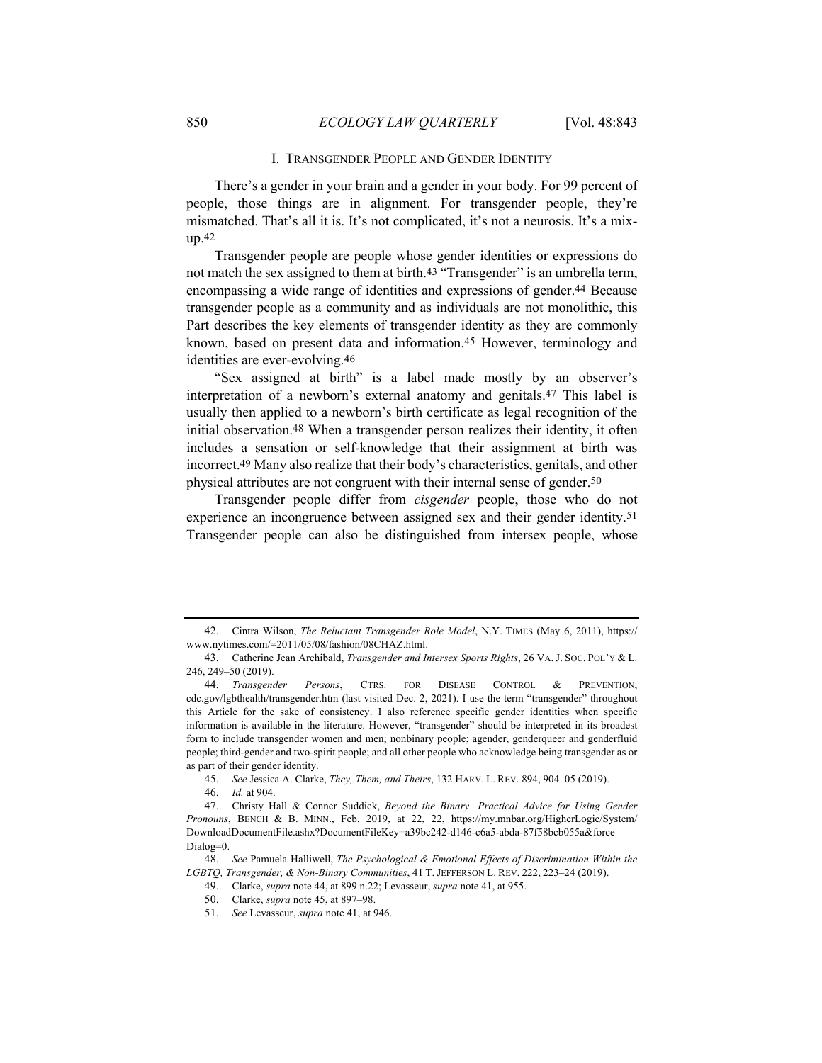## I. TRANSGENDER PEOPLE AND GENDER IDENTITY

There's a gender in your brain and a gender in your body. For 99 percent of people, those things are in alignment. For transgender people, they're mismatched. That's all it is. It's not complicated, it's not a neurosis. It's a mix-up.[42]

Transgender people are people whose gender identities or expressions do not match the sex assigned to them at birth.[43] "Transgender" is an umbrella term, encompassing a wide range of identities and expressions of gender.[44] Because transgender people as a community and as individuals are not monolithic, this Part describes the key elements of transgender identity as they are commonly known, based on present data and information.[45] However, terminology and identities are ever-evolving.[46]

"Sex assigned at birth" is a label made mostly by an observer's interpretation of a newborn's external anatomy and genitals.[47] This label is usually then applied to a newborn's birth certificate as legal recognition of the initial observation.[48] When a transgender person realizes their identity, it often includes a sensation or self-knowledge that their assignment at birth was incorrect.[49] Many also realize that their body's characteristics, genitals, and other physical attributes are not congruent with their internal sense of gender.[50]

Transgender people differ from *cisgender* people, those who do not experience an incongruence between assigned sex and their gender identity.[51] Transgender people can also be distinguished from intersex people, whose

---

42. Cintra Wilson, *The Reluctant Transgender Role Model*, N.Y. TIMES (May 6, 2011), https://www.nytimes.com/=2011/05/08/fashion/08CHAZ.html.

43. Catherine Jean Archibald, *Transgender and Intersex Sports Rights*, 26 VA. J. SOC. POL'Y & L. 246, 249–50 (2019).

44. *Transgender Persons*, CTRS. FOR DISEASE CONTROL & PREVENTION, cdc.gov/lgbthealth/transgender.htm (last visited Dec. 2, 2021). I use the term "transgender" throughout this Article for the sake of consistency. I also reference specific gender identities when specific information is available in the literature. However, "transgender" should be interpreted in its broadest form to include transgender women and men; nonbinary people; agender, genderqueer and genderfluid people; third-gender and two-spirit people; and all other people who acknowledge being transgender as or as part of their gender identity.

45. *See* Jessica A. Clarke, *They, Them, and Theirs*, 132 HARV. L. REV. 894, 904–05 (2019).

46. *Id.* at 904.

47. Christy Hall & Conner Suddick, *Beyond the Binary Practical Advice for Using Gender Pronouns*, BENCH & B. MINN., Feb. 2019, at 22, 22, https://my.mnbar.org/HigherLogic/System/DownloadDocumentFile.ashx?DocumentFileKey=a39bc242-d146-c6a5-abda-87f58bcb055a&forceDialog=0.

48. *See* Pamuela Halliwell, *The Psychological & Emotional Effects of Discrimination Within the LGBTQ, Transgender, & Non-Binary Communities*, 41 T. JEFFERSON L. REV. 222, 223–24 (2019).

49. Clarke, *supra* note 44, at 899 n.22; Levasseur, *supra* note 41, at 955.

50. Clarke, *supra* note 45, at 897–98.

51. *See* Levasseur, *supra* note 41, at 946.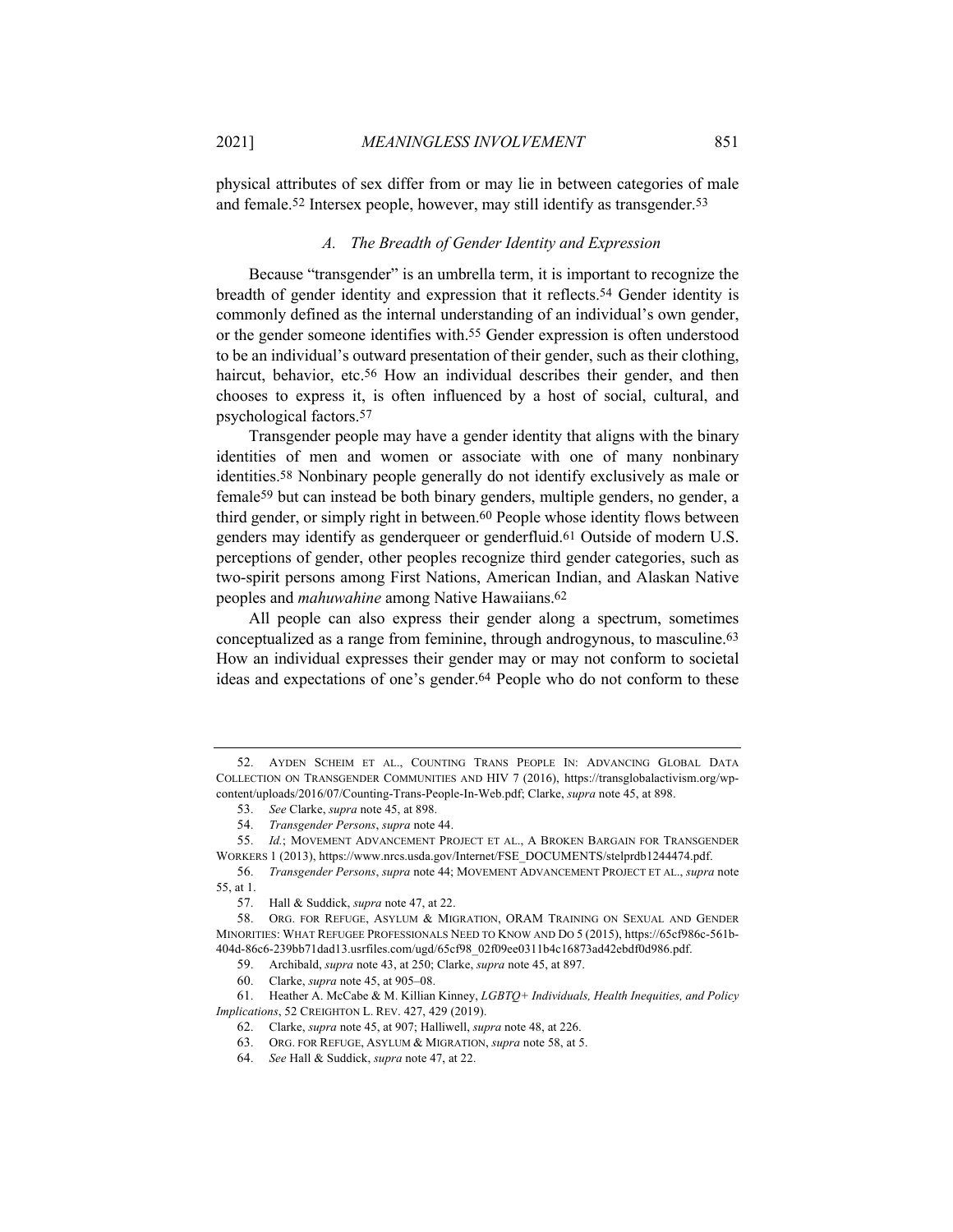physical attributes of sex differ from or may lie in between categories of male and female.[52] Intersex people, however, may still identify as transgender.[53]

### *A. The Breadth of Gender Identity and Expression*

Because "transgender" is an umbrella term, it is important to recognize the breadth of gender identity and expression that it reflects.[54] Gender identity is commonly defined as the internal understanding of an individual's own gender, or the gender someone identifies with.[55] Gender expression is often understood to be an individual's outward presentation of their gender, such as their clothing, haircut, behavior, etc.[56] How an individual describes their gender, and then chooses to express it, is often influenced by a host of social, cultural, and psychological factors.[57]

Transgender people may have a gender identity that aligns with the binary identities of men and women or associate with one of many nonbinary identities.[58] Nonbinary people generally do not identify exclusively as male or female[59] but can instead be both binary genders, multiple genders, no gender, a third gender, or simply right in between.[60] People whose identity flows between genders may identify as genderqueer or genderfluid.[61] Outside of modern U.S. perceptions of gender, other peoples recognize third gender categories, such as two-spirit persons among First Nations, American Indian, and Alaskan Native peoples and *mahuwahine* among Native Hawaiians.[62]

All people can also express their gender along a spectrum, sometimes conceptualized as a range from feminine, through androgynous, to masculine.[63] How an individual expresses their gender may or may not conform to societal ideas and expectations of one's gender.[64] People who do not conform to these

---

52. AYDEN SCHEIM ET AL., COUNTING TRANS PEOPLE IN: ADVANCING GLOBAL DATA COLLECTION ON TRANSGENDER COMMUNITIES AND HIV 7 (2016), https://transglobalactivism.org/wp-content/uploads/2016/07/Counting-Trans-People-In-Web.pdf; Clarke, *supra* note 45, at 898.

53. *See* Clarke, *supra* note 45, at 898.

54. *Transgender Persons*, *supra* note 44.

55. *Id.*; MOVEMENT ADVANCEMENT PROJECT ET AL., A BROKEN BARGAIN FOR TRANSGENDER WORKERS 1 (2013), https://www.nrcs.usda.gov/Internet/FSE_DOCUMENTS/stelprdb1244474.pdf.

56. *Transgender Persons*, *supra* note 44; MOVEMENT ADVANCEMENT PROJECT ET AL., *supra* note 55, at 1.

57. Hall & Suddick, *supra* note 47, at 22.

58. ORG. FOR REFUGE, ASYLUM & MIGRATION, ORAM TRAINING ON SEXUAL AND GENDER MINORITIES: WHAT REFUGEE PROFESSIONALS NEED TO KNOW AND DO 5 (2015), https://65cf986c-561b-404d-86c6-239bb71dad13.usrfiles.com/ugd/65cf98_02f09ee0311b4c16873ad42ebdf0d986.pdf.

59. Archibald, *supra* note 43, at 250; Clarke, *supra* note 45, at 897.

60. Clarke, *supra* note 45, at 905–08.

61. Heather A. McCabe & M. Killian Kinney, *LGBTQ+ Individuals, Health Inequities, and Policy Implications*, 52 CREIGHTON L. REV. 427, 429 (2019).

62. Clarke, *supra* note 45, at 907; Halliwell, *supra* note 48, at 226.

63. ORG. FOR REFUGE, ASYLUM & MIGRATION, *supra* note 58, at 5.

64. *See* Hall & Suddick, *supra* note 47, at 22.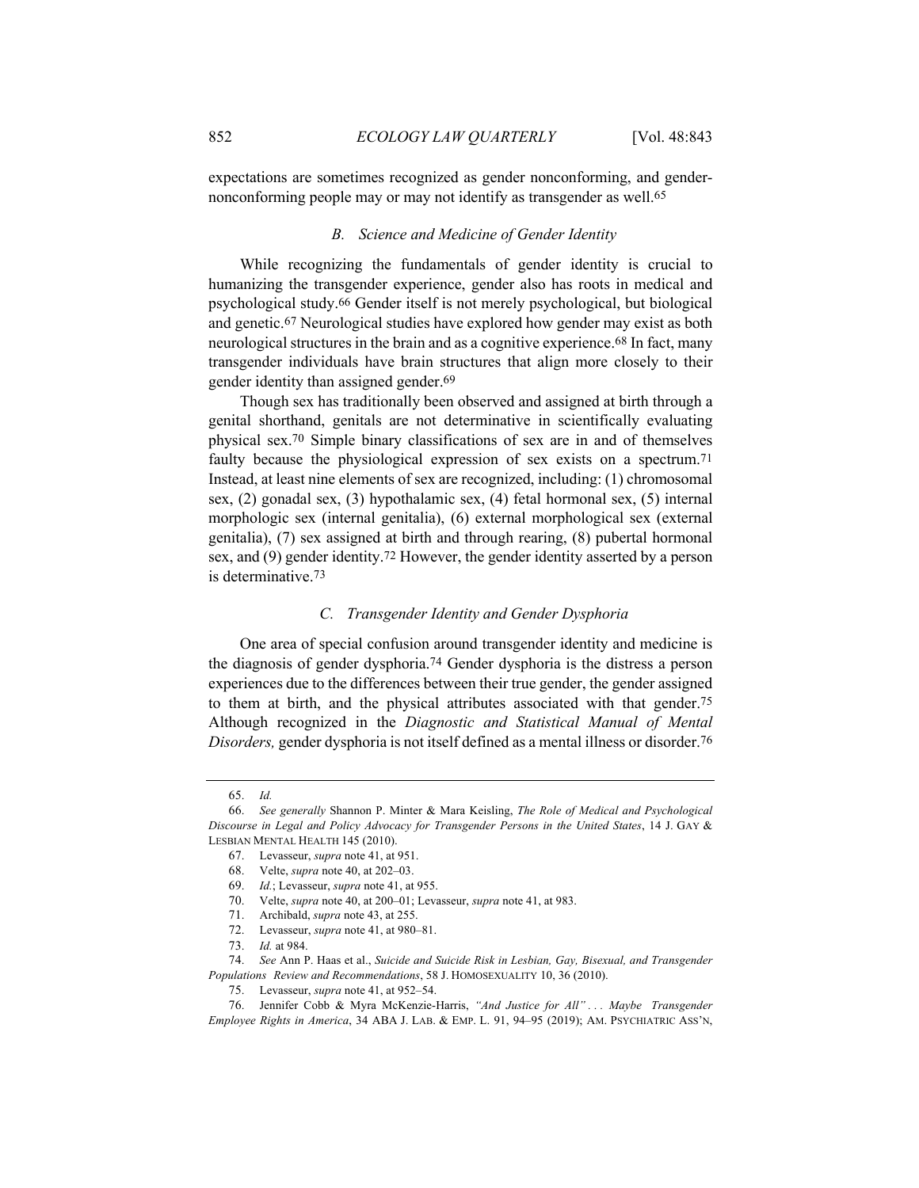expectations are sometimes recognized as gender nonconforming, and gender-nonconforming people may or may not identify as transgender as well.[65]

### *B. Science and Medicine of Gender Identity*

While recognizing the fundamentals of gender identity is crucial to humanizing the transgender experience, gender also has roots in medical and psychological study.[66] Gender itself is not merely psychological, but biological and genetic.[67] Neurological studies have explored how gender may exist as both neurological structures in the brain and as a cognitive experience.[68] In fact, many transgender individuals have brain structures that align more closely to their gender identity than assigned gender.[69]

Though sex has traditionally been observed and assigned at birth through a genital shorthand, genitals are not determinative in scientifically evaluating physical sex.[70] Simple binary classifications of sex are in and of themselves faulty because the physiological expression of sex exists on a spectrum.[71] Instead, at least nine elements of sex are recognized, including: (1) chromosomal sex, (2) gonadal sex, (3) hypothalamic sex, (4) fetal hormonal sex, (5) internal morphologic sex (internal genitalia), (6) external morphological sex (external genitalia), (7) sex assigned at birth and through rearing, (8) pubertal hormonal sex, and (9) gender identity.[72] However, the gender identity asserted by a person is determinative.[73]

### *C. Transgender Identity and Gender Dysphoria*

One area of special confusion around transgender identity and medicine is the diagnosis of gender dysphoria.[74] Gender dysphoria is the distress a person experiences due to the differences between their true gender, the gender assigned to them at birth, and the physical attributes associated with that gender.[75] Although recognized in the *Diagnostic and Statistical Manual of Mental Disorders,* gender dysphoria is not itself defined as a mental illness or disorder.[76]

---

65. *Id.*

66. *See generally* Shannon P. Minter & Mara Keisling, *The Role of Medical and Psychological Discourse in Legal and Policy Advocacy for Transgender Persons in the United States*, 14 J. GAY & LESBIAN MENTAL HEALTH 145 (2010).

67. Levasseur, *supra* note 41, at 951.

68. Velte, *supra* note 40, at 202–03.

69. *Id.*; Levasseur, *supra* note 41, at 955.

70. Velte, *supra* note 40, at 200–01; Levasseur, *supra* note 41, at 983.

71. Archibald, *supra* note 43, at 255.

72. Levasseur, *supra* note 41, at 980–81.

73. *Id.* at 984.

74. *See* Ann P. Haas et al., *Suicide and Suicide Risk in Lesbian, Gay, Bisexual, and Transgender Populations Review and Recommendations*, 58 J. HOMOSEXUALITY 10, 36 (2010).

75. Levasseur, *supra* note 41, at 952–54.

76. Jennifer Cobb & Myra McKenzie-Harris, *"And Justice for All" . . . Maybe Transgender Employee Rights in America*, 34 ABA J. LAB. & EMP. L. 91, 94–95 (2019); AM. PSYCHIATRIC ASS'N,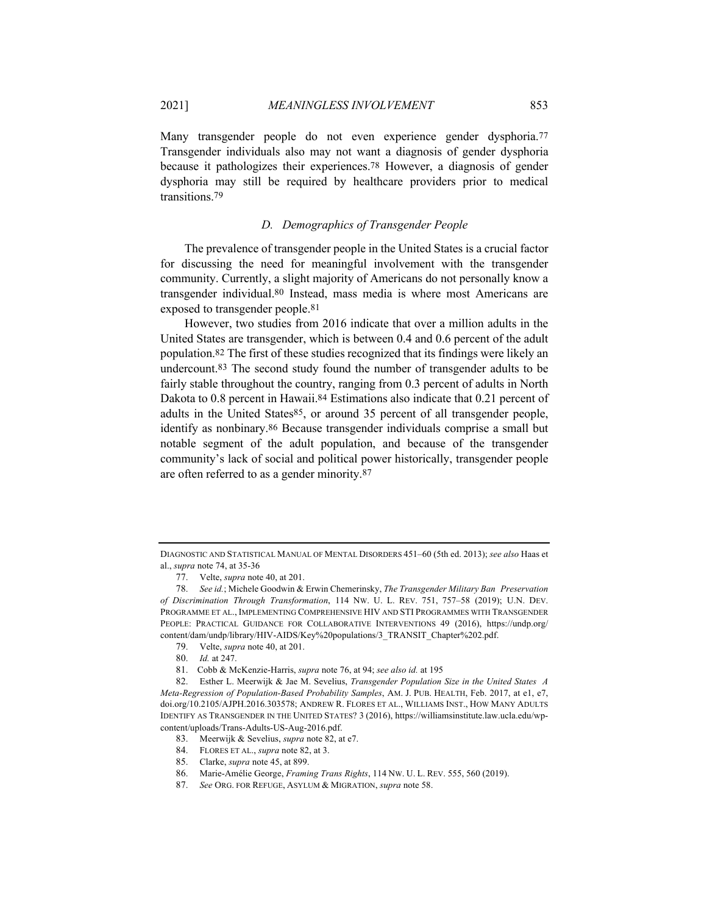Many transgender people do not even experience gender dysphoria.[77] Transgender individuals also may not want a diagnosis of gender dysphoria because it pathologizes their experiences.[78] However, a diagnosis of gender dysphoria may still be required by healthcare providers prior to medical transitions.[79]

### *D. Demographics of Transgender People*

The prevalence of transgender people in the United States is a crucial factor for discussing the need for meaningful involvement with the transgender community. Currently, a slight majority of Americans do not personally know a transgender individual.[80] Instead, mass media is where most Americans are exposed to transgender people.[81]

However, two studies from 2016 indicate that over a million adults in the United States are transgender, which is between 0.4 and 0.6 percent of the adult population.[82] The first of these studies recognized that its findings were likely an undercount.[83] The second study found the number of transgender adults to be fairly stable throughout the country, ranging from 0.3 percent of adults in North Dakota to 0.8 percent in Hawaii.[84] Estimations also indicate that 0.21 percent of adults in the United States[85], or around 35 percent of all transgender people, identify as nonbinary.[86] Because transgender individuals comprise a small but notable segment of the adult population, and because of the transgender community's lack of social and political power historically, transgender people are often referred to as a gender minority.[87]

---

DIAGNOSTIC AND STATISTICAL MANUAL OF MENTAL DISORDERS 451–60 (5th ed. 2013); *see also* Haas et al., *supra* note 74, at 35-36

77. Velte, *supra* note 40, at 201.

78. *See id.*; Michele Goodwin & Erwin Chemerinsky, *The Transgender Military Ban Preservation of Discrimination Through Transformation*, 114 NW. U. L. REV. 751, 757–58 (2019); U.N. DEV. PROGRAMME ET AL., IMPLEMENTING COMPREHENSIVE HIV AND STI PROGRAMMES WITH TRANSGENDER PEOPLE: PRACTICAL GUIDANCE FOR COLLABORATIVE INTERVENTIONS 49 (2016), https://undp.org/content/dam/undp/library/HIV-AIDS/Key%20populations/3_TRANSIT_Chapter%202.pdf.

79. Velte, *supra* note 40, at 201.

80. *Id.* at 247.

81. Cobb & McKenzie-Harris, *supra* note 76, at 94; *see also id.* at 195

82. Esther L. Meerwijk & Jae M. Sevelius, *Transgender Population Size in the United States A Meta-Regression of Population-Based Probability Samples*, AM. J. PUB. HEALTH, Feb. 2017, at e1, e7, doi.org/10.2105/AJPH.2016.303578; ANDREW R. FLORES ET AL., WILLIAMS INST., HOW MANY ADULTS IDENTIFY AS TRANSGENDER IN THE UNITED STATES? 3 (2016), https://williamsinstitute.law.ucla.edu/wp-content/uploads/Trans-Adults-US-Aug-2016.pdf.

83. Meerwijk & Sevelius, *supra* note 82, at e7.

84. FLORES ET AL., *supra* note 82, at 3.

85. Clarke, *supra* note 45, at 899.

86. Marie-Amélie George, *Framing Trans Rights*, 114 NW. U. L. REV. 555, 560 (2019).

87. *See* ORG. FOR REFUGE, ASYLUM & MIGRATION, *supra* note 58.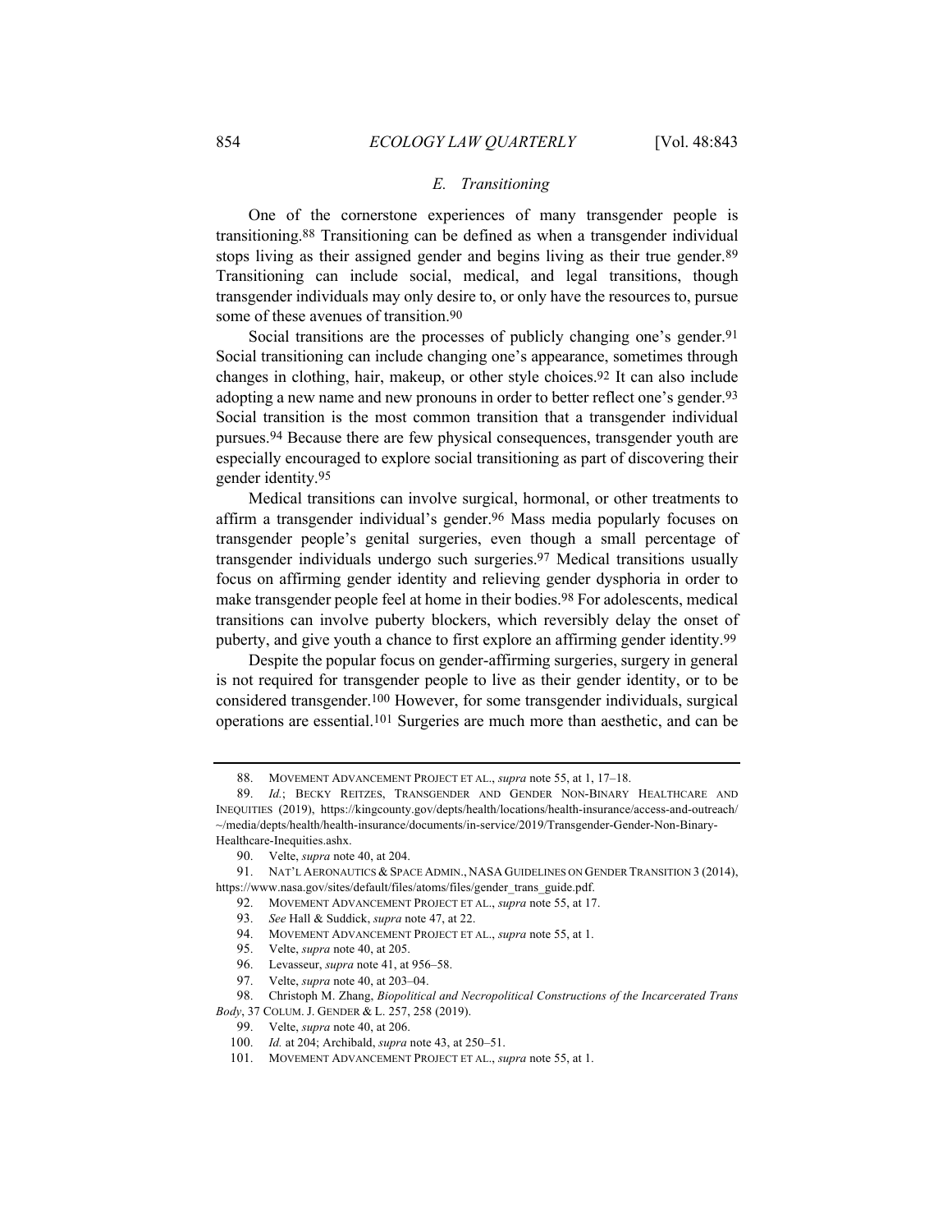### *E. Transitioning*

One of the cornerstone experiences of many transgender people is transitioning.[88] Transitioning can be defined as when a transgender individual stops living as their assigned gender and begins living as their true gender.[89] Transitioning can include social, medical, and legal transitions, though transgender individuals may only desire to, or only have the resources to, pursue some of these avenues of transition.[90]

Social transitions are the processes of publicly changing one's gender.[91] Social transitioning can include changing one's appearance, sometimes through changes in clothing, hair, makeup, or other style choices.[92] It can also include adopting a new name and new pronouns in order to better reflect one's gender.[93] Social transition is the most common transition that a transgender individual pursues.[94] Because there are few physical consequences, transgender youth are especially encouraged to explore social transitioning as part of discovering their gender identity.[95]

Medical transitions can involve surgical, hormonal, or other treatments to affirm a transgender individual's gender.[96] Mass media popularly focuses on transgender people's genital surgeries, even though a small percentage of transgender individuals undergo such surgeries.[97] Medical transitions usually focus on affirming gender identity and relieving gender dysphoria in order to make transgender people feel at home in their bodies.[98] For adolescents, medical transitions can involve puberty blockers, which reversibly delay the onset of puberty, and give youth a chance to first explore an affirming gender identity.[99]

Despite the popular focus on gender-affirming surgeries, surgery in general is not required for transgender people to live as their gender identity, or to be considered transgender.[100] However, for some transgender individuals, surgical operations are essential.[101] Surgeries are much more than aesthetic, and can be

---

88. MOVEMENT ADVANCEMENT PROJECT ET AL., *supra* note 55, at 1, 17–18.

89. *Id.*; BECKY REITZES, TRANSGENDER AND GENDER NON-BINARY HEALTHCARE AND INEQUITIES (2019), https://kingcounty.gov/depts/health/locations/health-insurance/access-and-outreach/~/media/depts/health/health-insurance/documents/in-service/2019/Transgender-Gender-Non-Binary-Healthcare-Inequities.ashx.

90. Velte, *supra* note 40, at 204.

91. NAT'L AERONAUTICS & SPACE ADMIN., NASA GUIDELINES ON GENDER TRANSITION 3 (2014), https://www.nasa.gov/sites/default/files/atoms/files/gender_trans_guide.pdf.

92. MOVEMENT ADVANCEMENT PROJECT ET AL., *supra* note 55, at 17.

93. *See* Hall & Suddick, *supra* note 47, at 22.

94. MOVEMENT ADVANCEMENT PROJECT ET AL., *supra* note 55, at 1.

95. Velte, *supra* note 40, at 205.

96. Levasseur, *supra* note 41, at 956–58.

97. Velte, *supra* note 40, at 203–04.

98. Christoph M. Zhang, *Biopolitical and Necropolitical Constructions of the Incarcerated Trans Body*, 37 COLUM. J. GENDER & L. 257, 258 (2019).

99. Velte, *supra* note 40, at 206.

100. *Id.* at 204; Archibald, *supra* note 43, at 250–51.

101. MOVEMENT ADVANCEMENT PROJECT ET AL., *supra* note 55, at 1.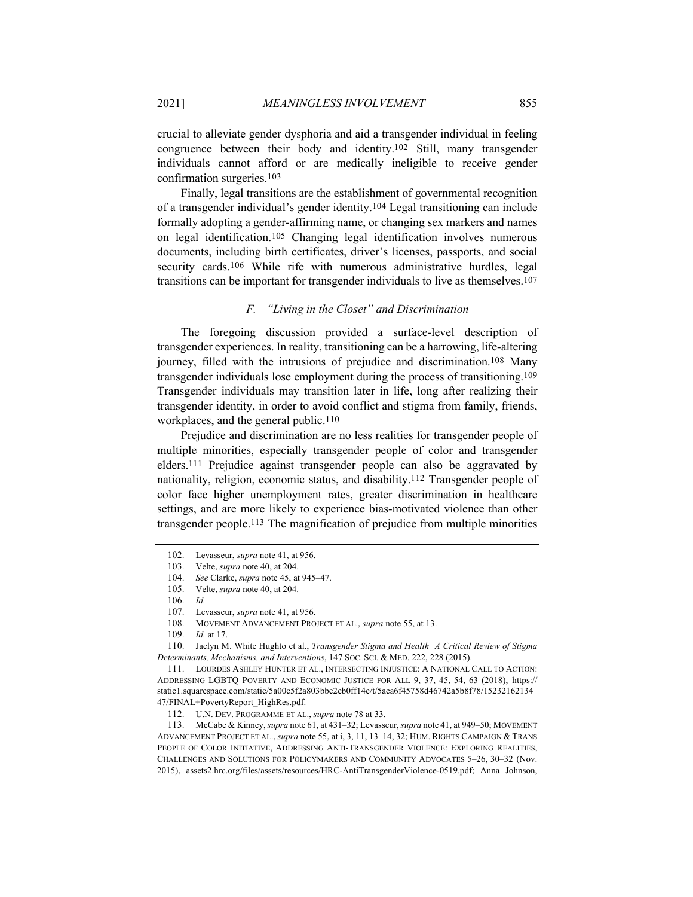crucial to alleviate gender dysphoria and aid a transgender individual in feeling congruence between their body and identity.[102] Still, many transgender individuals cannot afford or are medically ineligible to receive gender confirmation surgeries.[103]

Finally, legal transitions are the establishment of governmental recognition of a transgender individual's gender identity.[104] Legal transitioning can include formally adopting a gender-affirming name, or changing sex markers and names on legal identification.[105] Changing legal identification involves numerous documents, including birth certificates, driver's licenses, passports, and social security cards.[106] While rife with numerous administrative hurdles, legal transitions can be important for transgender individuals to live as themselves.[107]

### *F. "Living in the Closet" and Discrimination*

The foregoing discussion provided a surface-level description of transgender experiences. In reality, transitioning can be a harrowing, life-altering journey, filled with the intrusions of prejudice and discrimination.[108] Many transgender individuals lose employment during the process of transitioning.[109] Transgender individuals may transition later in life, long after realizing their transgender identity, in order to avoid conflict and stigma from family, friends, workplaces, and the general public.[110]

Prejudice and discrimination are no less realities for transgender people of multiple minorities, especially transgender people of color and transgender elders.[111] Prejudice against transgender people can also be aggravated by nationality, religion, economic status, and disability.[112] Transgender people of color face higher unemployment rates, greater discrimination in healthcare settings, and are more likely to experience bias-motivated violence than other transgender people.[113] The magnification of prejudice from multiple minorities

---

102. Levasseur, *supra* note 41, at 956.

103. Velte, *supra* note 40, at 204.

104. *See* Clarke, *supra* note 45, at 945–47.

105. Velte, *supra* note 40, at 204.

106. *Id.*

107. Levasseur, *supra* note 41, at 956.

108. MOVEMENT ADVANCEMENT PROJECT ET AL., *supra* note 55, at 13.

109. *Id.* at 17.

110. Jaclyn M. White Hughto et al., *Transgender Stigma and Health A Critical Review of Stigma Determinants, Mechanisms, and Interventions*, 147 SOC. SCI. & MED. 222, 228 (2015).

111. LOURDES ASHLEY HUNTER ET AL., INTERSECTING INJUSTICE: A NATIONAL CALL TO ACTION: ADDRESSING LGBTQ POVERTY AND ECONOMIC JUSTICE FOR ALL 9, 37, 45, 54, 63 (2018), https://static1.squarespace.com/static/5a00c5f2a803bbe2eb0ff14e/t/5aca6f45758d46742a5b8f78/1523216213447/FINAL+PovertyReport_HighRes.pdf.

112. U.N. DEV. PROGRAMME ET AL., *supra* note 78 at 33.

113. McCabe & Kinney, *supra* note 61, at 431–32; Levasseur, *supra* note 41, at 949–50; MOVEMENT ADVANCEMENT PROJECT ET AL., *supra* note 55, at i, 3, 11, 13–14, 32; HUM. RIGHTS CAMPAIGN & TRANS PEOPLE OF COLOR INITIATIVE, ADDRESSING ANTI-TRANSGENDER VIOLENCE: EXPLORING REALITIES, CHALLENGES AND SOLUTIONS FOR POLICYMAKERS AND COMMUNITY ADVOCATES 5–26, 30–32 (Nov. 2015), assets2.hrc.org/files/assets/resources/HRC-AntiTransgenderViolence-0519.pdf; Anna Johnson,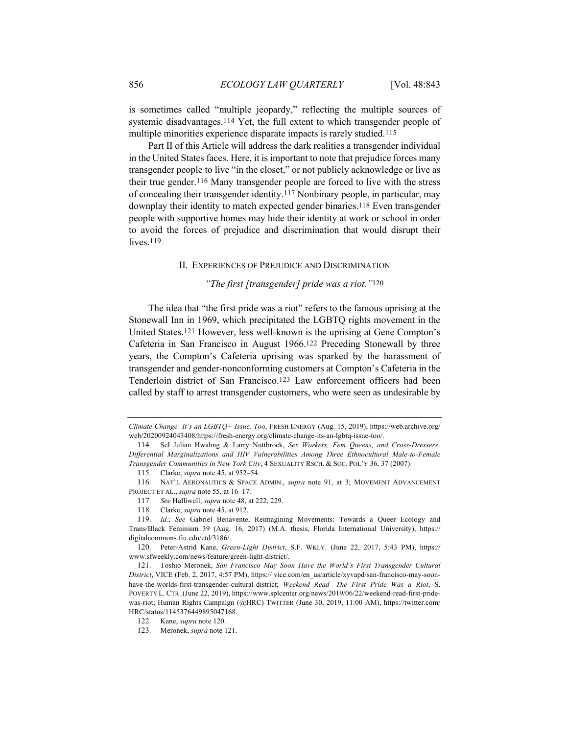is sometimes called "multiple jeopardy," reflecting the multiple sources of systemic disadvantages.[114] Yet, the full extent to which transgender people of multiple minorities experience disparate impacts is rarely studied.[115]

Part II of this Article will address the dark realities a transgender individual in the United States faces. Here, it is important to note that prejudice forces many transgender people to live "in the closet," or not publicly acknowledge or live as their true gender.[116] Many transgender people are forced to live with the stress of concealing their transgender identity.[117] Nonbinary people, in particular, may downplay their identity to match expected gender binaries.[118] Even transgender people with supportive homes may hide their identity at work or school in order to avoid the forces of prejudice and discrimination that would disrupt their lives.[119]

## II. Experiences of Prejudice and Discrimination

*"The first [transgender] pride was a riot."*[120]

The idea that "the first pride was a riot" refers to the famous uprising at the Stonewall Inn in 1969, which precipitated the LGBTQ rights movement in the United States.[121] However, less well-known is the uprising at Gene Compton's Cafeteria in San Francisco in August 1966.[122] Preceding Stonewall by three years, the Compton's Cafeteria uprising was sparked by the harassment of transgender and gender-nonconforming customers at Compton's Cafeteria in the Tenderloin district of San Francisco.[123] Law enforcement officers had been called by staff to arrest transgender customers, who were seen as undesirable by

---

*Climate Change It's an LGBTQ+ Issue, Too*, FRESH ENERGY (Aug. 15, 2019), https://web.archive.org/web/20200924043408/https://fresh-energy.org/climate-change-its-an-lgbtq-issue-too/.

114. Sel Julian Hwahng & Larry Nuttbrock, *Sex Workers, Fem Queens, and Cross-Dressers Differential Marginalizations and HIV Vulnerabilities Among Three Ethnocultural Male-to-Female Transgender Communities in New York City*, 4 SEXUALITY RSCH. & SOC. POL'Y 36, 37 (2007).

115. Clarke, *supra* note 45, at 952–54.

116. NAT'L AERONAUTICS & SPACE ADMIN., *supra* note 91, at 3; MOVEMENT ADVANCEMENT PROJECT ET AL., *supra* note 55, at 16–17.

117. *See* Halliwell, *supra* note 48, at 222, 229.

118. Clarke, *supra* note 45, at 912.

119. *Id.*; *See* Gabriel Benavente, Reimagining Movements: Towards a Queer Ecology and Trans/Black Feminism 39 (Aug. 16, 2017) (M.A. thesis, Florida International University), https://digitalcommons.fiu.edu/etd/3186/.

120. Peter-Astrid Kane, *Green-Light District*, S.F. WKLY. (June 22, 2017, 5:43 PM), https://www.sfweekly.com/news/feature/green-light-district/.

121. Toshio Meronek, *San Francisco May Soon Have the World's First Transgender Cultural District*, VICE (Feb. 2, 2017, 4:57 PM), https:// vice.com/en_us/article/xyvapd/san-francisco-may-soon-have-the-worlds-first-transgender-cultural-district; *Weekend Read The First Pride Was a Riot*, S. POVERTY L. CTR. (June 22, 2019), https://www.splcenter.org/news/2019/06/22/weekend-read-first-pride-was-riot; Human Rights Campaign (@HRC) TWITTER (June 30, 2019, 11:00 AM), https://twitter.com/HRC/status/1145376449895047168.

122. Kane, *supra* note 120.

123. Meronek, *supra* note 121.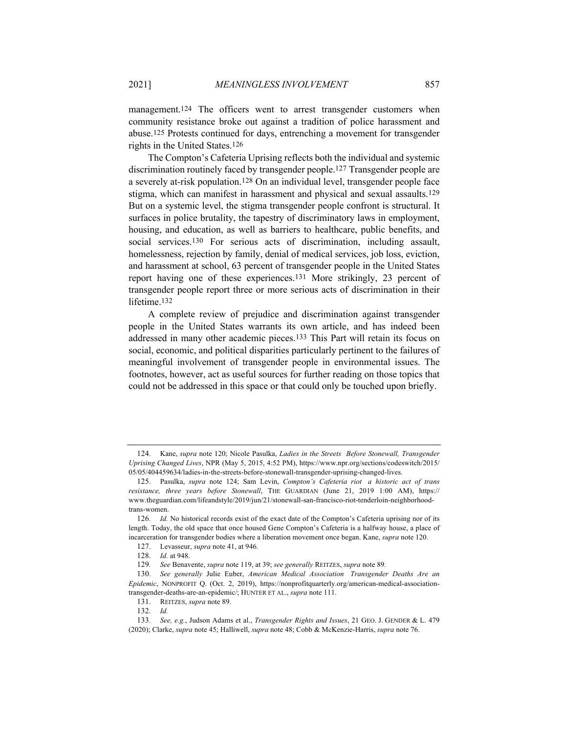management.[124] The officers went to arrest transgender customers when community resistance broke out against a tradition of police harassment and abuse.[125] Protests continued for days, entrenching a movement for transgender rights in the United States.[126]

The Compton's Cafeteria Uprising reflects both the individual and systemic discrimination routinely faced by transgender people.[127] Transgender people are a severely at-risk population.[128] On an individual level, transgender people face stigma, which can manifest in harassment and physical and sexual assaults.[129] But on a systemic level, the stigma transgender people confront is structural. It surfaces in police brutality, the tapestry of discriminatory laws in employment, housing, and education, as well as barriers to healthcare, public benefits, and social services.[130] For serious acts of discrimination, including assault, homelessness, rejection by family, denial of medical services, job loss, eviction, and harassment at school, 63 percent of transgender people in the United States report having one of these experiences.[131] More strikingly, 23 percent of transgender people report three or more serious acts of discrimination in their lifetime.[132]

A complete review of prejudice and discrimination against transgender people in the United States warrants its own article, and has indeed been addressed in many other academic pieces.[133] This Part will retain its focus on social, economic, and political disparities particularly pertinent to the failures of meaningful involvement of transgender people in environmental issues. The footnotes, however, act as useful sources for further reading on those topics that could not be addressed in this space or that could only be touched upon briefly.

---

124. Kane, *supra* note 120; Nicole Pasulka, *Ladies in the Streets Before Stonewall, Transgender Uprising Changed Lives*, NPR (May 5, 2015, 4:52 PM), https://www.npr.org/sections/codeswitch/2015/05/05/404459634/ladies-in-the-streets-before-stonewall-transgender-uprising-changed-lives.

125. Pasulka, *supra* note 124; Sam Levin, *Compton's Cafeteria riot a historic act of trans resistance, three years before Stonewall*, THE GUARDIAN (June 21, 2019 1:00 AM), https://www.theguardian.com/lifeandstyle/2019/jun/21/stonewall-san-francisco-riot-tenderloin-neighborhood-trans-women.

126. *Id.* No historical records exist of the exact date of the Compton's Cafeteria uprising nor of its length. Today, the old space that once housed Gene Compton's Cafeteria is a halfway house, a place of incarceration for transgender bodies where a liberation movement once began. Kane, *supra* note 120.

127. Levasseur, *supra* note 41, at 946.

128. *Id.* at 948.

129. *See* Benavente, *supra* note 119, at 39; *see generally* REITZES, *supra* note 89.

130. *See generally* Julie Euber, *American Medical Association Transgender Deaths Are an Epidemic*, NONPROFIT Q. (Oct. 2, 2019), https://nonprofitquarterly.org/american-medical-association-transgender-deaths-are-an-epidemic/; HUNTER ET AL., *supra* note 111.

131. REITZES, *supra* note 89.

132. *Id.*

133. *See, e.g.*, Judson Adams et al., *Transgender Rights and Issues*, 21 GEO. J. GENDER & L. 479 (2020); Clarke, *supra* note 45; Halliwell, *supra* note 48; Cobb & McKenzie-Harris, *supra* note 76.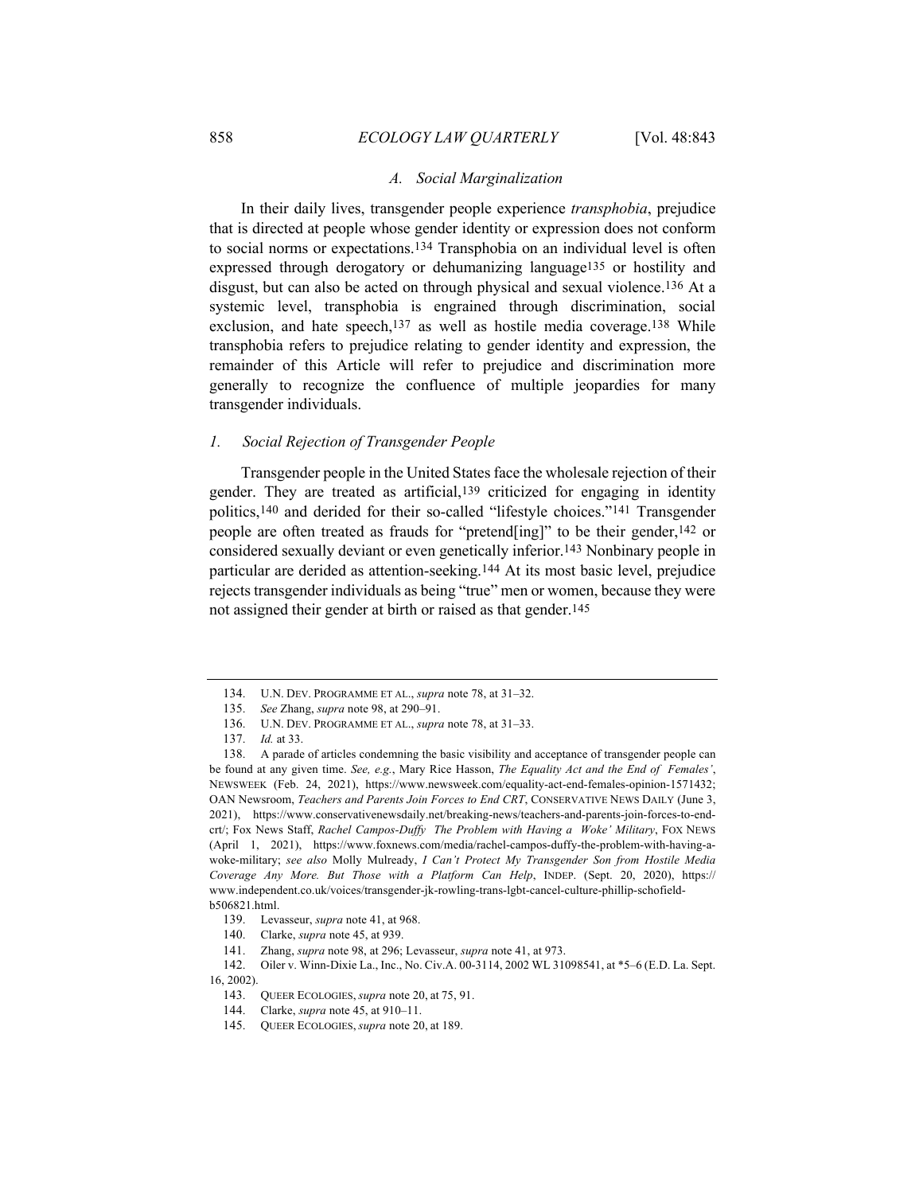### *A. Social Marginalization*

In their daily lives, transgender people experience *transphobia*, prejudice that is directed at people whose gender identity or expression does not conform to social norms or expectations.[134] Transphobia on an individual level is often expressed through derogatory or dehumanizing language[135] or hostility and disgust, but can also be acted on through physical and sexual violence.[136] At a systemic level, transphobia is engrained through discrimination, social exclusion, and hate speech,[137] as well as hostile media coverage.[138] While transphobia refers to prejudice relating to gender identity and expression, the remainder of this Article will refer to prejudice and discrimination more generally to recognize the confluence of multiple jeopardies for many transgender individuals.

#### *1. Social Rejection of Transgender People*

Transgender people in the United States face the wholesale rejection of their gender. They are treated as artificial,[139] criticized for engaging in identity politics,[140] and derided for their so-called "lifestyle choices."[141] Transgender people are often treated as frauds for "pretend[ing]" to be their gender,[142] or considered sexually deviant or even genetically inferior.[143] Nonbinary people in particular are derided as attention-seeking.[144] At its most basic level, prejudice rejects transgender individuals as being "true" men or women, because they were not assigned their gender at birth or raised as that gender.[145]

---

134. U.N. DEV. PROGRAMME ET AL., *supra* note 78, at 31–32.

135. *See* Zhang, *supra* note 98, at 290–91.

136. U.N. DEV. PROGRAMME ET AL., *supra* note 78, at 31–33.

137. *Id.* at 33.

138. A parade of articles condemning the basic visibility and acceptance of transgender people can be found at any given time. *See, e.g.*, Mary Rice Hasson, *The Equality Act and the End of Females'*, NEWSWEEK (Feb. 24, 2021), https://www.newsweek.com/equality-act-end-females-opinion-1571432; OAN Newsroom, *Teachers and Parents Join Forces to End CRT*, CONSERVATIVE NEWS DAILY (June 3, 2021), https://www.conservativenewsdaily.net/breaking-news/teachers-and-parents-join-forces-to-end-crt/; Fox News Staff, *Rachel Campos-Duffy The Problem with Having a Woke' Military*, FOX NEWS (April 1, 2021), https://www.foxnews.com/media/rachel-campos-duffy-the-problem-with-having-a-woke-military; *see also* Molly Mulready, *I Can't Protect My Transgender Son from Hostile Media Coverage Any More. But Those with a Platform Can Help*, INDEP. (Sept. 20, 2020), https://www.independent.co.uk/voices/transgender-jk-rowling-trans-lgbt-cancel-culture-phillip-schofield-b506821.html.

139. Levasseur, *supra* note 41, at 968.

140. Clarke, *supra* note 45, at 939.

141. Zhang, *supra* note 98, at 296; Levasseur, *supra* note 41, at 973.

142. Oiler v. Winn-Dixie La., Inc., No. Civ.A. 00-3114, 2002 WL 31098541, at *5–6 (E.D. La. Sept. 16, 2002).

143. QUEER ECOLOGIES, *supra* note 20, at 75, 91.

144. Clarke, *supra* note 45, at 910–11.

145. QUEER ECOLOGIES, *supra* note 20, at 189.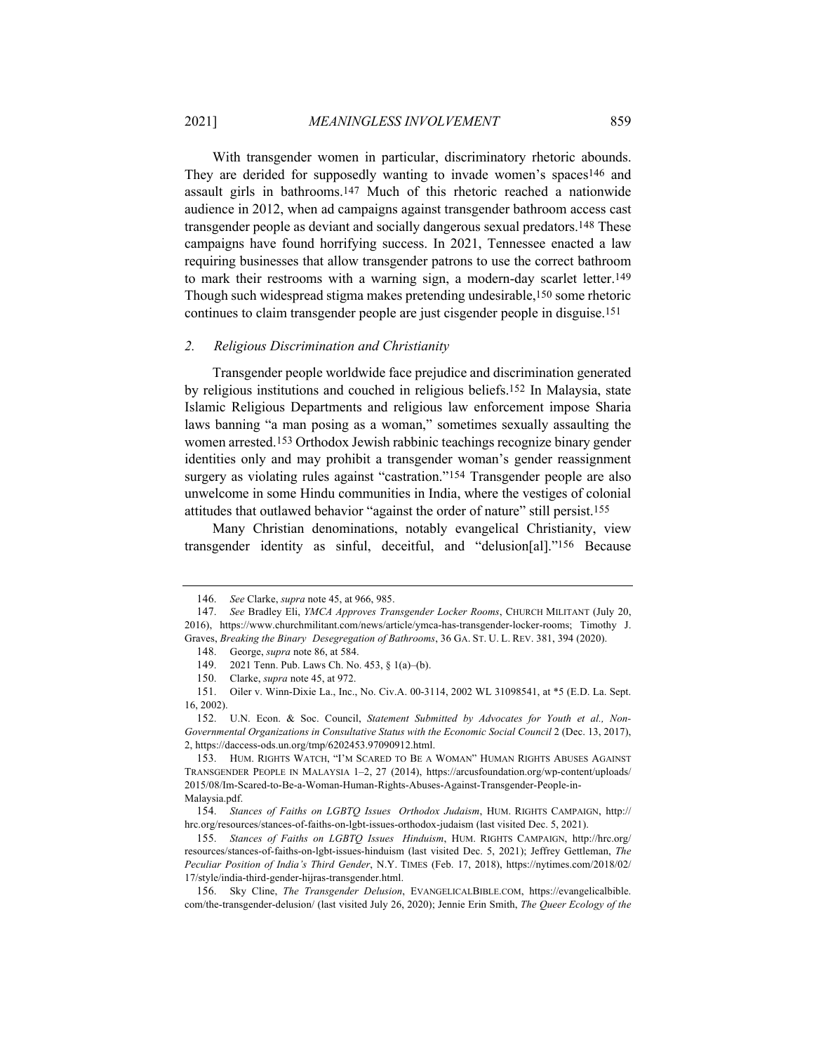With transgender women in particular, discriminatory rhetoric abounds. They are derided for supposedly wanting to invade women's spaces[146] and assault girls in bathrooms.[147] Much of this rhetoric reached a nationwide audience in 2012, when ad campaigns against transgender bathroom access cast transgender people as deviant and socially dangerous sexual predators.[148] These campaigns have found horrifying success. In 2021, Tennessee enacted a law requiring businesses that allow transgender patrons to use the correct bathroom to mark their restrooms with a warning sign, a modern-day scarlet letter.[149] Though such widespread stigma makes pretending undesirable,[150] some rhetoric continues to claim transgender people are just cisgender people in disguise.[151]

### 2. *Religious Discrimination and Christianity*

Transgender people worldwide face prejudice and discrimination generated by religious institutions and couched in religious beliefs.[152] In Malaysia, state Islamic Religious Departments and religious law enforcement impose Sharia laws banning "a man posing as a woman," sometimes sexually assaulting the women arrested.[153] Orthodox Jewish rabbinic teachings recognize binary gender identities only and may prohibit a transgender woman's gender reassignment surgery as violating rules against "castration."[154] Transgender people are also unwelcome in some Hindu communities in India, where the vestiges of colonial attitudes that outlawed behavior "against the order of nature" still persist.[155]

Many Christian denominations, notably evangelical Christianity, view transgender identity as sinful, deceitful, and "delusion[al]."[156] Because

---

146. *See* Clarke, *supra* note 45, at 966, 985.

147. *See* Bradley Eli, *YMCA Approves Transgender Locker Rooms*, CHURCH MILITANT (July 20, 2016), https://www.churchmilitant.com/news/article/ymca-has-transgender-locker-rooms; Timothy J. Graves, *Breaking the Binary Desegregation of Bathrooms*, 36 GA. ST. U. L. REV. 381, 394 (2020).

148. George, *supra* note 86, at 584.

149. 2021 Tenn. Pub. Laws Ch. No. 453, § 1(a)–(b).

150. Clarke, *supra* note 45, at 972.

151. Oiler v. Winn-Dixie La., Inc., No. Civ.A. 00-3114, 2002 WL 31098541, at *5 (E.D. La. Sept. 16, 2002).

152. U.N. Econ. & Soc. Council, *Statement Submitted by Advocates for Youth et al., Non-Governmental Organizations in Consultative Status with the Economic Social Council* 2 (Dec. 13, 2017), 2, https://daccess-ods.un.org/tmp/6202453.97090912.html.

153. HUM. RIGHTS WATCH, "I'M SCARED TO BE A WOMAN" HUMAN RIGHTS ABUSES AGAINST TRANSGENDER PEOPLE IN MALAYSIA 1–2, 27 (2014), https://arcusfoundation.org/wp-content/uploads/2015/08/Im-Scared-to-Be-a-Woman-Human-Rights-Abuses-Against-Transgender-People-in-Malaysia.pdf.

154. *Stances of Faiths on LGBTQ Issues Orthodox Judaism*, HUM. RIGHTS CAMPAIGN, http://hrc.org/resources/stances-of-faiths-on-lgbt-issues-orthodox-judaism (last visited Dec. 5, 2021).

155. *Stances of Faiths on LGBTQ Issues Hinduism*, HUM. RIGHTS CAMPAIGN, http://hrc.org/resources/stances-of-faiths-on-lgbt-issues-hinduism (last visited Dec. 5, 2021); Jeffrey Gettleman, *The Peculiar Position of India's Third Gender*, N.Y. TIMES (Feb. 17, 2018), https://nytimes.com/2018/02/17/style/india-third-gender-hijras-transgender.html.

156. Sky Cline, *The Transgender Delusion*, EVANGELICALBIBLE.COM, https://evangelicalbible.com/the-transgender-delusion/ (last visited July 26, 2020); Jennie Erin Smith, *The Queer Ecology of the*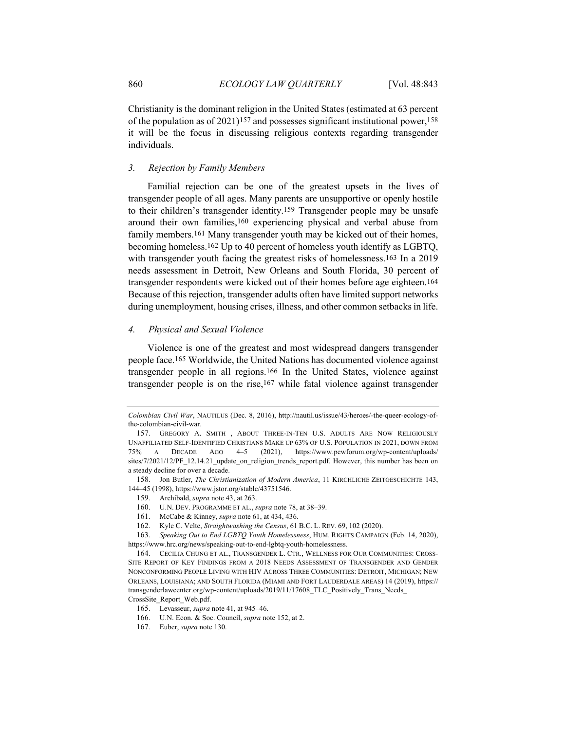Christianity is the dominant religion in the United States (estimated at 63 percent of the population as of 2021)[157] and possesses significant institutional power,[158] it will be the focus in discussing religious contexts regarding transgender individuals.

### 3. *Rejection by Family Members*

Familial rejection can be one of the greatest upsets in the lives of transgender people of all ages. Many parents are unsupportive or openly hostile to their children's transgender identity.[159] Transgender people may be unsafe around their own families,[160] experiencing physical and verbal abuse from family members.[161] Many transgender youth may be kicked out of their homes, becoming homeless.[162] Up to 40 percent of homeless youth identify as LGBTQ, with transgender youth facing the greatest risks of homelessness.[163] In a 2019 needs assessment in Detroit, New Orleans and South Florida, 30 percent of transgender respondents were kicked out of their homes before age eighteen.[164] Because of this rejection, transgender adults often have limited support networks during unemployment, housing crises, illness, and other common setbacks in life.

### 4. *Physical and Sexual Violence*

Violence is one of the greatest and most widespread dangers transgender people face.[165] Worldwide, the United Nations has documented violence against transgender people in all regions.[166] In the United States, violence against transgender people is on the rise,[167] while fatal violence against transgender

---

*Colombian Civil War*, NAUTILUS (Dec. 8, 2016), http://nautil.us/issue/43/heroes/-the-queer-ecology-of-the-colombian-civil-war.

157. GREGORY A. SMITH , ABOUT THREE-IN-TEN U.S. ADULTS ARE NOW RELIGIOUSLY UNAFFILIATED SELF-IDENTIFIED CHRISTIANS MAKE UP 63% OF U.S. POPULATION IN 2021, DOWN FROM 75% A DECADE AGO 4–5 (2021), https://www.pewforum.org/wp-content/uploads/sites/7/2021/12/PF_12.14.21_update_on_religion_trends_report.pdf. However, this number has been on a steady decline for over a decade.

158. Jon Butler, *The Christianization of Modern America*, 11 KIRCHLICHE ZEITGESCHICHTE 143, 144–45 (1998), https://www.jstor.org/stable/43751546.

159. Archibald, *supra* note 43, at 263.

160. U.N. DEV. PROGRAMME ET AL., *supra* note 78, at 38–39.

161. McCabe & Kinney, *supra* note 61, at 434, 436.

162. Kyle C. Velte, *Straightwashing the Census*, 61 B.C. L. REV. 69, 102 (2020).

163. *Speaking Out to End LGBTQ Youth Homelessness*, HUM. RIGHTS CAMPAIGN (Feb. 14, 2020), https://www.hrc.org/news/speaking-out-to-end-lgbtq-youth-homelessness.

164. CECILIA CHUNG ET AL., TRANSGENDER L. CTR., WELLNESS FOR OUR COMMUNITIES: CROSS-SITE REPORT OF KEY FINDINGS FROM A 2018 NEEDS ASSESSMENT OF TRANSGENDER AND GENDER NONCONFORMING PEOPLE LIVING WITH HIV ACROSS THREE COMMUNITIES: DETROIT, MICHIGAN; NEW ORLEANS, LOUISIANA; AND SOUTH FLORIDA (MIAMI AND FORT LAUDERDALE AREAS) 14 (2019), https://transgenderlawcenter.org/wp-content/uploads/2019/11/17608_TLC_Positively_Trans_Needs_CrossSite_Report_Web.pdf.

165. Levasseur, *supra* note 41, at 945–46.

166. U.N. Econ. & Soc. Council, *supra* note 152, at 2.

167. Euber, *supra* note 130.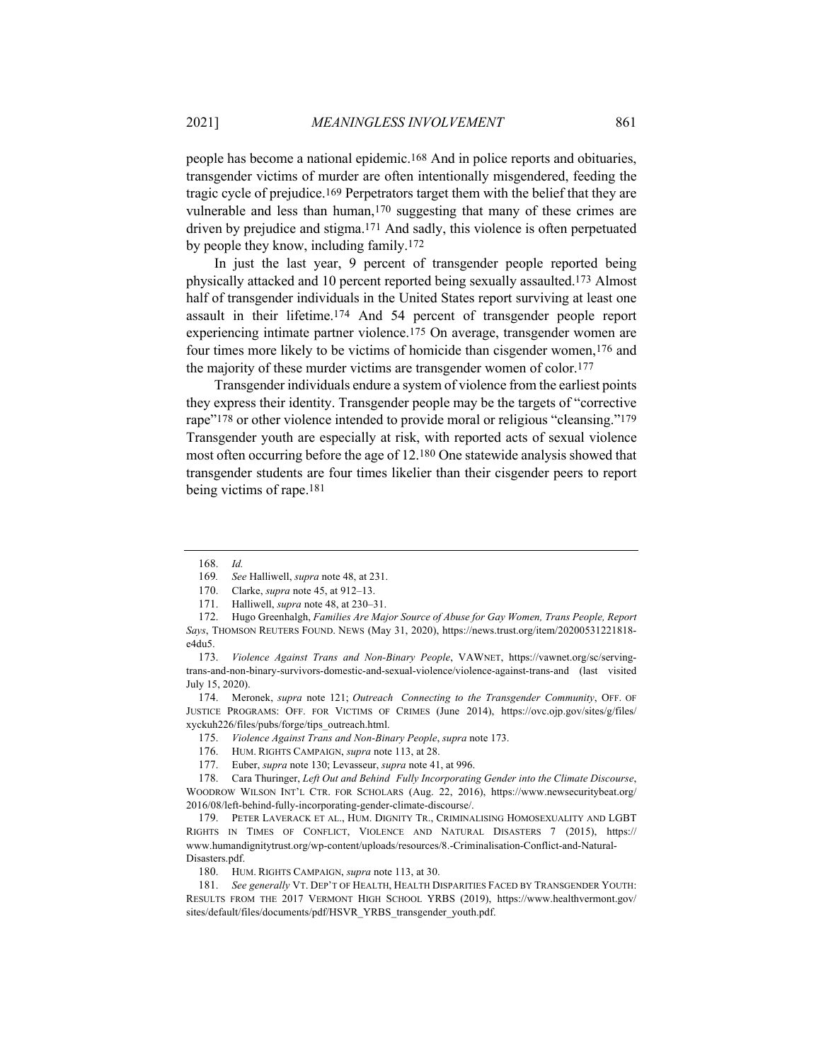people has become a national epidemic.[168] And in police reports and obituaries, transgender victims of murder are often intentionally misgendered, feeding the tragic cycle of prejudice.[169] Perpetrators target them with the belief that they are vulnerable and less than human,[170] suggesting that many of these crimes are driven by prejudice and stigma.[171] And sadly, this violence is often perpetuated by people they know, including family.[172]

In just the last year, 9 percent of transgender people reported being physically attacked and 10 percent reported being sexually assaulted.[173] Almost half of transgender individuals in the United States report surviving at least one assault in their lifetime.[174] And 54 percent of transgender people report experiencing intimate partner violence.[175] On average, transgender women are four times more likely to be victims of homicide than cisgender women,[176] and the majority of these murder victims are transgender women of color.[177]

Transgender individuals endure a system of violence from the earliest points they express their identity. Transgender people may be the targets of "corrective rape"[178] or other violence intended to provide moral or religious "cleansing."[179] Transgender youth are especially at risk, with reported acts of sexual violence most often occurring before the age of 12.[180] One statewide analysis showed that transgender students are four times likelier than their cisgender peers to report being victims of rape.[181]

---

168. *Id.*

169. *See* Halliwell, *supra* note 48, at 231.

170. Clarke, *supra* note 45, at 912–13.

171. Halliwell, *supra* note 48, at 230–31.

172. Hugo Greenhalgh, *Families Are Major Source of Abuse for Gay Women, Trans People, Report Says*, THOMSON REUTERS FOUND. NEWS (May 31, 2020), https://news.trust.org/item/20200531221818-e4du5.

173. *Violence Against Trans and Non-Binary People*, VAWNET, https://vawnet.org/sc/serving-trans-and-non-binary-survivors-domestic-and-sexual-violence/violence-against-trans-and (last visited July 15, 2020).

174. Meronek, *supra* note 121; *Outreach Connecting to the Transgender Community*, OFF. OF JUSTICE PROGRAMS: OFF. FOR VICTIMS OF CRIMES (June 2014), https://ovc.ojp.gov/sites/g/files/xyckuh226/files/pubs/forge/tips_outreach.html.

175. *Violence Against Trans and Non-Binary People*, *supra* note 173.

176. HUM. RIGHTS CAMPAIGN, *supra* note 113, at 28.

177. Euber, *supra* note 130; Levasseur, *supra* note 41, at 996.

178. Cara Thuringer, *Left Out and Behind Fully Incorporating Gender into the Climate Discourse*, WOODROW WILSON INT'L CTR. FOR SCHOLARS (Aug. 22, 2016), https://www.newsecuritybeat.org/2016/08/left-behind-fully-incorporating-gender-climate-discourse/.

179. PETER LAVERACK ET AL., HUM. DIGNITY TR., CRIMINALISING HOMOSEXUALITY AND LGBT RIGHTS IN TIMES OF CONFLICT, VIOLENCE AND NATURAL DISASTERS 7 (2015), https://www.humandignitytrust.org/wp-content/uploads/resources/8.-Criminalisation-Conflict-and-Natural-Disasters.pdf.

180. HUM. RIGHTS CAMPAIGN, *supra* note 113, at 30.

181. *See generally* VT. DEP'T OF HEALTH, HEALTH DISPARITIES FACED BY TRANSGENDER YOUTH: RESULTS FROM THE 2017 VERMONT HIGH SCHOOL YRBS (2019), https://www.healthvermont.gov/sites/default/files/documents/pdf/HSVR_YRBS_transgender_youth.pdf.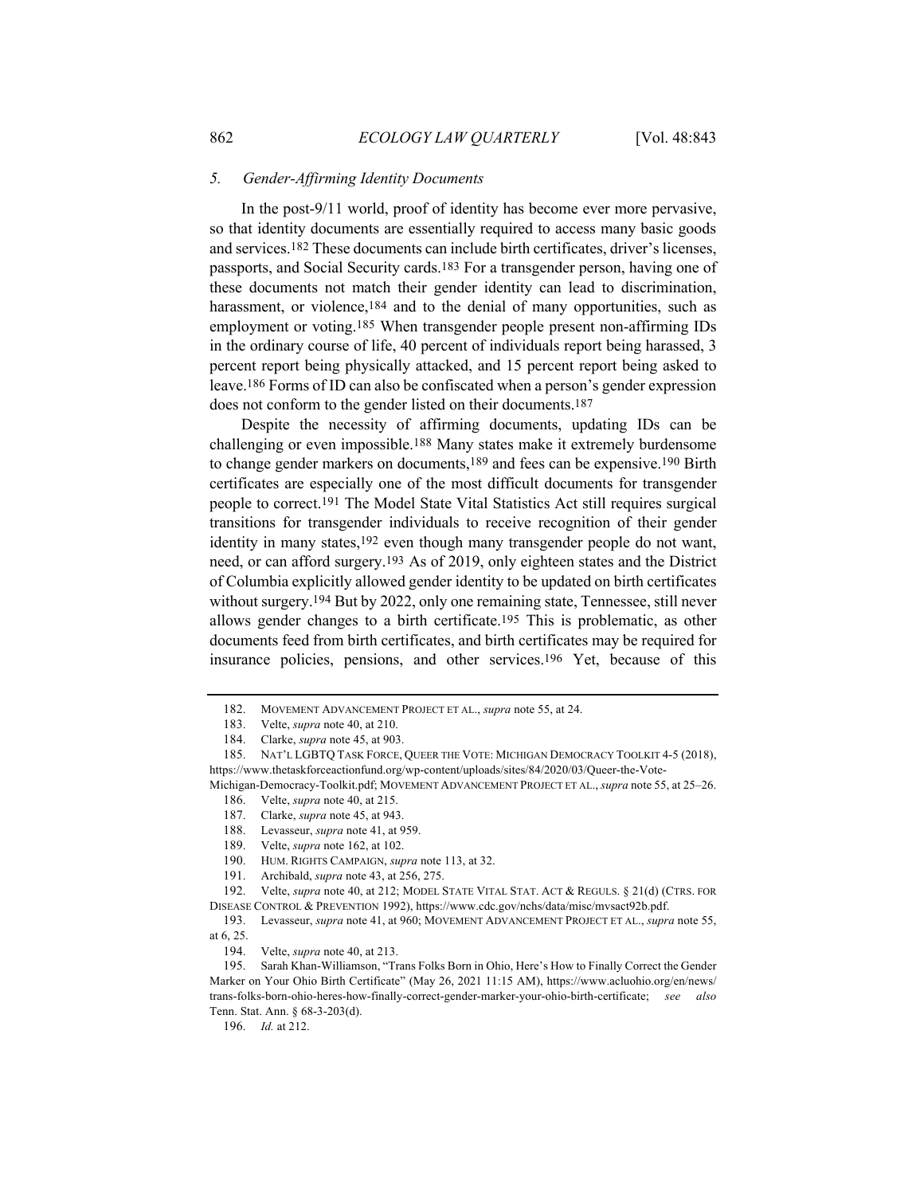### 5. *Gender-Affirming Identity Documents*

In the post-9/11 world, proof of identity has become ever more pervasive, so that identity documents are essentially required to access many basic goods and services.[182] These documents can include birth certificates, driver's licenses, passports, and Social Security cards.[183] For a transgender person, having one of these documents not match their gender identity can lead to discrimination, harassment, or violence,[184] and to the denial of many opportunities, such as employment or voting.[185] When transgender people present non-affirming IDs in the ordinary course of life, 40 percent of individuals report being harassed, 3 percent report being physically attacked, and 15 percent report being asked to leave.[186] Forms of ID can also be confiscated when a person's gender expression does not conform to the gender listed on their documents.[187]

Despite the necessity of affirming documents, updating IDs can be challenging or even impossible.[188] Many states make it extremely burdensome to change gender markers on documents,[189] and fees can be expensive.[190] Birth certificates are especially one of the most difficult documents for transgender people to correct.[191] The Model State Vital Statistics Act still requires surgical transitions for transgender individuals to receive recognition of their gender identity in many states,[192] even though many transgender people do not want, need, or can afford surgery.[193] As of 2019, only eighteen states and the District of Columbia explicitly allowed gender identity to be updated on birth certificates without surgery.[194] But by 2022, only one remaining state, Tennessee, still never allows gender changes to a birth certificate.[195] This is problematic, as other documents feed from birth certificates, and birth certificates may be required for insurance policies, pensions, and other services.[196] Yet, because of this

---

182. MOVEMENT ADVANCEMENT PROJECT ET AL., *supra* note 55, at 24.

183. Velte, *supra* note 40, at 210.

184. Clarke, *supra* note 45, at 903.

185. NAT'L LGBTQ TASK FORCE, QUEER THE VOTE: MICHIGAN DEMOCRACY TOOLKIT 4-5 (2018), https://www.thetaskforceactionfund.org/wp-content/uploads/sites/84/2020/03/Queer-the-Vote-Michigan-Democracy-Toolkit.pdf; MOVEMENT ADVANCEMENT PROJECT ET AL., *supra* note 55, at 25–26.

186. Velte, *supra* note 40, at 215.

187. Clarke, *supra* note 45, at 943.

188. Levasseur, *supra* note 41, at 959.

189. Velte, *supra* note 162, at 102.

190. HUM. RIGHTS CAMPAIGN, *supra* note 113, at 32.

191. Archibald, *supra* note 43, at 256, 275.

192. Velte, *supra* note 40, at 212; MODEL STATE VITAL STAT. ACT & REGULS. § 21(d) (CTRS. FOR DISEASE CONTROL & PREVENTION 1992), https://www.cdc.gov/nchs/data/misc/mvsact92b.pdf.

193. Levasseur, *supra* note 41, at 960; MOVEMENT ADVANCEMENT PROJECT ET AL., *supra* note 55, at 6, 25.

194. Velte, *supra* note 40, at 213.

195. Sarah Khan-Williamson, "Trans Folks Born in Ohio, Here's How to Finally Correct the Gender Marker on Your Ohio Birth Certificate" (May 26, 2021 11:15 AM), https://www.acluohio.org/en/news/trans-folks-born-ohio-heres-how-finally-correct-gender-marker-your-ohio-birth-certificate; *see also* Tenn. Stat. Ann. § 68-3-203(d).

196. *Id.* at 212.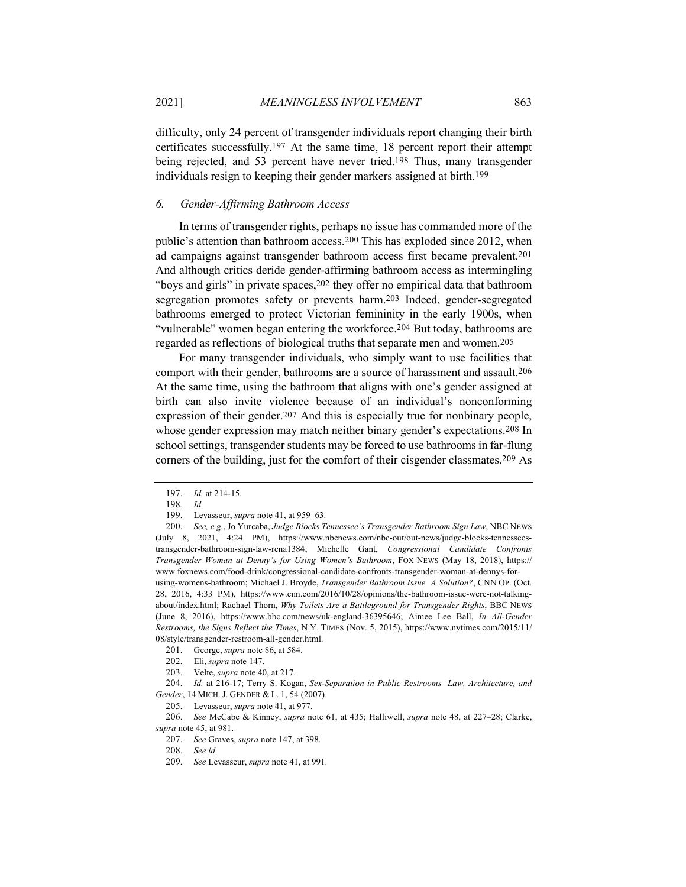difficulty, only 24 percent of transgender individuals report changing their birth certificates successfully.[197] At the same time, 18 percent report their attempt being rejected, and 53 percent have never tried.[198] Thus, many transgender individuals resign to keeping their gender markers assigned at birth.[199]

### 6. *Gender-Affirming Bathroom Access*

In terms of transgender rights, perhaps no issue has commanded more of the public's attention than bathroom access.[200] This has exploded since 2012, when ad campaigns against transgender bathroom access first became prevalent.[201] And although critics deride gender-affirming bathroom access as intermingling "boys and girls" in private spaces,[202] they offer no empirical data that bathroom segregation promotes safety or prevents harm.[203] Indeed, gender-segregated bathrooms emerged to protect Victorian femininity in the early 1900s, when "vulnerable" women began entering the workforce.[204] But today, bathrooms are regarded as reflections of biological truths that separate men and women.[205]

For many transgender individuals, who simply want to use facilities that comport with their gender, bathrooms are a source of harassment and assault.[206] At the same time, using the bathroom that aligns with one's gender assigned at birth can also invite violence because of an individual's nonconforming expression of their gender.[207] And this is especially true for nonbinary people, whose gender expression may match neither binary gender's expectations.[208] In school settings, transgender students may be forced to use bathrooms in far-flung corners of the building, just for the comfort of their cisgender classmates.[209] As

---

197. *Id.* at 214-15.

198. *Id.*

199. Levasseur, *supra* note 41, at 959–63.

200. *See, e.g.*, Jo Yurcaba, *Judge Blocks Tennessee's Transgender Bathroom Sign Law*, NBC NEWS (July 8, 2021, 4:24 PM), https://www.nbcnews.com/nbc-out/out-news/judge-blocks-tennessees-transgender-bathroom-sign-law-rcna1384; Michelle Gant, *Congressional Candidate Confronts Transgender Woman at Denny's for Using Women's Bathroom*, FOX NEWS (May 18, 2018), https://www.foxnews.com/food-drink/congressional-candidate-confronts-transgender-woman-at-dennys-for-using-womens-bathroom; Michael J. Broyde, *Transgender Bathroom Issue A Solution?*, CNN OP. (Oct. 28, 2016, 4:33 PM), https://www.cnn.com/2016/10/28/opinions/the-bathroom-issue-were-not-talking-about/index.html; Rachael Thorn, *Why Toilets Are a Battleground for Transgender Rights*, BBC NEWS (June 8, 2016), https://www.bbc.com/news/uk-england-36395646; Aimee Lee Ball, *In All-Gender Restrooms, the Signs Reflect the Times*, N.Y. TIMES (Nov. 5, 2015), https://www.nytimes.com/2015/11/08/style/transgender-restroom-all-gender.html.

201. George, *supra* note 86, at 584.

202. Eli, *supra* note 147.

203. Velte, *supra* note 40, at 217.

204. *Id.* at 216-17; Terry S. Kogan, *Sex-Separation in Public Restrooms Law, Architecture, and Gender*, 14 MICH. J. GENDER & L. 1, 54 (2007).

205. Levasseur, *supra* note 41, at 977.

206. *See* McCabe & Kinney, *supra* note 61, at 435; Halliwell, *supra* note 48, at 227–28; Clarke, *supra* note 45, at 981.

207. *See* Graves, *supra* note 147, at 398.

208. *See id.*

209. *See* Levasseur, *supra* note 41, at 991.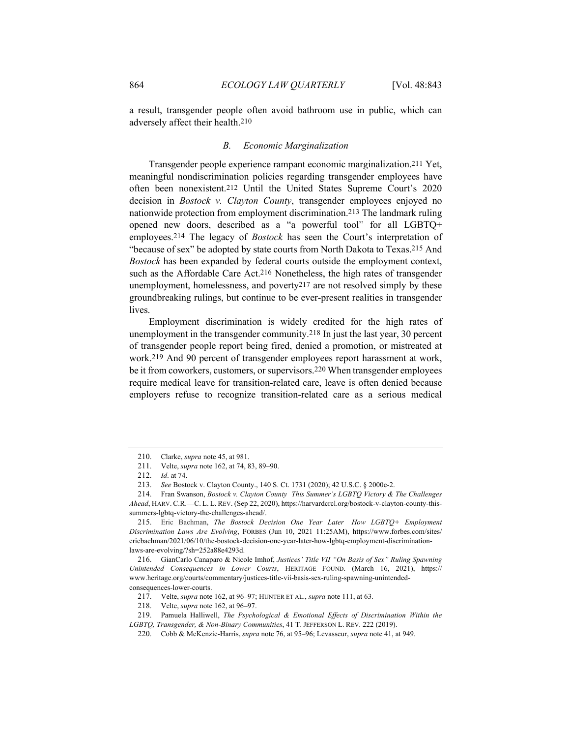a result, transgender people often avoid bathroom use in public, which can adversely affect their health.[210]

### *B. Economic Marginalization*

Transgender people experience rampant economic marginalization.[211] Yet, meaningful nondiscrimination policies regarding transgender employees have often been nonexistent.[212] Until the United States Supreme Court's 2020 decision in *Bostock v. Clayton County*, transgender employees enjoyed no nationwide protection from employment discrimination.[213] The landmark ruling opened new doors, described as a "a powerful tool" for all LGBTQ+ employees.[214] The legacy of *Bostock* has seen the Court's interpretation of "because of sex" be adopted by state courts from North Dakota to Texas.[215] And *Bostock* has been expanded by federal courts outside the employment context, such as the Affordable Care Act.[216] Nonetheless, the high rates of transgender unemployment, homelessness, and poverty[217] are not resolved simply by these groundbreaking rulings, but continue to be ever-present realities in transgender lives.

Employment discrimination is widely credited for the high rates of unemployment in the transgender community.[218] In just the last year, 30 percent of transgender people report being fired, denied a promotion, or mistreated at work.[219] And 90 percent of transgender employees report harassment at work, be it from coworkers, customers, or supervisors.[220] When transgender employees require medical leave for transition-related care, leave is often denied because employers refuse to recognize transition-related care as a serious medical

---

210. Clarke, *supra* note 45, at 981.

211. Velte, *supra* note 162, at 74, 83, 89–90.

212. *Id*. at 74.

213. *See* Bostock v. Clayton County., 140 S. Ct. 1731 (2020); 42 U.S.C. § 2000e-2.

214. Fran Swanson, *Bostock v. Clayton County This Summer's LGBTQ Victory & The Challenges Ahead*, HARV. C.R.—C. L. L. REV. (Sep 22, 2020), https://harvardcrcl.org/bostock-v-clayton-county-this-summers-lgbtq-victory-the-challenges-ahead/.

215. Eric Bachman, *The Bostock Decision One Year Later How LGBTQ+ Employment Discrimination Laws Are Evolving*, FORBES (Jun 10, 2021 11:25AM), https://www.forbes.com/sites/ericbachman/2021/06/10/the-bostock-decision-one-year-later-how-lgbtq-employment-discrimination-laws-are-evolving/?sh=252a88e4293d.

216. GianCarlo Canaparo & Nicole Imhof, *Justices' Title VII "On Basis of Sex" Ruling Spawning Unintended Consequences in Lower Courts*, HERITAGE FOUND. (March 16, 2021), https://www.heritage.org/courts/commentary/justices-title-vii-basis-sex-ruling-spawning-unintended-consequences-lower-courts.

217. Velte, *supra* note 162, at 96–97; HUNTER ET AL., *supra* note 111, at 63.

218. Velte, *supra* note 162, at 96–97.

219. Pamuela Halliwell, *The Psychological & Emotional Effects of Discrimination Within the LGBTQ, Transgender, & Non-Binary Communities*, 41 T. JEFFERSON L. REV. 222 (2019).

220. Cobb & McKenzie-Harris, *supra* note 76, at 95–96; Levasseur, *supra* note 41, at 949.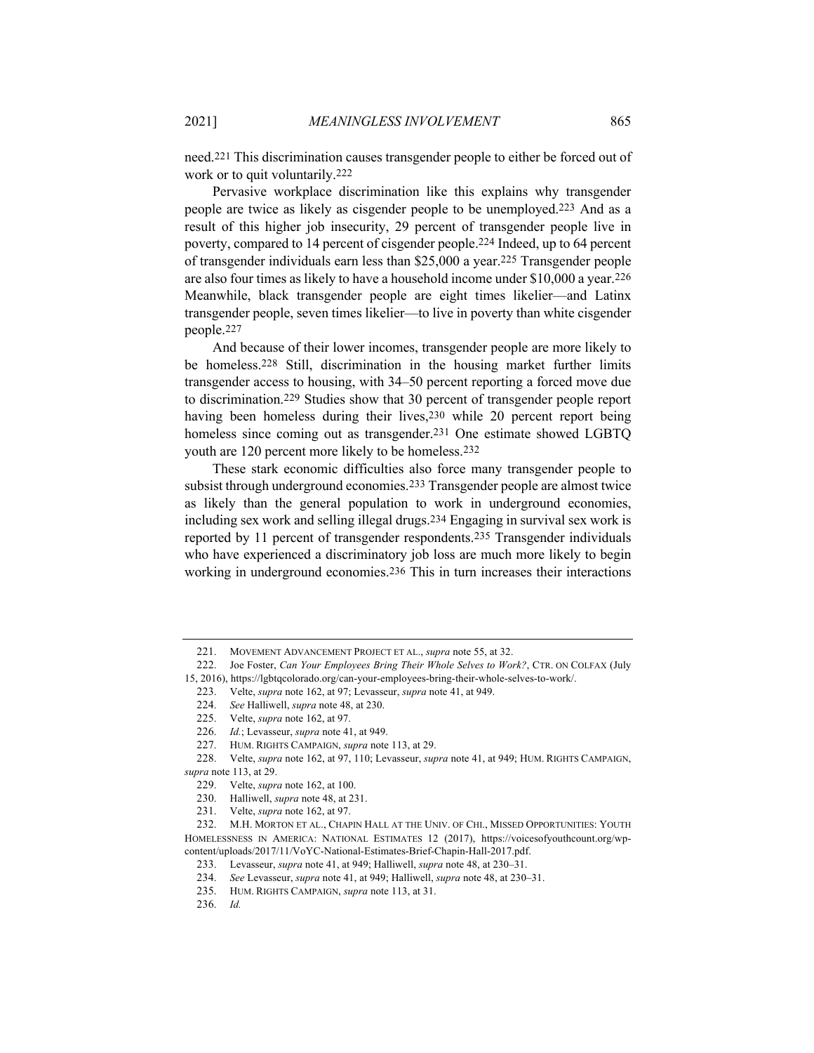need.[221] This discrimination causes transgender people to either be forced out of work or to quit voluntarily.[222]

Pervasive workplace discrimination like this explains why transgender people are twice as likely as cisgender people to be unemployed.[223] And as a result of this higher job insecurity, 29 percent of transgender people live in poverty, compared to 14 percent of cisgender people.[224] Indeed, up to 64 percent of transgender individuals earn less than $25,000 a year.[225] Transgender people are also four times as likely to have a household income under $10,000 a year.[226] Meanwhile, black transgender people are eight times likelier—and Latinx transgender people, seven times likelier—to live in poverty than white cisgender people.[227]

And because of their lower incomes, transgender people are more likely to be homeless.[228] Still, discrimination in the housing market further limits transgender access to housing, with 34–50 percent reporting a forced move due to discrimination.[229] Studies show that 30 percent of transgender people report having been homeless during their lives,[230] while 20 percent report being homeless since coming out as transgender.[231] One estimate showed LGBTQ youth are 120 percent more likely to be homeless.[232]

These stark economic difficulties also force many transgender people to subsist through underground economies.[233] Transgender people are almost twice as likely than the general population to work in underground economies, including sex work and selling illegal drugs.[234] Engaging in survival sex work is reported by 11 percent of transgender respondents.[235] Transgender individuals who have experienced a discriminatory job loss are much more likely to begin working in underground economies.[236] This in turn increases their interactions

---

221. MOVEMENT ADVANCEMENT PROJECT ET AL., *supra* note 55, at 32.

222. Joe Foster, *Can Your Employees Bring Their Whole Selves to Work?*, CTR. ON COLFAX (July 15, 2016), https://lgbtqcolorado.org/can-your-employees-bring-their-whole-selves-to-work/.

223. Velte, *supra* note 162, at 97; Levasseur, *supra* note 41, at 949.

224. *See* Halliwell, *supra* note 48, at 230.

225. Velte, *supra* note 162, at 97.

226. *Id.*; Levasseur, *supra* note 41, at 949.

227. HUM. RIGHTS CAMPAIGN, *supra* note 113, at 29.

228. Velte, *supra* note 162, at 97, 110; Levasseur, *supra* note 41, at 949; HUM. RIGHTS CAMPAIGN, *supra* note 113, at 29.

229. Velte, *supra* note 162, at 100.

230. Halliwell, *supra* note 48, at 231.

231. Velte, *supra* note 162, at 97.

232. M.H. MORTON ET AL., CHAPIN HALL AT THE UNIV. OF CHI., MISSED OPPORTUNITIES: YOUTH HOMELESSNESS IN AMERICA: NATIONAL ESTIMATES 12 (2017), https://voicesofyouthcount.org/wp-content/uploads/2017/11/VoYC-National-Estimates-Brief-Chapin-Hall-2017.pdf.

233. Levasseur, *supra* note 41, at 949; Halliwell, *supra* note 48, at 230–31.

234. *See* Levasseur, *supra* note 41, at 949; Halliwell, *supra* note 48, at 230–31.

235. HUM. RIGHTS CAMPAIGN, *supra* note 113, at 31.

236. *Id.*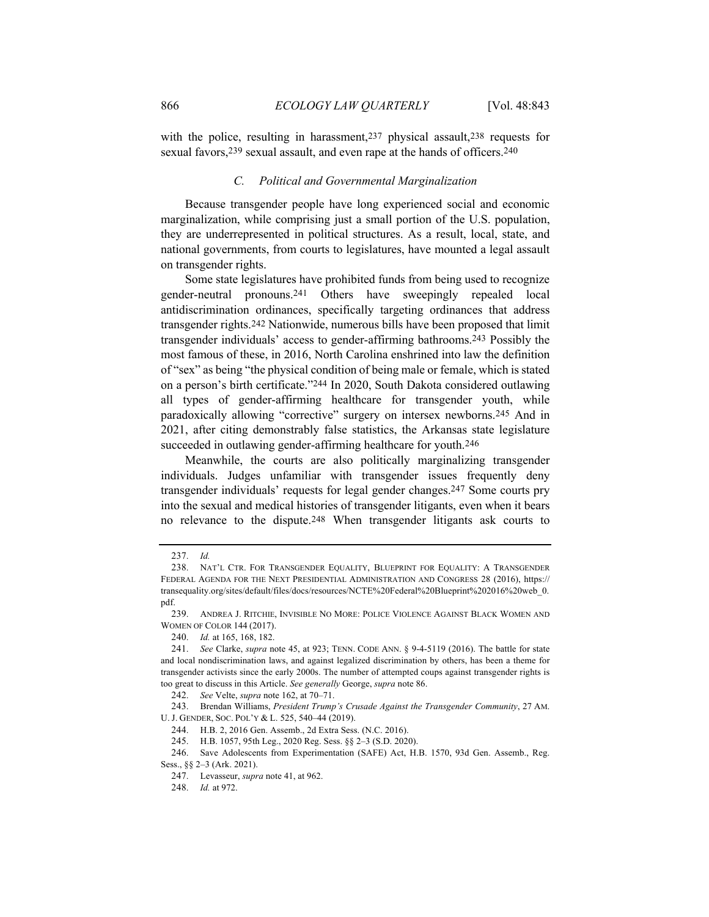with the police, resulting in harassment,[237] physical assault,[238] requests for sexual favors,[239] sexual assault, and even rape at the hands of officers.[240]

### *C. Political and Governmental Marginalization*

Because transgender people have long experienced social and economic marginalization, while comprising just a small portion of the U.S. population, they are underrepresented in political structures. As a result, local, state, and national governments, from courts to legislatures, have mounted a legal assault on transgender rights.

Some state legislatures have prohibited funds from being used to recognize gender-neutral pronouns.[241] Others have sweepingly repealed local antidiscrimination ordinances, specifically targeting ordinances that address transgender rights.[242] Nationwide, numerous bills have been proposed that limit transgender individuals' access to gender-affirming bathrooms.[243] Possibly the most famous of these, in 2016, North Carolina enshrined into law the definition of "sex" as being "the physical condition of being male or female, which is stated on a person's birth certificate."[244] In 2020, South Dakota considered outlawing all types of gender-affirming healthcare for transgender youth, while paradoxically allowing "corrective" surgery on intersex newborns.[245] And in 2021, after citing demonstrably false statistics, the Arkansas state legislature succeeded in outlawing gender-affirming healthcare for youth.[246]

Meanwhile, the courts are also politically marginalizing transgender individuals. Judges unfamiliar with transgender issues frequently deny transgender individuals' requests for legal gender changes.[247] Some courts pry into the sexual and medical histories of transgender litigants, even when it bears no relevance to the dispute.[248] When transgender litigants ask courts to

---

237. *Id.*

238. NAT'L CTR. FOR TRANSGENDER EQUALITY, BLUEPRINT FOR EQUALITY: A TRANSGENDER FEDERAL AGENDA FOR THE NEXT PRESIDENTIAL ADMINISTRATION AND CONGRESS 28 (2016), https://transequality.org/sites/default/files/docs/resources/NCTE%20Federal%20Blueprint%202016%20web_0.pdf.

239. ANDREA J. RITCHIE, INVISIBLE NO MORE: POLICE VIOLENCE AGAINST BLACK WOMEN AND WOMEN OF COLOR 144 (2017).

240. *Id.* at 165, 168, 182.

241. *See* Clarke, *supra* note 45, at 923; TENN. CODE ANN. § 9-4-5119 (2016). The battle for state and local nondiscrimination laws, and against legalized discrimination by others, has been a theme for transgender activists since the early 2000s. The number of attempted coups against transgender rights is too great to discuss in this Article. *See generally* George, *supra* note 86.

242. *See* Velte, *supra* note 162, at 70–71.

243. Brendan Williams, *President Trump's Crusade Against the Transgender Community*, 27 AM. U. J. GENDER, SOC. POL'Y & L. 525, 540–44 (2019).

244. H.B. 2, 2016 Gen. Assemb., 2d Extra Sess. (N.C. 2016).

245. H.B. 1057, 95th Leg., 2020 Reg. Sess. §§ 2–3 (S.D. 2020).

246. Save Adolescents from Experimentation (SAFE) Act, H.B. 1570, 93d Gen. Assemb., Reg. Sess., §§ 2–3 (Ark. 2021).

247. Levasseur, *supra* note 41, at 962.

248. *Id.* at 972.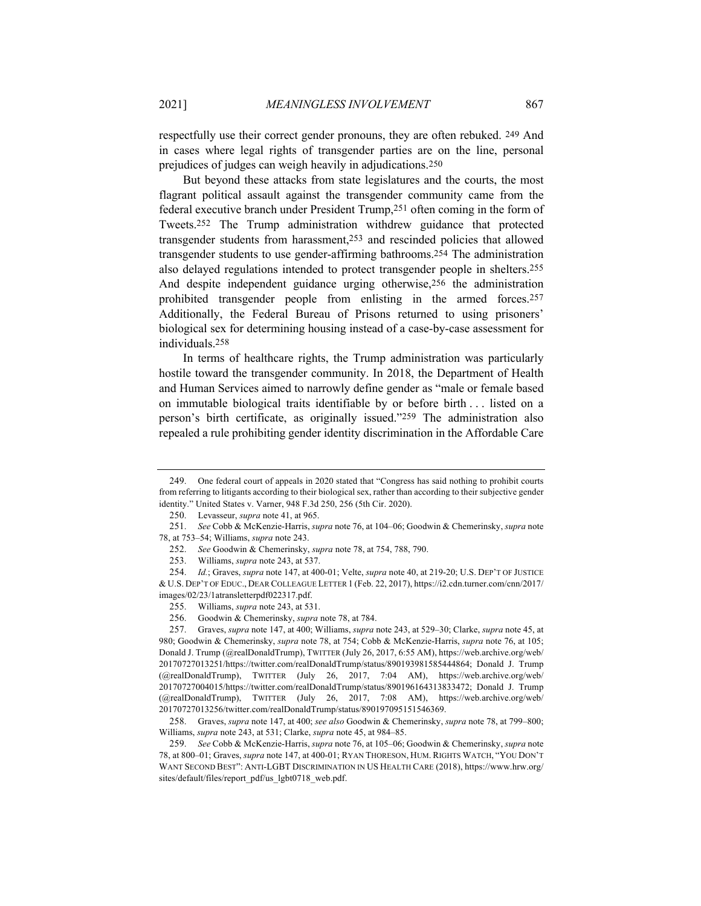respectfully use their correct gender pronouns, they are often rebuked.[249] And in cases where legal rights of transgender parties are on the line, personal prejudices of judges can weigh heavily in adjudications.[250]

But beyond these attacks from state legislatures and the courts, the most flagrant political assault against the transgender community came from the federal executive branch under President Trump,[251] often coming in the form of Tweets.[252] The Trump administration withdrew guidance that protected transgender students from harassment,[253] and rescinded policies that allowed transgender students to use gender-affirming bathrooms.[254] The administration also delayed regulations intended to protect transgender people in shelters.[255] And despite independent guidance urging otherwise,[256] the administration prohibited transgender people from enlisting in the armed forces.[257] Additionally, the Federal Bureau of Prisons returned to using prisoners' biological sex for determining housing instead of a case-by-case assessment for individuals.[258]

In terms of healthcare rights, the Trump administration was particularly hostile toward the transgender community. In 2018, the Department of Health and Human Services aimed to narrowly define gender as "male or female based on immutable biological traits identifiable by or before birth . . . listed on a person's birth certificate, as originally issued."[259] The administration also repealed a rule prohibiting gender identity discrimination in the Affordable Care

---

249. One federal court of appeals in 2020 stated that "Congress has said nothing to prohibit courts from referring to litigants according to their biological sex, rather than according to their subjective gender identity." United States v. Varner, 948 F.3d 250, 256 (5th Cir. 2020).

250. Levasseur, *supra* note 41, at 965.

251. *See* Cobb & McKenzie-Harris, *supra* note 76, at 104–06; Goodwin & Chemerinsky, *supra* note 78, at 753–54; Williams, *supra* note 243.

252. *See* Goodwin & Chemerinsky, *supra* note 78, at 754, 788, 790.

253. Williams, *supra* note 243, at 537.

254. *Id.*; Graves, *supra* note 147, at 400-01; Velte, *supra* note 40, at 219-20; U.S. DEP'T OF JUSTICE & U.S. DEP'T OF EDUC., DEAR COLLEAGUE LETTER 1 (Feb. 22, 2017), https://i2.cdn.turner.com/cnn/2017/images/02/23/1atransletterpdf022317.pdf.

255. Williams, *supra* note 243, at 531.

256. Goodwin & Chemerinsky, *supra* note 78, at 784.

257. Graves, *supra* note 147, at 400; Williams, *supra* note 243, at 529–30; Clarke, *supra* note 45, at 980; Goodwin & Chemerinsky, *supra* note 78, at 754; Cobb & McKenzie-Harris, *supra* note 76, at 105; Donald J. Trump (@realDonaldTrump), TWITTER (July 26, 2017, 6:55 AM), https://web.archive.org/web/20170727013251/https://twitter.com/realDonaldTrump/status/890193981585444864; Donald J. Trump (@realDonaldTrump), TWITTER (July 26, 2017, 7:04 AM), https://web.archive.org/web/20170727004015/https://twitter.com/realDonaldTrump/status/890196164313833472; Donald J. Trump (@realDonaldTrump), TWITTER (July 26, 2017, 7:08 AM), https://web.archive.org/web/20170727013256/twitter.com/realDonaldTrump/status/890197095151546369.

258. Graves, *supra* note 147, at 400; *see also* Goodwin & Chemerinsky, *supra* note 78, at 799–800; Williams, *supra* note 243, at 531; Clarke, *supra* note 45, at 984–85.

259. *See* Cobb & McKenzie-Harris, *supra* note 76, at 105–06; Goodwin & Chemerinsky, *supra* note 78, at 800–01; Graves, *supra* note 147, at 400-01; RYAN THORESON, HUM. RIGHTS WATCH, "YOU DON'T WANT SECOND BEST": ANTI-LGBT DISCRIMINATION IN US HEALTH CARE (2018), https://www.hrw.org/sites/default/files/report_pdf/us_lgbt0718_web.pdf.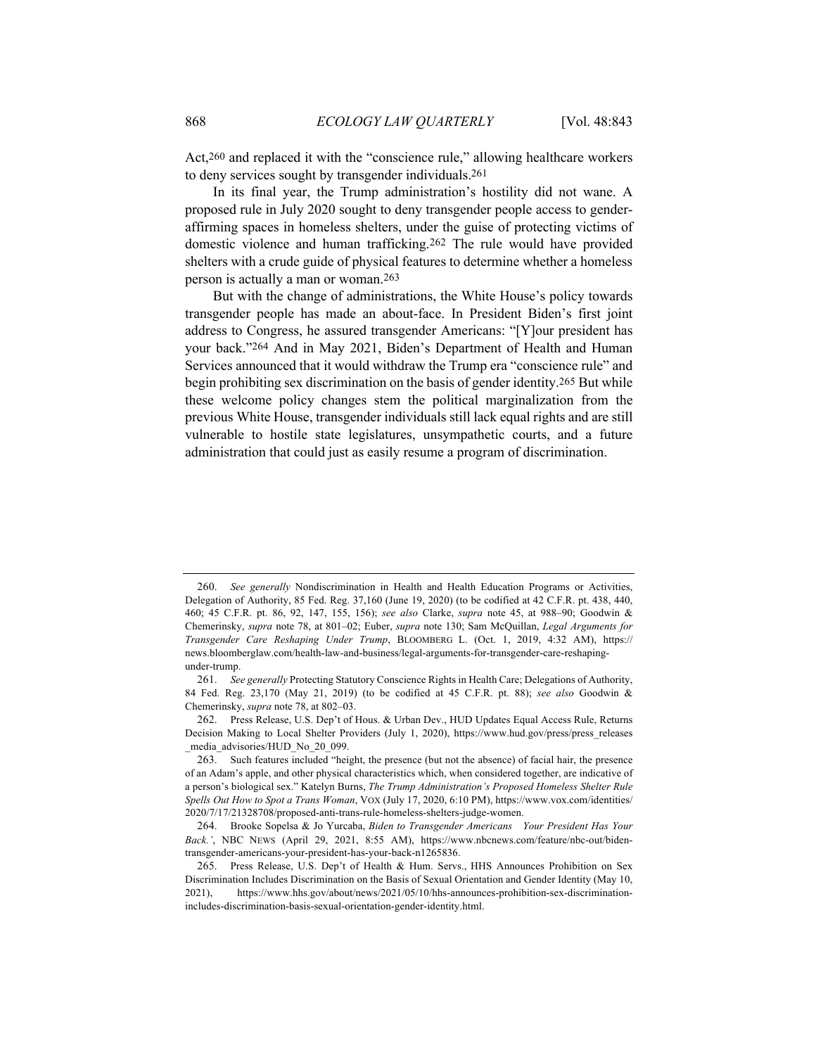Act,[260] and replaced it with the "conscience rule," allowing healthcare workers to deny services sought by transgender individuals.[261]

In its final year, the Trump administration's hostility did not wane. A proposed rule in July 2020 sought to deny transgender people access to gender-affirming spaces in homeless shelters, under the guise of protecting victims of domestic violence and human trafficking.[262] The rule would have provided shelters with a crude guide of physical features to determine whether a homeless person is actually a man or woman.[263]

But with the change of administrations, the White House's policy towards transgender people has made an about-face. In President Biden's first joint address to Congress, he assured transgender Americans: "[Y]our president has your back."[264] And in May 2021, Biden's Department of Health and Human Services announced that it would withdraw the Trump era "conscience rule" and begin prohibiting sex discrimination on the basis of gender identity.[265] But while these welcome policy changes stem the political marginalization from the previous White House, transgender individuals still lack equal rights and are still vulnerable to hostile state legislatures, unsympathetic courts, and a future administration that could just as easily resume a program of discrimination.

---

260. *See generally* Nondiscrimination in Health and Health Education Programs or Activities, Delegation of Authority, 85 Fed. Reg. 37,160 (June 19, 2020) (to be codified at 42 C.F.R. pt. 438, 440, 460; 45 C.F.R. pt. 86, 92, 147, 155, 156); *see also* Clarke, *supra* note 45, at 988–90; Goodwin & Chemerinsky, *supra* note 78, at 801–02; Euber, *supra* note 130; Sam McQuillan, *Legal Arguments for Transgender Care Reshaping Under Trump*, BLOOMBERG L. (Oct. 1, 2019, 4:32 AM), https://news.bloomberglaw.com/health-law-and-business/legal-arguments-for-transgender-care-reshaping-under-trump.

261. *See generally* Protecting Statutory Conscience Rights in Health Care; Delegations of Authority, 84 Fed. Reg. 23,170 (May 21, 2019) (to be codified at 45 C.F.R. pt. 88); *see also* Goodwin & Chemerinsky, *supra* note 78, at 802–03.

262. Press Release, U.S. Dep't of Hous. & Urban Dev., HUD Updates Equal Access Rule, Returns Decision Making to Local Shelter Providers (July 1, 2020), https://www.hud.gov/press/press_releases_media_advisories/HUD_No_20_099.

263. Such features included "height, the presence (but not the absence) of facial hair, the presence of an Adam's apple, and other physical characteristics which, when considered together, are indicative of a person's biological sex." Katelyn Burns, *The Trump Administration's Proposed Homeless Shelter Rule Spells Out How to Spot a Trans Woman*, VOX (July 17, 2020, 6:10 PM), https://www.vox.com/identities/2020/7/17/21328708/proposed-anti-trans-rule-homeless-shelters-judge-women.

264. Brooke Sopelsa & Jo Yurcaba, *Biden to Transgender Americans 'Your President Has Your Back.'*, NBC NEWS (April 29, 2021, 8:55 AM), https://www.nbcnews.com/feature/nbc-out/biden-transgender-americans-your-president-has-your-back-n1265836.

265. Press Release, U.S. Dep't of Health & Hum. Servs., HHS Announces Prohibition on Sex Discrimination Includes Discrimination on the Basis of Sexual Orientation and Gender Identity (May 10, 2021), https://www.hhs.gov/about/news/2021/05/10/hhs-announces-prohibition-sex-discrimination-includes-discrimination-basis-sexual-orientation-gender-identity.html.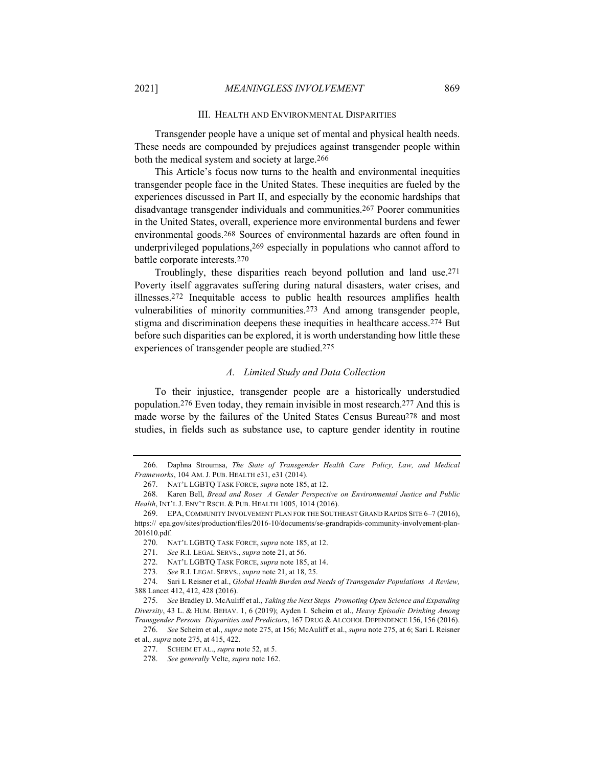### III. Health and Environmental Disparities

Transgender people have a unique set of mental and physical health needs. These needs are compounded by prejudices against transgender people within both the medical system and society at large.[266]

This Article's focus now turns to the health and environmental inequities transgender people face in the United States. These inequities are fueled by the experiences discussed in Part II, and especially by the economic hardships that disadvantage transgender individuals and communities.[267] Poorer communities in the United States, overall, experience more environmental burdens and fewer environmental goods.[268] Sources of environmental hazards are often found in underprivileged populations,[269] especially in populations who cannot afford to battle corporate interests.[270]

Troublingly, these disparities reach beyond pollution and land use.[271] Poverty itself aggravates suffering during natural disasters, water crises, and illnesses.[272] Inequitable access to public health resources amplifies health vulnerabilities of minority communities.[273] And among transgender people, stigma and discrimination deepens these inequities in healthcare access.[274] But before such disparities can be explored, it is worth understanding how little these experiences of transgender people are studied.[275]

#### *A. Limited Study and Data Collection*

To their injustice, transgender people are a historically understudied population.[276] Even today, they remain invisible in most research.[277] And this is made worse by the failures of the United States Census Bureau[278] and most studies, in fields such as substance use, to capture gender identity in routine

---

266. Daphna Stroumsa, *The State of Transgender Health Care Policy, Law, and Medical Frameworks*, 104 AM. J. PUB. HEALTH e31, e31 (2014).

267. NAT'L LGBTQ TASK FORCE, *supra* note 185, at 12.

268. Karen Bell, *Bread and Roses A Gender Perspective on Environmental Justice and Public Health*, INT'L J. ENV'T RSCH. & PUB. HEALTH 1005, 1014 (2016).

269. EPA, COMMUNITY INVOLVEMENT PLAN FOR THE SOUTHEAST GRAND RAPIDS SITE 6–7 (2016), https:// epa.gov/sites/production/files/2016-10/documents/se-grandrapids-community-involvement-plan-201610.pdf.

270. NAT'L LGBTQ TASK FORCE, *supra* note 185, at 12.

271. *See* R.I. LEGAL SERVS., *supra* note 21, at 56.

272. NAT'L LGBTQ TASK FORCE, *supra* note 185, at 14.

273. *See* R.I. LEGAL SERVS., *supra* note 21, at 18, 25.

274. Sari L Reisner et al., *Global Health Burden and Needs of Transgender Populations A Review,* 388 Lancet 412, 412, 428 (2016).

275. *See* Bradley D. McAuliff et al., *Taking the Next Steps Promoting Open Science and Expanding Diversity*, 43 L. & HUM. BEHAV. 1, 6 (2019); Ayden I. Scheim et al., *Heavy Episodic Drinking Among Transgender Persons Disparities and Predictors*, 167 DRUG & ALCOHOL DEPENDENCE 156, 156 (2016).

276. *See* Scheim et al., *supra* note 275, at 156; McAuliff et al., *supra* note 275, at 6; Sari L Reisner et al.*, supra* note 275, at 415, 422.

277. SCHEIM ET AL., *supra* note 52, at 5.

278. *See generally* Velte, *supra* note 162.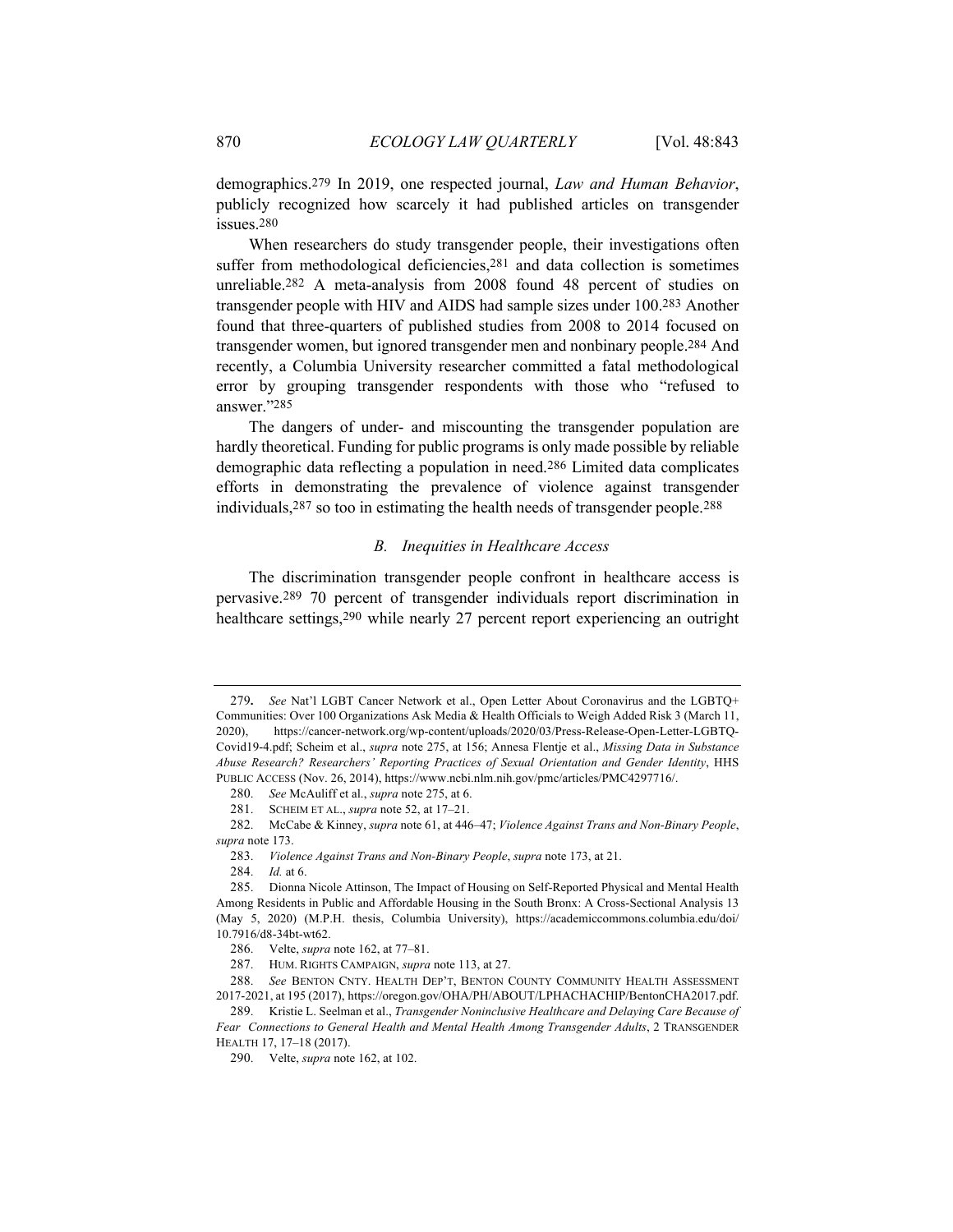demographics.[279] In 2019, one respected journal, *Law and Human Behavior*, publicly recognized how scarcely it had published articles on transgender issues.[280]

When researchers do study transgender people, their investigations often suffer from methodological deficiencies,[281] and data collection is sometimes unreliable.[282] A meta-analysis from 2008 found 48 percent of studies on transgender people with HIV and AIDS had sample sizes under 100.[283] Another found that three-quarters of published studies from 2008 to 2014 focused on transgender women, but ignored transgender men and nonbinary people.[284] And recently, a Columbia University researcher committed a fatal methodological error by grouping transgender respondents with those who "refused to answer."[285]

The dangers of under- and miscounting the transgender population are hardly theoretical. Funding for public programs is only made possible by reliable demographic data reflecting a population in need.[286] Limited data complicates efforts in demonstrating the prevalence of violence against transgender individuals,[287] so too in estimating the health needs of transgender people.[288]

### *B. Inequities in Healthcare Access*

The discrimination transgender people confront in healthcare access is pervasive.[289] 70 percent of transgender individuals report discrimination in healthcare settings,[290] while nearly 27 percent report experiencing an outright

---

279. *See* Nat'l LGBT Cancer Network et al., Open Letter About Coronavirus and the LGBTQ+ Communities: Over 100 Organizations Ask Media & Health Officials to Weigh Added Risk 3 (March 11, 2020), https://cancer-network.org/wp-content/uploads/2020/03/Press-Release-Open-Letter-LGBTQ-Covid19-4.pdf; Scheim et al., *supra* note 275, at 156; Annesa Flentje et al., *Missing Data in Substance Abuse Research? Researchers' Reporting Practices of Sexual Orientation and Gender Identity*, HHS PUBLIC ACCESS (Nov. 26, 2014), https://www.ncbi.nlm.nih.gov/pmc/articles/PMC4297716/.

280. *See* McAuliff et al., *supra* note 275, at 6.

281. SCHEIM ET AL., *supra* note 52, at 17–21.

282. McCabe & Kinney, *supra* note 61, at 446–47; *Violence Against Trans and Non-Binary People*, *supra* note 173.

283. *Violence Against Trans and Non-Binary People*, *supra* note 173, at 21.

284. *Id.* at 6.

285. Dionna Nicole Attinson, The Impact of Housing on Self-Reported Physical and Mental Health Among Residents in Public and Affordable Housing in the South Bronx: A Cross-Sectional Analysis 13 (May 5, 2020) (M.P.H. thesis, Columbia University), https://academiccommons.columbia.edu/doi/10.7916/d8-34bt-wt62.

286. Velte, *supra* note 162, at 77–81.

287. HUM. RIGHTS CAMPAIGN, *supra* note 113, at 27.

288. *See* BENTON CNTY. HEALTH DEP'T, BENTON COUNTY COMMUNITY HEALTH ASSESSMENT 2017-2021, at 195 (2017), https://oregon.gov/OHA/PH/ABOUT/LPHACHACHIP/BentonCHA2017.pdf.

289. Kristie L. Seelman et al., *Transgender Noninclusive Healthcare and Delaying Care Because of Fear Connections to General Health and Mental Health Among Transgender Adults*, 2 TRANSGENDER HEALTH 17, 17–18 (2017).

290. Velte, *supra* note 162, at 102.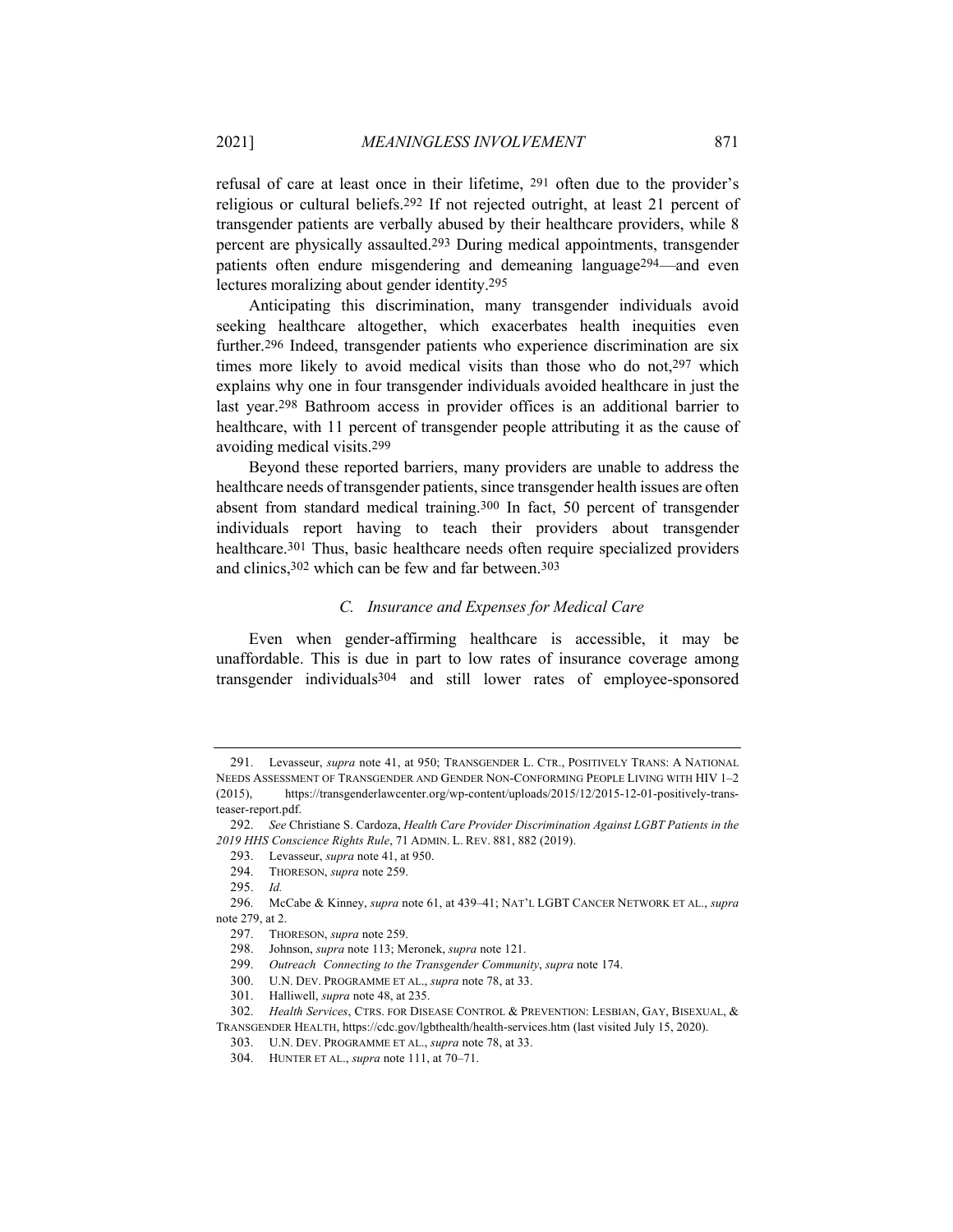refusal of care at least once in their lifetime, [291] often due to the provider's religious or cultural beliefs.[292] If not rejected outright, at least 21 percent of transgender patients are verbally abused by their healthcare providers, while 8 percent are physically assaulted.[293] During medical appointments, transgender patients often endure misgendering and demeaning language[294]—and even lectures moralizing about gender identity.[295]

Anticipating this discrimination, many transgender individuals avoid seeking healthcare altogether, which exacerbates health inequities even further.[296] Indeed, transgender patients who experience discrimination are six times more likely to avoid medical visits than those who do not,[297] which explains why one in four transgender individuals avoided healthcare in just the last year.[298] Bathroom access in provider offices is an additional barrier to healthcare, with 11 percent of transgender people attributing it as the cause of avoiding medical visits.[299]

Beyond these reported barriers, many providers are unable to address the healthcare needs of transgender patients, since transgender health issues are often absent from standard medical training.[300] In fact, 50 percent of transgender individuals report having to teach their providers about transgender healthcare.[301] Thus, basic healthcare needs often require specialized providers and clinics,[302] which can be few and far between.[303]

### C. Insurance and Expenses for Medical Care

Even when gender-affirming healthcare is accessible, it may be unaffordable. This is due in part to low rates of insurance coverage among transgender individuals[304] and still lower rates of employee-sponsored

---

291. Levasseur, *supra* note 41, at 950; TRANSGENDER L. CTR., POSITIVELY TRANS: A NATIONAL NEEDS ASSESSMENT OF TRANSGENDER AND GENDER NON-CONFORMING PEOPLE LIVING WITH HIV 1–2 (2015), https://transgenderlawcenter.org/wp-content/uploads/2015/12/2015-12-01-positively-trans-teaser-report.pdf.

292. *See* Christiane S. Cardoza, *Health Care Provider Discrimination Against LGBT Patients in the 2019 HHS Conscience Rights Rule*, 71 ADMIN. L. REV. 881, 882 (2019).

293. Levasseur, *supra* note 41, at 950.

294. THORESON, *supra* note 259.

295. *Id.*

296. McCabe & Kinney, *supra* note 61, at 439–41; NAT'L LGBT CANCER NETWORK ET AL., *supra* note 279, at 2.

297. THORESON, *supra* note 259.

298. Johnson, *supra* note 113; Meronek, *supra* note 121.

299. *Outreach Connecting to the Transgender Community*, *supra* note 174.

300. U.N. DEV. PROGRAMME ET AL., *supra* note 78, at 33.

301. Halliwell, *supra* note 48, at 235.

302. *Health Services*, CTRS. FOR DISEASE CONTROL & PREVENTION: LESBIAN, GAY, BISEXUAL, & TRANSGENDER HEALTH, https://cdc.gov/lgbthealth/health-services.htm (last visited July 15, 2020).

303. U.N. DEV. PROGRAMME ET AL., *supra* note 78, at 33.

304. HUNTER ET AL., *supra* note 111, at 70–71.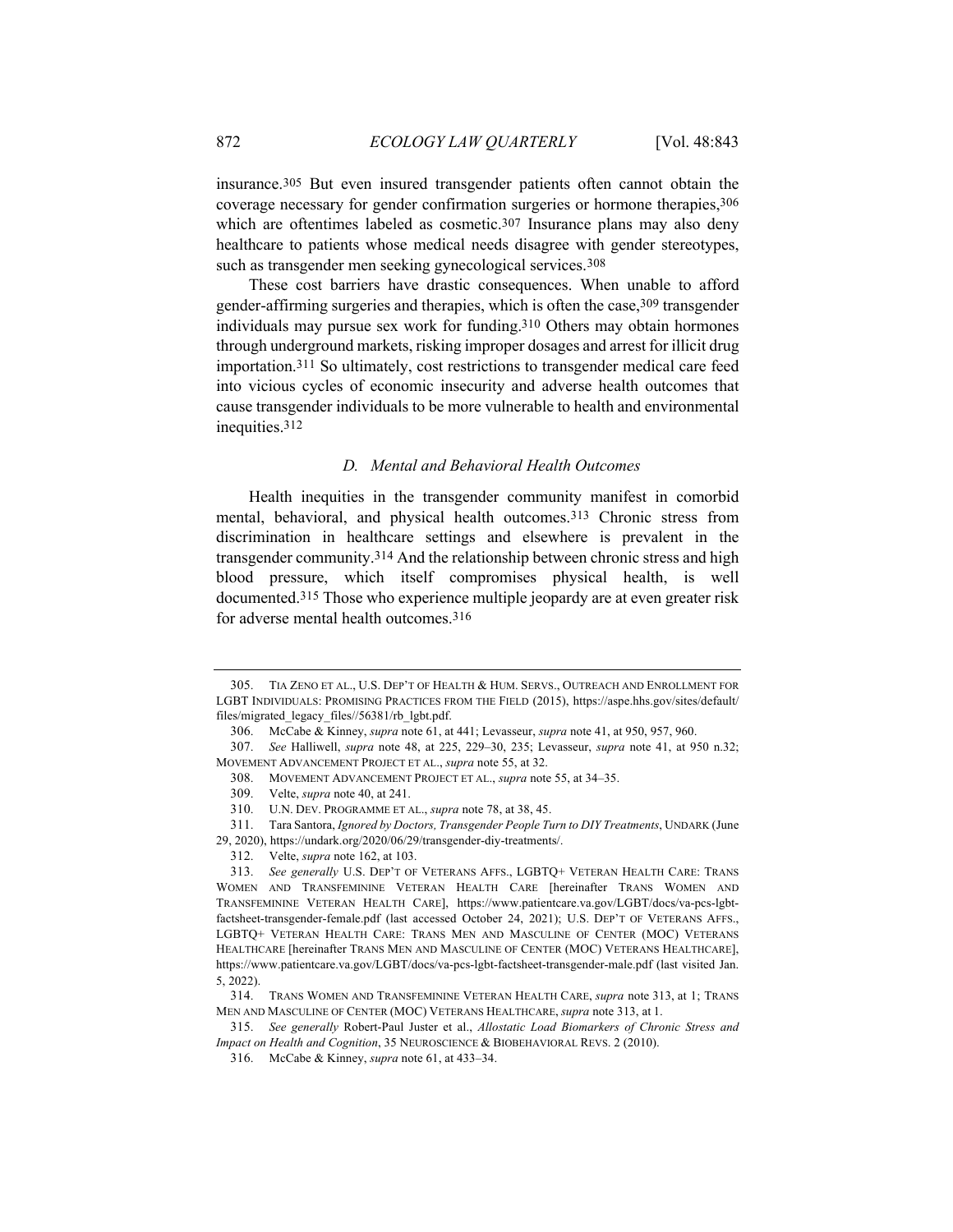insurance.[305] But even insured transgender patients often cannot obtain the coverage necessary for gender confirmation surgeries or hormone therapies,[306] which are oftentimes labeled as cosmetic.[307] Insurance plans may also deny healthcare to patients whose medical needs disagree with gender stereotypes, such as transgender men seeking gynecological services.[308]

These cost barriers have drastic consequences. When unable to afford gender-affirming surgeries and therapies, which is often the case,[309] transgender individuals may pursue sex work for funding.[310] Others may obtain hormones through underground markets, risking improper dosages and arrest for illicit drug importation.[311] So ultimately, cost restrictions to transgender medical care feed into vicious cycles of economic insecurity and adverse health outcomes that cause transgender individuals to be more vulnerable to health and environmental inequities.[312]

### *D. Mental and Behavioral Health Outcomes*

Health inequities in the transgender community manifest in comorbid mental, behavioral, and physical health outcomes.[313] Chronic stress from discrimination in healthcare settings and elsewhere is prevalent in the transgender community.[314] And the relationship between chronic stress and high blood pressure, which itself compromises physical health, is well documented.[315] Those who experience multiple jeopardy are at even greater risk for adverse mental health outcomes.[316]

---

305. TIA ZENO ET AL., U.S. DEP'T OF HEALTH & HUM. SERVS., OUTREACH AND ENROLLMENT FOR LGBT INDIVIDUALS: PROMISING PRACTICES FROM THE FIELD (2015), https://aspe.hhs.gov/sites/default/files/migrated_legacy_files//56381/rb_lgbt.pdf.

306. McCabe & Kinney, *supra* note 61, at 441; Levasseur, *supra* note 41, at 950, 957, 960.

307. *See* Halliwell, *supra* note 48, at 225, 229–30, 235; Levasseur, *supra* note 41, at 950 n.32; MOVEMENT ADVANCEMENT PROJECT ET AL., *supra* note 55, at 32.

308. MOVEMENT ADVANCEMENT PROJECT ET AL., *supra* note 55, at 34–35.

309. Velte, *supra* note 40, at 241.

310. U.N. DEV. PROGRAMME ET AL., *supra* note 78, at 38, 45.

311. Tara Santora, *Ignored by Doctors, Transgender People Turn to DIY Treatments*, UNDARK (June 29, 2020), https://undark.org/2020/06/29/transgender-diy-treatments/.

312. Velte, *supra* note 162, at 103.

313. *See generally* U.S. DEP'T OF VETERANS AFFS., LGBTQ+ VETERAN HEALTH CARE: TRANS WOMEN AND TRANSFEMININE VETERAN HEALTH CARE [hereinafter TRANS WOMEN AND TRANSFEMININE VETERAN HEALTH CARE], https://www.patientcare.va.gov/LGBT/docs/va-pcs-lgbt-factsheet-transgender-female.pdf (last accessed October 24, 2021); U.S. DEP'T OF VETERANS AFFS., LGBTQ+ VETERAN HEALTH CARE: TRANS MEN AND MASCULINE OF CENTER (MOC) VETERANS HEALTHCARE [hereinafter TRANS MEN AND MASCULINE OF CENTER (MOC) VETERANS HEALTHCARE], https://www.patientcare.va.gov/LGBT/docs/va-pcs-lgbt-factsheet-transgender-male.pdf (last visited Jan. 5, 2022).

314. TRANS WOMEN AND TRANSFEMININE VETERAN HEALTH CARE, *supra* note 313, at 1; TRANS MEN AND MASCULINE OF CENTER (MOC) VETERANS HEALTHCARE, *supra* note 313, at 1.

315. *See generally* Robert-Paul Juster et al., *Allostatic Load Biomarkers of Chronic Stress and Impact on Health and Cognition*, 35 NEUROSCIENCE & BIOBEHAVIORAL REVS. 2 (2010).

316. McCabe & Kinney, *supra* note 61, at 433–34.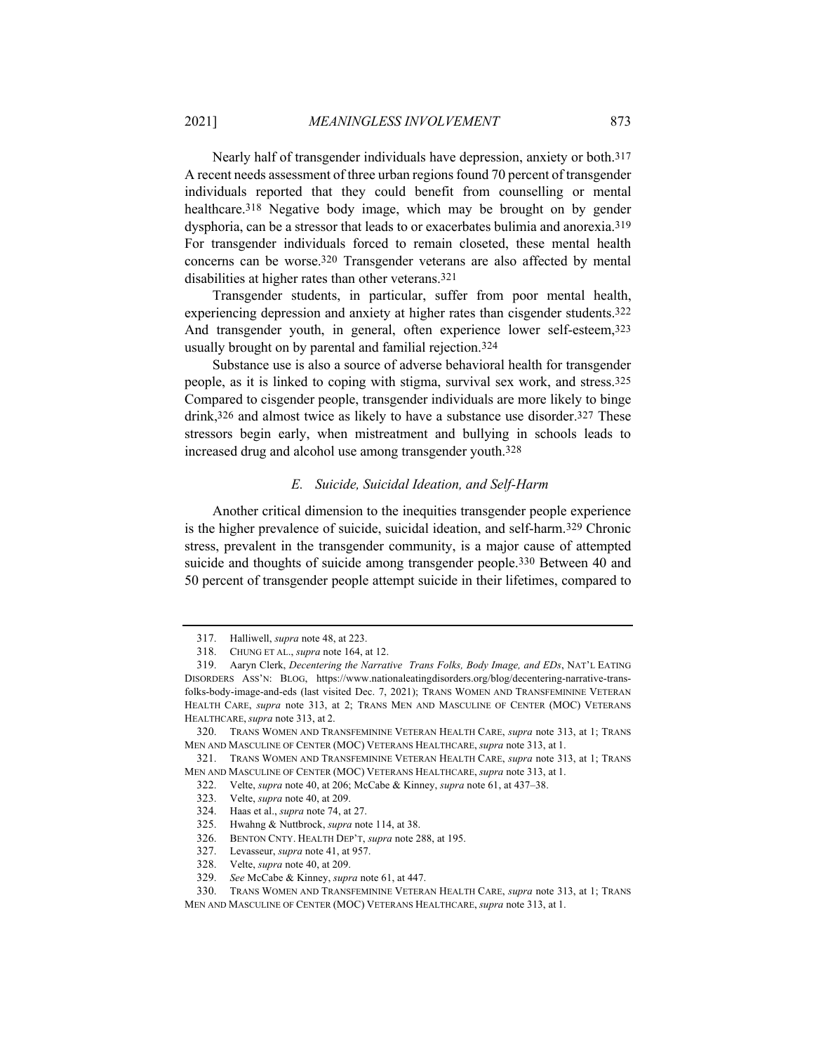Nearly half of transgender individuals have depression, anxiety or both.[317] A recent needs assessment of three urban regions found 70 percent of transgender individuals reported that they could benefit from counselling or mental healthcare.[318] Negative body image, which may be brought on by gender dysphoria, can be a stressor that leads to or exacerbates bulimia and anorexia.[319] For transgender individuals forced to remain closeted, these mental health concerns can be worse.[320] Transgender veterans are also affected by mental disabilities at higher rates than other veterans.[321]

Transgender students, in particular, suffer from poor mental health, experiencing depression and anxiety at higher rates than cisgender students.[322] And transgender youth, in general, often experience lower self-esteem,[323] usually brought on by parental and familial rejection.[324]

Substance use is also a source of adverse behavioral health for transgender people, as it is linked to coping with stigma, survival sex work, and stress.[325] Compared to cisgender people, transgender individuals are more likely to binge drink,[326] and almost twice as likely to have a substance use disorder.[327] These stressors begin early, when mistreatment and bullying in schools leads to increased drug and alcohol use among transgender youth.[328]

### *E. Suicide, Suicidal Ideation, and Self-Harm*

Another critical dimension to the inequities transgender people experience is the higher prevalence of suicide, suicidal ideation, and self-harm.[329] Chronic stress, prevalent in the transgender community, is a major cause of attempted suicide and thoughts of suicide among transgender people.[330] Between 40 and 50 percent of transgender people attempt suicide in their lifetimes, compared to

---

317. Halliwell, *supra* note 48, at 223.

318. CHUNG ET AL., *supra* note 164, at 12.

319. Aaryn Clerk, *Decentering the Narrative Trans Folks, Body Image, and EDs*, NAT'L EATING DISORDERS ASS'N: BLOG, https://www.nationaleatingdisorders.org/blog/decentering-narrative-trans-folks-body-image-and-eds (last visited Dec. 7, 2021); TRANS WOMEN AND TRANSFEMININE VETERAN HEALTH CARE, *supra* note 313, at 2; TRANS MEN AND MASCULINE OF CENTER (MOC) VETERANS HEALTHCARE, *supra* note 313, at 2.

320. TRANS WOMEN AND TRANSFEMININE VETERAN HEALTH CARE, *supra* note 313, at 1; TRANS MEN AND MASCULINE OF CENTER (MOC) VETERANS HEALTHCARE, *supra* note 313, at 1.

321. TRANS WOMEN AND TRANSFEMININE VETERAN HEALTH CARE, *supra* note 313, at 1; TRANS MEN AND MASCULINE OF CENTER (MOC) VETERANS HEALTHCARE, *supra* note 313, at 1.

322. Velte, *supra* note 40, at 206; McCabe & Kinney, *supra* note 61, at 437–38.

323. Velte, *supra* note 40, at 209.

324. Haas et al., *supra* note 74, at 27.

325. Hwahng & Nuttbrock, *supra* note 114, at 38.

326. BENTON CNTY. HEALTH DEP'T, *supra* note 288, at 195.

327. Levasseur, *supra* note 41, at 957.

328. Velte, *supra* note 40, at 209.

329. *See* McCabe & Kinney, *supra* note 61, at 447.

330. TRANS WOMEN AND TRANSFEMININE VETERAN HEALTH CARE, *supra* note 313, at 1; TRANS MEN AND MASCULINE OF CENTER (MOC) VETERANS HEALTHCARE, *supra* note 313, at 1.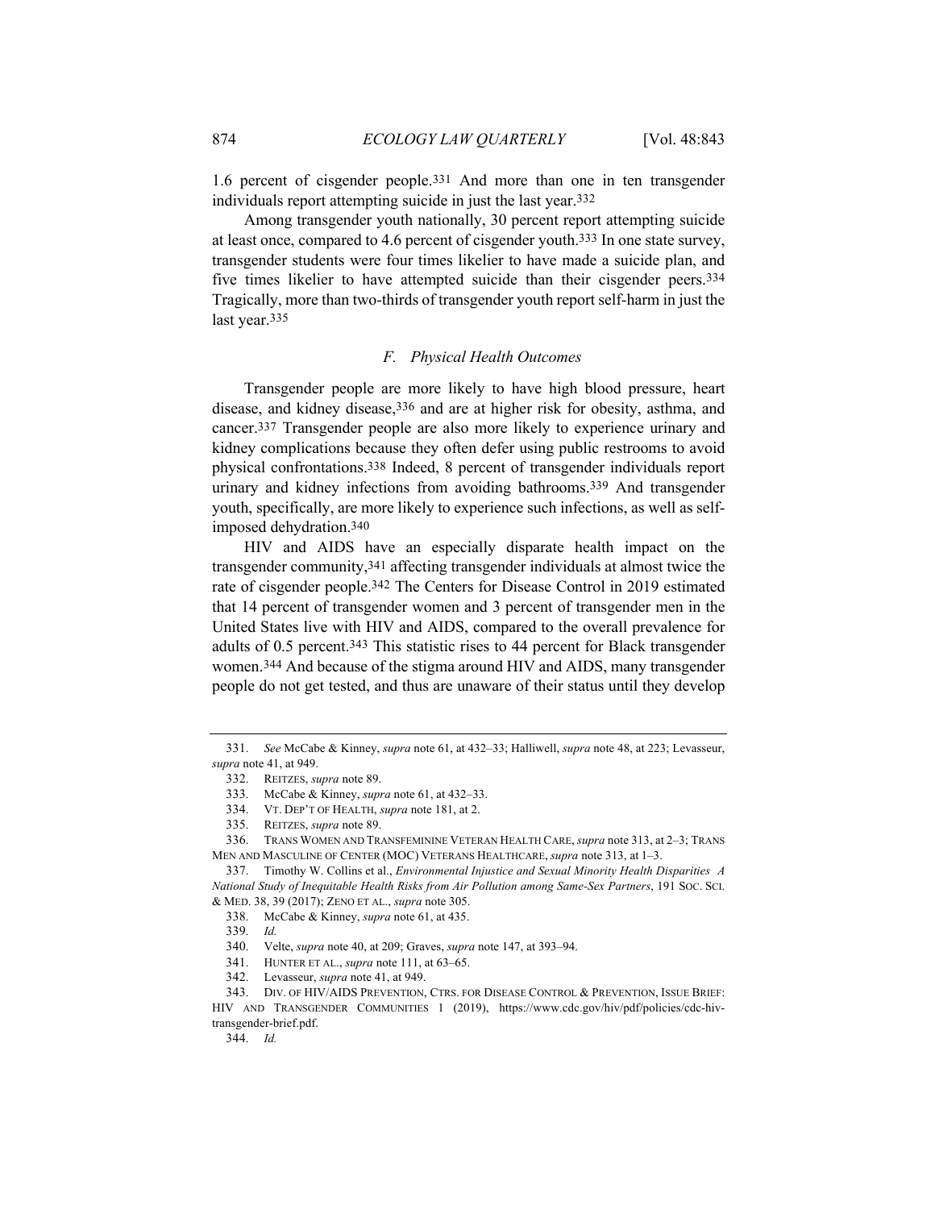1.6 percent of cisgender people.[331] And more than one in ten transgender individuals report attempting suicide in just the last year.[332]

Among transgender youth nationally, 30 percent report attempting suicide at least once, compared to 4.6 percent of cisgender youth.[333] In one state survey, transgender students were four times likelier to have made a suicide plan, and five times likelier to have attempted suicide than their cisgender peers.[334] Tragically, more than two-thirds of transgender youth report self-harm in just the last year.[335]

### *F. Physical Health Outcomes*

Transgender people are more likely to have high blood pressure, heart disease, and kidney disease,[336] and are at higher risk for obesity, asthma, and cancer.[337] Transgender people are also more likely to experience urinary and kidney complications because they often defer using public restrooms to avoid physical confrontations.[338] Indeed, 8 percent of transgender individuals report urinary and kidney infections from avoiding bathrooms.[339] And transgender youth, specifically, are more likely to experience such infections, as well as self-imposed dehydration.[340]

HIV and AIDS have an especially disparate health impact on the transgender community,[341] affecting transgender individuals at almost twice the rate of cisgender people.[342] The Centers for Disease Control in 2019 estimated that 14 percent of transgender women and 3 percent of transgender men in the United States live with HIV and AIDS, compared to the overall prevalence for adults of 0.5 percent.[343] This statistic rises to 44 percent for Black transgender women.[344] And because of the stigma around HIV and AIDS, many transgender people do not get tested, and thus are unaware of their status until they develop

---

331. *See* McCabe & Kinney, *supra* note 61, at 432–33; Halliwell, *supra* note 48, at 223; Levasseur, *supra* note 41, at 949.

332. REITZES, *supra* note 89.

333. McCabe & Kinney, *supra* note 61, at 432–33.

334. VT. DEP'T OF HEALTH, *supra* note 181, at 2.

335. REITZES, *supra* note 89.

336. TRANS WOMEN AND TRANSFEMININE VETERAN HEALTH CARE, *supra* note 313, at 2–3; TRANS MEN AND MASCULINE OF CENTER (MOC) VETERANS HEALTHCARE, *supra* note 313, at 1–3.

337. Timothy W. Collins et al., *Environmental Injustice and Sexual Minority Health Disparities A National Study of Inequitable Health Risks from Air Pollution among Same-Sex Partners*, 191 SOC. SCI. & MED. 38, 39 (2017); ZENO ET AL., *supra* note 305.

338. McCabe & Kinney, *supra* note 61, at 435.

339. *Id.*

340. Velte, *supra* note 40, at 209; Graves, *supra* note 147, at 393–94.

341. HUNTER ET AL., *supra* note 111, at 63–65.

342. Levasseur, *supra* note 41, at 949.

343. DIV. OF HIV/AIDS PREVENTION, CTRS. FOR DISEASE CONTROL & PREVENTION, ISSUE BRIEF: HIV AND TRANSGENDER COMMUNITIES 1 (2019), https://www.cdc.gov/hiv/pdf/policies/cdc-hiv-transgender-brief.pdf.

344. *Id.*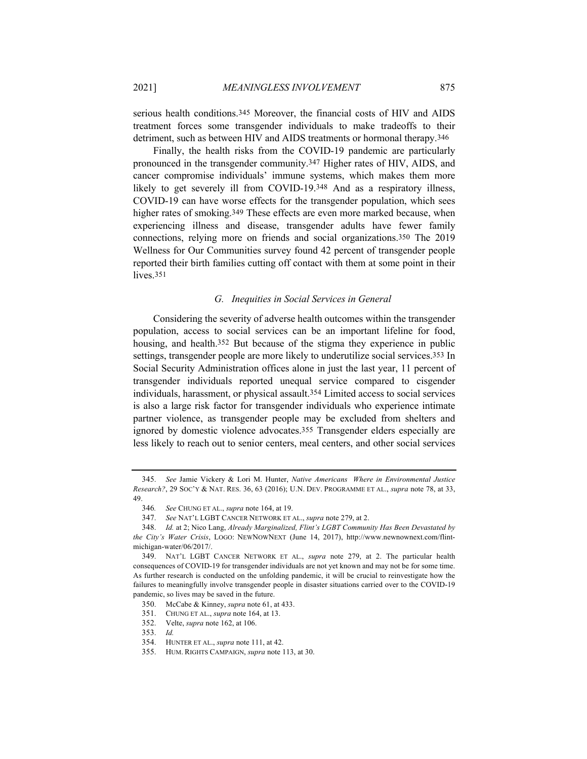serious health conditions.[345] Moreover, the financial costs of HIV and AIDS treatment forces some transgender individuals to make tradeoffs to their detriment, such as between HIV and AIDS treatments or hormonal therapy.[346]

Finally, the health risks from the COVID-19 pandemic are particularly pronounced in the transgender community.[347] Higher rates of HIV, AIDS, and cancer compromise individuals' immune systems, which makes them more likely to get severely ill from COVID-19.[348] And as a respiratory illness, COVID-19 can have worse effects for the transgender population, which sees higher rates of smoking.[349] These effects are even more marked because, when experiencing illness and disease, transgender adults have fewer family connections, relying more on friends and social organizations.[350] The 2019 Wellness for Our Communities survey found 42 percent of transgender people reported their birth families cutting off contact with them at some point in their lives.[351]

### *G. Inequities in Social Services in General*

Considering the severity of adverse health outcomes within the transgender population, access to social services can be an important lifeline for food, housing, and health.[352] But because of the stigma they experience in public settings, transgender people are more likely to underutilize social services.[353] In Social Security Administration offices alone in just the last year, 11 percent of transgender individuals reported unequal service compared to cisgender individuals, harassment, or physical assault.[354] Limited access to social services is also a large risk factor for transgender individuals who experience intimate partner violence, as transgender people may be excluded from shelters and ignored by domestic violence advocates.[355] Transgender elders especially are less likely to reach out to senior centers, meal centers, and other social services

---

345. *See* Jamie Vickery & Lori M. Hunter, *Native Americans Where in Environmental Justice Research?*, 29 SOC'Y & NAT. RES. 36, 63 (2016); U.N. DEV. PROGRAMME ET AL., *supra* note 78, at 33, 49.

346. *See* CHUNG ET AL., *supra* note 164, at 19.

347. *See* NAT'L LGBT CANCER NETWORK ET AL., *supra* note 279, at 2.

348. *Id.* at 2; Nico Lang, *Already Marginalized, Flint's LGBT Community Has Been Devastated by the City's Water Crisis*, LOGO: NEWNOWNEXT (June 14, 2017), http://www.newnownext.com/flint-michigan-water/06/2017/.

349. NAT'L LGBT CANCER NETWORK ET AL., *supra* note 279, at 2. The particular health consequences of COVID-19 for transgender individuals are not yet known and may not be for some time. As further research is conducted on the unfolding pandemic, it will be crucial to reinvestigate how the failures to meaningfully involve transgender people in disaster situations carried over to the COVID-19 pandemic, so lives may be saved in the future.

350. McCabe & Kinney, *supra* note 61, at 433.

351. CHUNG ET AL., *supra* note 164, at 13.

352. Velte, *supra* note 162, at 106.

353. *Id.*

354. HUNTER ET AL., *supra* note 111, at 42.

355. HUM. RIGHTS CAMPAIGN, *supra* note 113, at 30.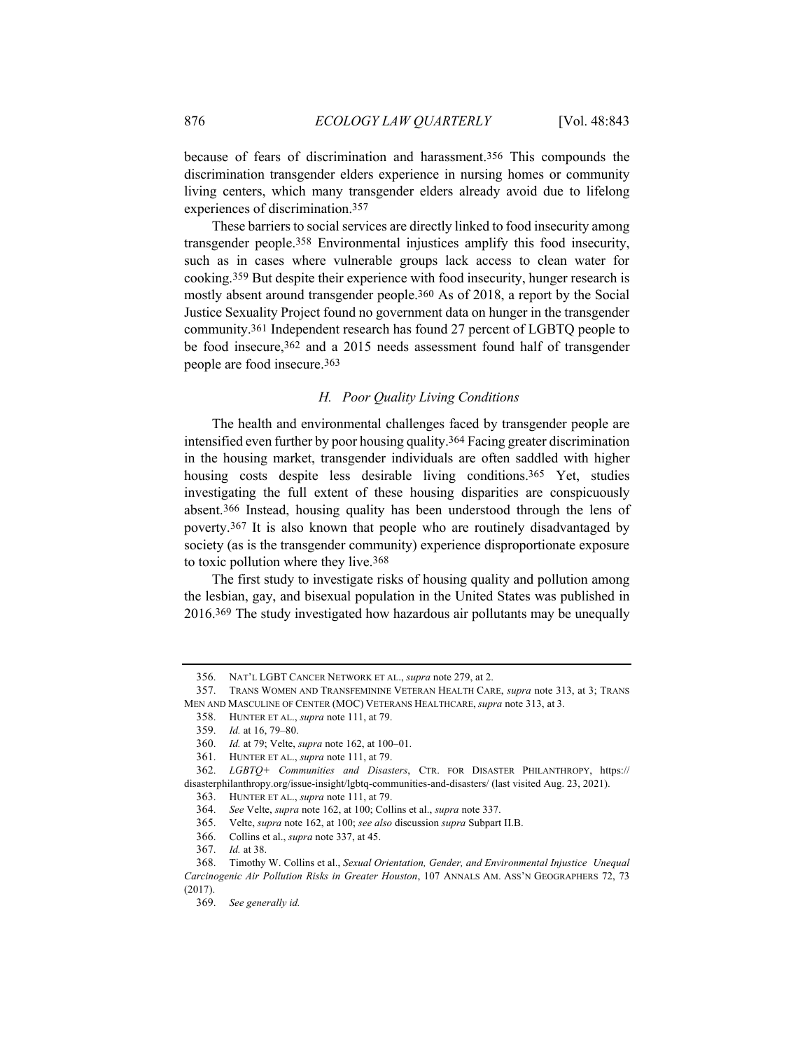because of fears of discrimination and harassment.[356] This compounds the discrimination transgender elders experience in nursing homes or community living centers, which many transgender elders already avoid due to lifelong experiences of discrimination.[357]

These barriers to social services are directly linked to food insecurity among transgender people.[358] Environmental injustices amplify this food insecurity, such as in cases where vulnerable groups lack access to clean water for cooking.[359] But despite their experience with food insecurity, hunger research is mostly absent around transgender people.[360] As of 2018, a report by the Social Justice Sexuality Project found no government data on hunger in the transgender community.[361] Independent research has found 27 percent of LGBTQ people to be food insecure,[362] and a 2015 needs assessment found half of transgender people are food insecure.[363]

### *H. Poor Quality Living Conditions*

The health and environmental challenges faced by transgender people are intensified even further by poor housing quality.[364] Facing greater discrimination in the housing market, transgender individuals are often saddled with higher housing costs despite less desirable living conditions.[365] Yet, studies investigating the full extent of these housing disparities are conspicuously absent.[366] Instead, housing quality has been understood through the lens of poverty.[367] It is also known that people who are routinely disadvantaged by society (as is the transgender community) experience disproportionate exposure to toxic pollution where they live.[368]

The first study to investigate risks of housing quality and pollution among the lesbian, gay, and bisexual population in the United States was published in 2016.[369] The study investigated how hazardous air pollutants may be unequally

---

356. NAT'L LGBT CANCER NETWORK ET AL., *supra* note 279, at 2.

357. TRANS WOMEN AND TRANSFEMININE VETERAN HEALTH CARE, *supra* note 313, at 3; TRANS MEN AND MASCULINE OF CENTER (MOC) VETERANS HEALTHCARE, *supra* note 313, at 3.

358. HUNTER ET AL., *supra* note 111, at 79.

359. *Id.* at 16, 79–80.

360. *Id.* at 79; Velte, *supra* note 162, at 100–01.

361. HUNTER ET AL., *supra* note 111, at 79.

362. *LGBTQ+ Communities and Disasters*, CTR. FOR DISASTER PHILANTHROPY, https://disasterphilanthropy.org/issue-insight/lgbtq-communities-and-disasters/ (last visited Aug. 23, 2021).

363. HUNTER ET AL., *supra* note 111, at 79.

364. *See* Velte, *supra* note 162, at 100; Collins et al., *supra* note 337.

365. Velte, *supra* note 162, at 100; *see also* discussion *supra* Subpart II.B.

366. Collins et al., *supra* note 337, at 45.

367. *Id.* at 38.

368. Timothy W. Collins et al., *Sexual Orientation, Gender, and Environmental Injustice Unequal Carcinogenic Air Pollution Risks in Greater Houston*, 107 ANNALS AM. ASS'N GEOGRAPHERS 72, 73 (2017).

369. *See generally id.*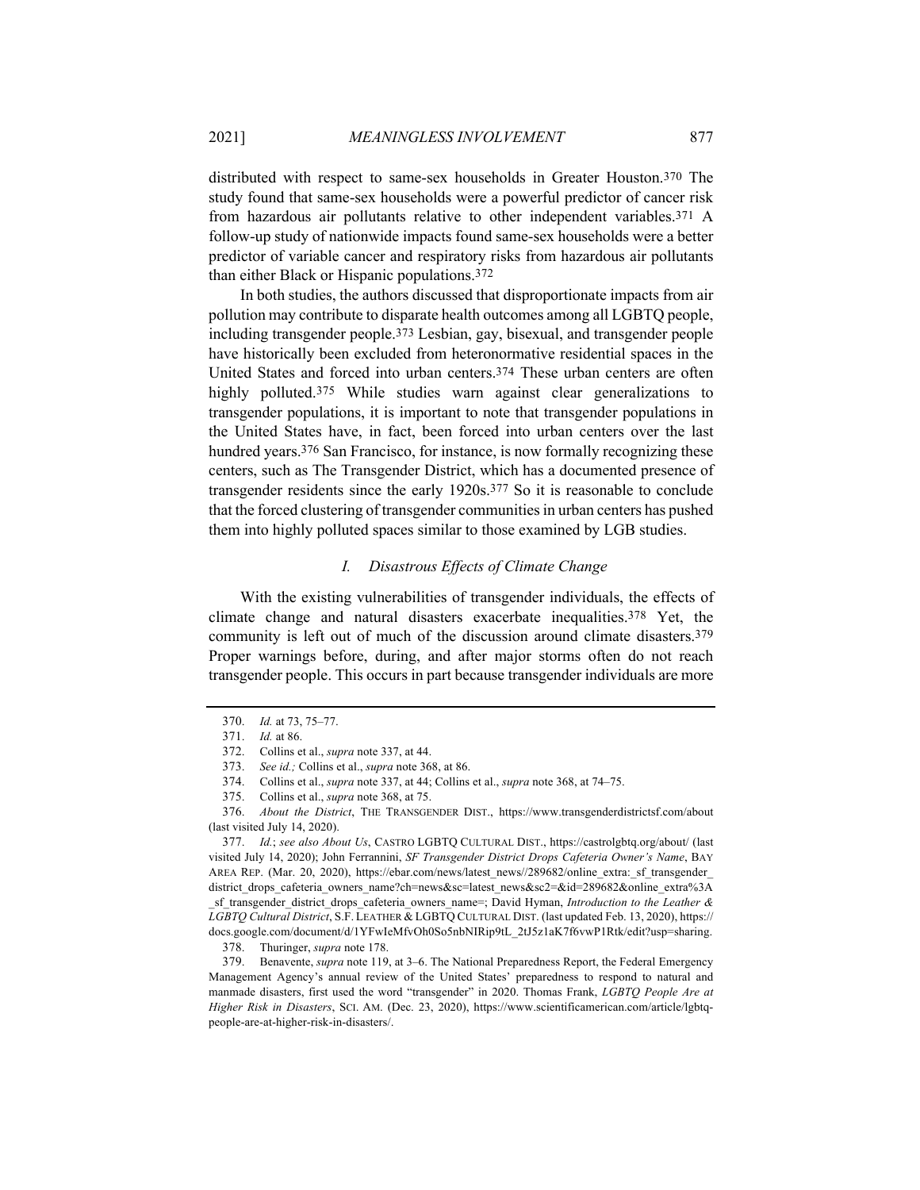distributed with respect to same-sex households in Greater Houston.[370] The study found that same-sex households were a powerful predictor of cancer risk from hazardous air pollutants relative to other independent variables.[371] A follow-up study of nationwide impacts found same-sex households were a better predictor of variable cancer and respiratory risks from hazardous air pollutants than either Black or Hispanic populations.[372]

In both studies, the authors discussed that disproportionate impacts from air pollution may contribute to disparate health outcomes among all LGBTQ people, including transgender people.[373] Lesbian, gay, bisexual, and transgender people have historically been excluded from heteronormative residential spaces in the United States and forced into urban centers.[374] These urban centers are often highly polluted.[375] While studies warn against clear generalizations to transgender populations, it is important to note that transgender populations in the United States have, in fact, been forced into urban centers over the last hundred years.[376] San Francisco, for instance, is now formally recognizing these centers, such as The Transgender District, which has a documented presence of transgender residents since the early 1920s.[377] So it is reasonable to conclude that the forced clustering of transgender communities in urban centers has pushed them into highly polluted spaces similar to those examined by LGB studies.

### *I. Disastrous Effects of Climate Change*

With the existing vulnerabilities of transgender individuals, the effects of climate change and natural disasters exacerbate inequalities.[378] Yet, the community is left out of much of the discussion around climate disasters.[379] Proper warnings before, during, and after major storms often do not reach transgender people. This occurs in part because transgender individuals are more

---

370. *Id.* at 73, 75–77.

371. *Id.* at 86.

372. Collins et al., *supra* note 337, at 44.

373. *See id.;* Collins et al., *supra* note 368, at 86.

374. Collins et al., *supra* note 337, at 44; Collins et al., *supra* note 368, at 74–75.

375. Collins et al., *supra* note 368, at 75.

376. *About the District*, THE TRANSGENDER DIST., https://www.transgenderdistrictsf.com/about (last visited July 14, 2020).

377. *Id.*; *see also About Us*, CASTRO LGBTQ CULTURAL DIST., https://castrolgbtq.org/about/ (last visited July 14, 2020); John Ferrannini, *SF Transgender District Drops Cafeteria Owner's Name*, BAY AREA REP. (Mar. 20, 2020), https://ebar.com/news/latest_news//289682/online_extra:_sf_transgender_district_drops_cafeteria_owners_name?ch=news&sc=latest_news&sc2=&id=289682&online_extra%3A_sf_transgender_district_drops_cafeteria_owners_name=; David Hyman, *Introduction to the Leather & LGBTQ Cultural District*, S.F. LEATHER & LGBTQ CULTURAL DIST. (last updated Feb. 13, 2020), https://docs.google.com/document/d/1YFwIeMfvOh0So5nbNIRip9tL_2tJ5z1aK7f6vwP1Rtk/edit?usp=sharing.

378. Thuringer, *supra* note 178.

379. Benavente, *supra* note 119, at 3–6. The National Preparedness Report, the Federal Emergency Management Agency's annual review of the United States' preparedness to respond to natural and manmade disasters, first used the word "transgender" in 2020. Thomas Frank, *LGBTQ People Are at Higher Risk in Disasters*, SCI. AM. (Dec. 23, 2020), https://www.scientificamerican.com/article/lgbtq-people-are-at-higher-risk-in-disasters/.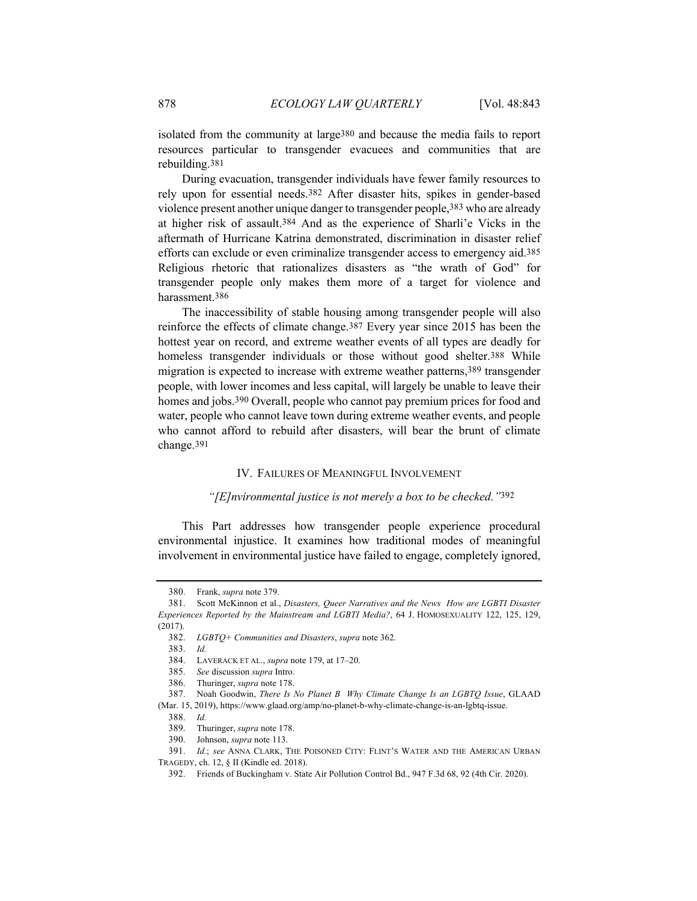isolated from the community at large[380] and because the media fails to report resources particular to transgender evacuees and communities that are rebuilding.[381]

During evacuation, transgender individuals have fewer family resources to rely upon for essential needs.[382] After disaster hits, spikes in gender-based violence present another unique danger to transgender people,[383] who are already at higher risk of assault.[384] And as the experience of Sharli'e Vicks in the aftermath of Hurricane Katrina demonstrated, discrimination in disaster relief efforts can exclude or even criminalize transgender access to emergency aid.[385] Religious rhetoric that rationalizes disasters as "the wrath of God" for transgender people only makes them more of a target for violence and harassment.[386]

The inaccessibility of stable housing among transgender people will also reinforce the effects of climate change.[387] Every year since 2015 has been the hottest year on record, and extreme weather events of all types are deadly for homeless transgender individuals or those without good shelter.[388] While migration is expected to increase with extreme weather patterns,[389] transgender people, with lower incomes and less capital, will largely be unable to leave their homes and jobs.[390] Overall, people who cannot pay premium prices for food and water, people who cannot leave town during extreme weather events, and people who cannot afford to rebuild after disasters, will bear the brunt of climate change.[391]

## IV. Failures of Meaningful Involvement

*"[E]nvironmental justice is not merely a box to be checked."*[392]

This Part addresses how transgender people experience procedural environmental injustice. It examines how traditional modes of meaningful involvement in environmental justice have failed to engage, completely ignored,

---

380. Frank, *supra* note 379.

381. Scott McKinnon et al., *Disasters, Queer Narratives and the News How are LGBTI Disaster Experiences Reported by the Mainstream and LGBTI Media?*, 64 J. Homosexuality 122, 125, 129, (2017).

382. *LGBTQ+ Communities and Disasters*, *supra* note 362.

383. *Id.*

384. Laverack et al., *supra* note 179, at 17–20.

385. *See* discussion *supra* Intro.

386. Thuringer, *supra* note 178.

387. Noah Goodwin, *There Is No Planet B Why Climate Change Is an LGBTQ Issue*, GLAAD (Mar. 15, 2019), https://www.glaad.org/amp/no-planet-b-why-climate-change-is-an-lgbtq-issue.

388. *Id.*

389. Thuringer, *supra* note 178.

390. Johnson, *supra* note 113.

391. *Id.*; *see* Anna Clark, The Poisoned City: Flint's Water and the American Urban Tragedy, ch. 12, § II (Kindle ed. 2018).

392. Friends of Buckingham v. State Air Pollution Control Bd., 947 F.3d 68, 92 (4th Cir. 2020).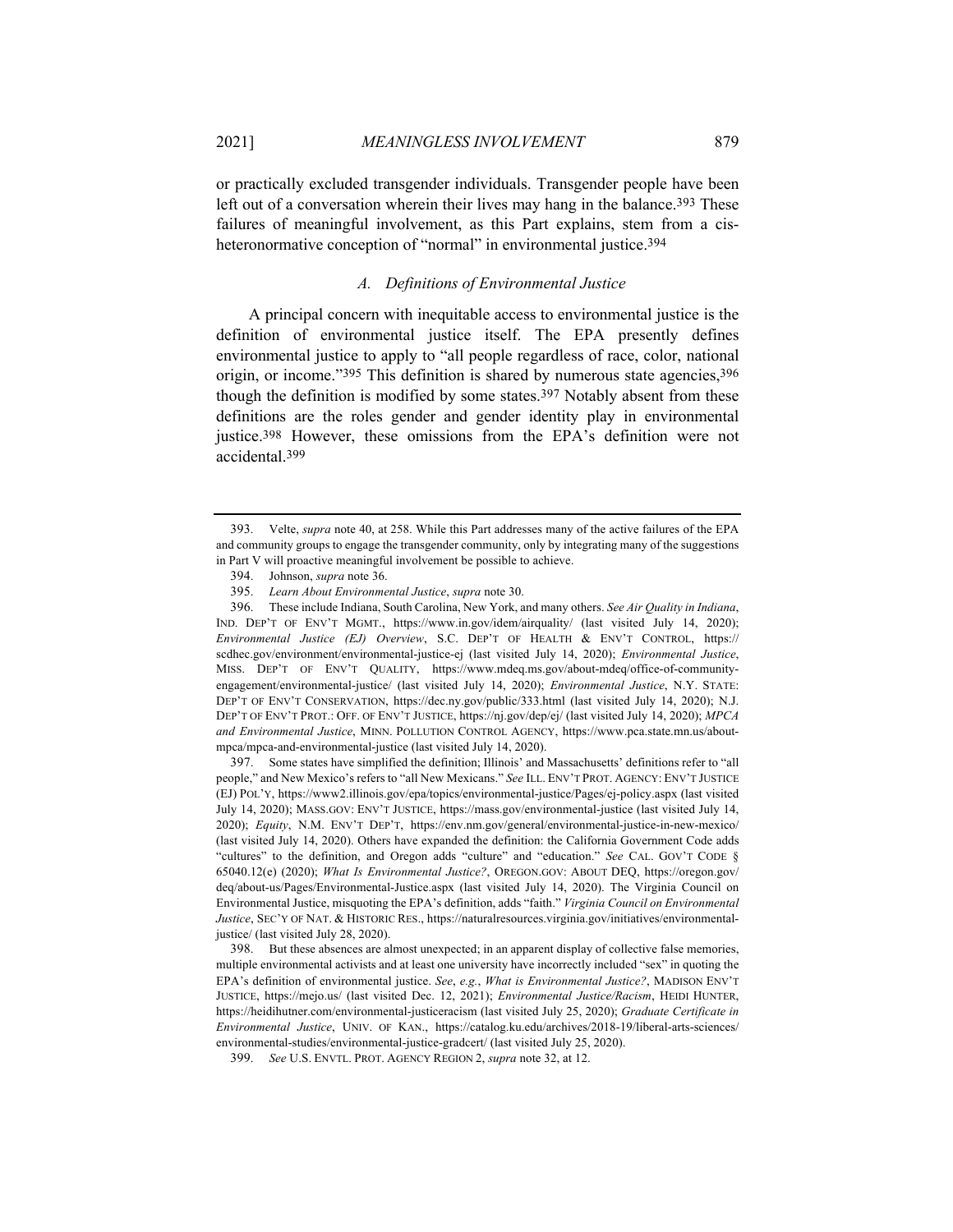or practically excluded transgender individuals. Transgender people have been left out of a conversation wherein their lives may hang in the balance.[393] These failures of meaningful involvement, as this Part explains, stem from a cis-heteronormative conception of "normal" in environmental justice.[394]

### *A. Definitions of Environmental Justice*

A principal concern with inequitable access to environmental justice is the definition of environmental justice itself. The EPA presently defines environmental justice to apply to "all people regardless of race, color, national origin, or income."[395] This definition is shared by numerous state agencies,[396] though the definition is modified by some states.[397] Notably absent from these definitions are the roles gender and gender identity play in environmental justice.[398] However, these omissions from the EPA's definition were not accidental.[399]

---

393. Velte, *supra* note 40, at 258. While this Part addresses many of the active failures of the EPA and community groups to engage the transgender community, only by integrating many of the suggestions in Part V will proactive meaningful involvement be possible to achieve.

394. Johnson, *supra* note 36.

395. *Learn About Environmental Justice*, *supra* note 30.

396. These include Indiana, South Carolina, New York, and many others. *See Air Quality in Indiana*, IND. DEP'T OF ENV'T MGMT., https://www.in.gov/idem/airquality/ (last visited July 14, 2020); *Environmental Justice (EJ) Overview*, S.C. DEP'T OF HEALTH & ENV'T CONTROL, https://scdhec.gov/environment/environmental-justice-ej (last visited July 14, 2020); *Environmental Justice*, MISS. DEP'T OF ENV'T QUALITY, https://www.mdeq.ms.gov/about-mdeq/office-of-community-engagement/environmental-justice/ (last visited July 14, 2020); *Environmental Justice*, N.Y. STATE: DEP'T OF ENV'T CONSERVATION, https://dec.ny.gov/public/333.html (last visited July 14, 2020); N.J. DEP'T OF ENV'T PROT.: OFF. OF ENV'T JUSTICE, https://nj.gov/dep/ej/ (last visited July 14, 2020); *MPCA and Environmental Justice*, MINN. POLLUTION CONTROL AGENCY, https://www.pca.state.mn.us/about-mpca/mpca-and-environmental-justice (last visited July 14, 2020).

397. Some states have simplified the definition; Illinois' and Massachusetts' definitions refer to "all people," and New Mexico's refers to "all New Mexicans." *See* ILL. ENV'T PROT. AGENCY: ENV'T JUSTICE (EJ) POL'Y, https://www2.illinois.gov/epa/topics/environmental-justice/Pages/ej-policy.aspx (last visited July 14, 2020); MASS.GOV: ENV'T JUSTICE, https://mass.gov/environmental-justice (last visited July 14, 2020); *Equity*, N.M. ENV'T DEP'T, https://env.nm.gov/general/environmental-justice-in-new-mexico/ (last visited July 14, 2020). Others have expanded the definition: the California Government Code adds "cultures" to the definition, and Oregon adds "culture" and "education." *See* CAL. GOV'T CODE § 65040.12(e) (2020); *What Is Environmental Justice?*, OREGON.GOV: ABOUT DEQ, https://oregon.gov/deq/about-us/Pages/Environmental-Justice.aspx (last visited July 14, 2020). The Virginia Council on Environmental Justice, misquoting the EPA's definition, adds "faith." *Virginia Council on Environmental Justice*, SEC'Y OF NAT. & HISTORIC RES., https://naturalresources.virginia.gov/initiatives/environmental-justice/ (last visited July 28, 2020).

398. But these absences are almost unexpected; in an apparent display of collective false memories, multiple environmental activists and at least one university have incorrectly included "sex" in quoting the EPA's definition of environmental justice. *See*, *e.g.*, *What is Environmental Justice?*, MADISON ENV'T JUSTICE, https://mejo.us/ (last visited Dec. 12, 2021); *Environmental Justice/Racism*, HEIDI HUNTER, https://heidihutner.com/environmental-justiceracism (last visited July 25, 2020); *Graduate Certificate in Environmental Justice*, UNIV. OF KAN., https://catalog.ku.edu/archives/2018-19/liberal-arts-sciences/environmental-studies/environmental-justice-gradcert/ (last visited July 25, 2020).

399. *See* U.S. ENVTL. PROT. AGENCY REGION 2, *supra* note 32, at 12.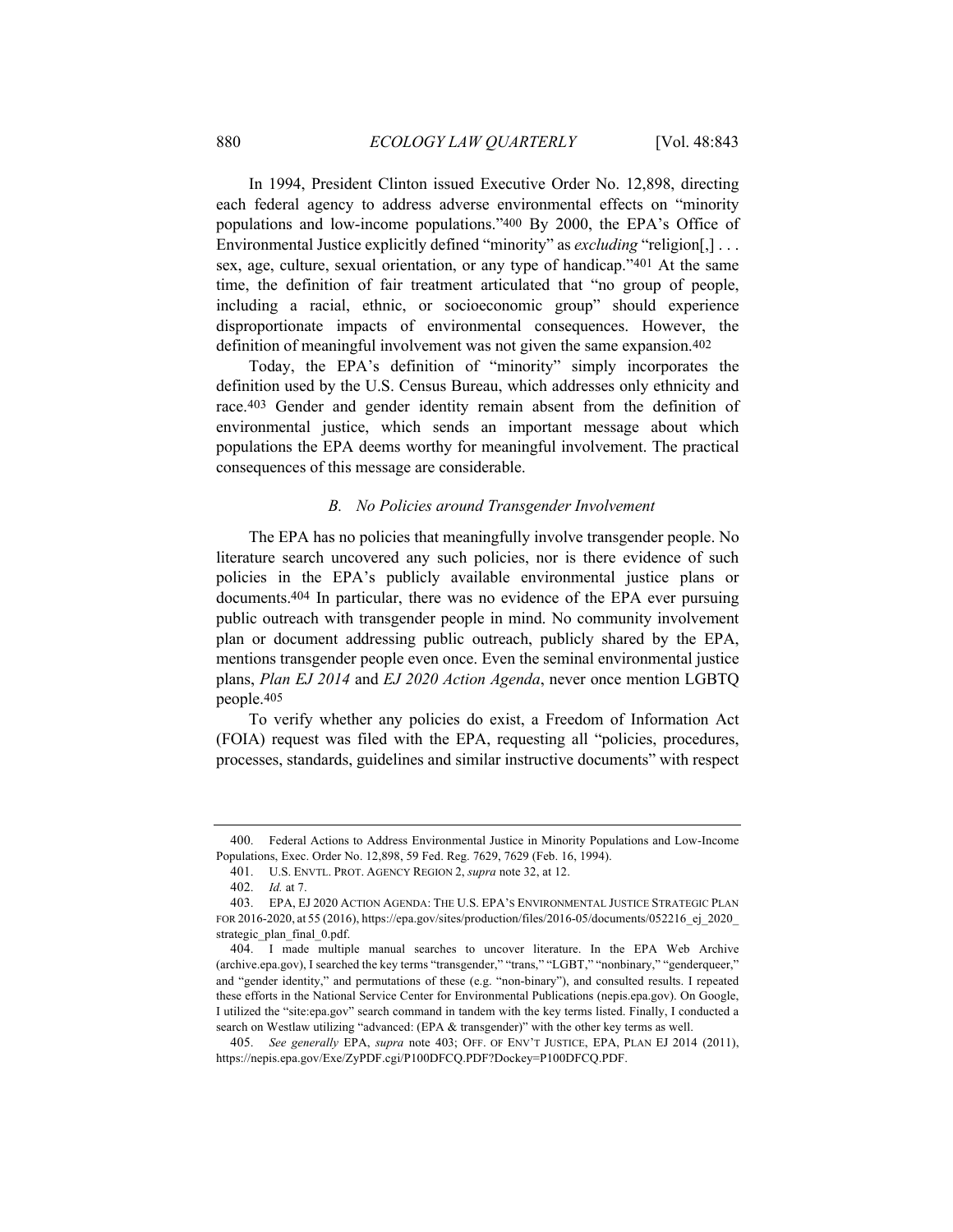In 1994, President Clinton issued Executive Order No. 12,898, directing each federal agency to address adverse environmental effects on "minority populations and low-income populations."[400] By 2000, the EPA's Office of Environmental Justice explicitly defined "minority" as *excluding* "religion[,] . . . sex, age, culture, sexual orientation, or any type of handicap."[401] At the same time, the definition of fair treatment articulated that "no group of people, including a racial, ethnic, or socioeconomic group" should experience disproportionate impacts of environmental consequences. However, the definition of meaningful involvement was not given the same expansion.[402]

Today, the EPA's definition of "minority" simply incorporates the definition used by the U.S. Census Bureau, which addresses only ethnicity and race.[403] Gender and gender identity remain absent from the definition of environmental justice, which sends an important message about which populations the EPA deems worthy for meaningful involvement. The practical consequences of this message are considerable.

### *B. No Policies around Transgender Involvement*

The EPA has no policies that meaningfully involve transgender people. No literature search uncovered any such policies, nor is there evidence of such policies in the EPA's publicly available environmental justice plans or documents.[404] In particular, there was no evidence of the EPA ever pursuing public outreach with transgender people in mind. No community involvement plan or document addressing public outreach, publicly shared by the EPA, mentions transgender people even once. Even the seminal environmental justice plans, *Plan EJ 2014* and *EJ 2020 Action Agenda*, never once mention LGBTQ people.[405]

To verify whether any policies do exist, a Freedom of Information Act (FOIA) request was filed with the EPA, requesting all "policies, procedures, processes, standards, guidelines and similar instructive documents" with respect

---

400. Federal Actions to Address Environmental Justice in Minority Populations and Low-Income Populations, Exec. Order No. 12,898, 59 Fed. Reg. 7629, 7629 (Feb. 16, 1994).

401. U.S. ENVTL. PROT. AGENCY REGION 2, *supra* note 32, at 12.

402. *Id.* at 7.

403. EPA, EJ 2020 ACTION AGENDA: THE U.S. EPA'S ENVIRONMENTAL JUSTICE STRATEGIC PLAN FOR 2016-2020, at 55 (2016), https://epa.gov/sites/production/files/2016-05/documents/052216_ej_2020_strategic_plan_final_0.pdf.

404. I made multiple manual searches to uncover literature. In the EPA Web Archive (archive.epa.gov), I searched the key terms "transgender," "trans," "LGBT," "nonbinary," "genderqueer," and "gender identity," and permutations of these (e.g. "non-binary"), and consulted results. I repeated these efforts in the National Service Center for Environmental Publications (nepis.epa.gov). On Google, I utilized the "site:epa.gov" search command in tandem with the key terms listed. Finally, I conducted a search on Westlaw utilizing "advanced: (EPA & transgender)" with the other key terms as well.

405. *See generally* EPA, *supra* note 403; OFF. OF ENV'T JUSTICE, EPA, PLAN EJ 2014 (2011), https://nepis.epa.gov/Exe/ZyPDF.cgi/P100DFCQ.PDF?Dockey=P100DFCQ.PDF.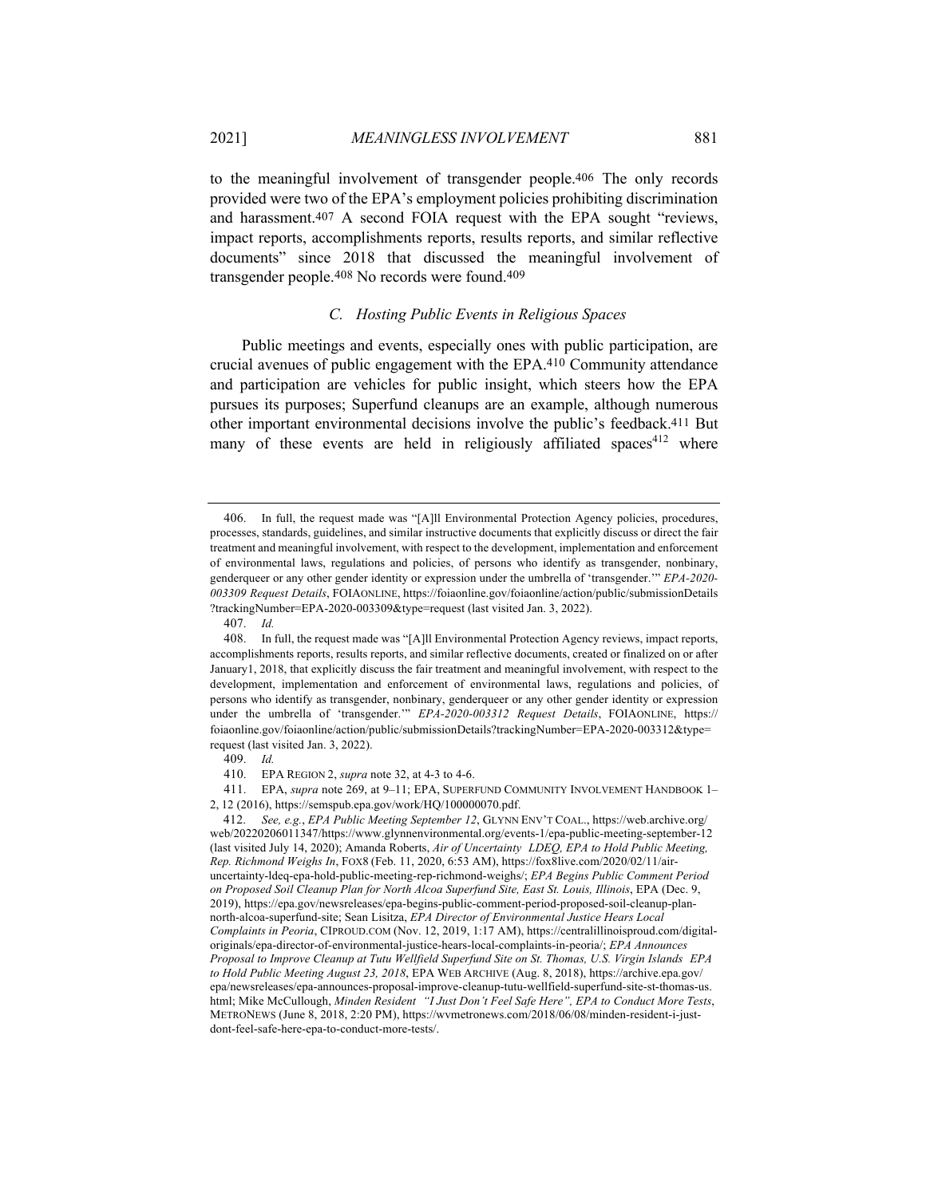to the meaningful involvement of transgender people.[406] The only records provided were two of the EPA's employment policies prohibiting discrimination and harassment.[407] A second FOIA request with the EPA sought "reviews, impact reports, accomplishments reports, results reports, and similar reflective documents" since 2018 that discussed the meaningful involvement of transgender people.[408] No records were found.[409]

### C. Hosting Public Events in Religious Spaces

Public meetings and events, especially ones with public participation, are crucial avenues of public engagement with the EPA.[410] Community attendance and participation are vehicles for public insight, which steers how the EPA pursues its purposes; Superfund cleanups are an example, although numerous other important environmental decisions involve the public's feedback.[411] But many of these events are held in religiously affiliated spaces[412] where

---

406. In full, the request made was "[A]ll Environmental Protection Agency policies, procedures, processes, standards, guidelines, and similar instructive documents that explicitly discuss or direct the fair treatment and meaningful involvement, with respect to the development, implementation and enforcement of environmental laws, regulations and policies, of persons who identify as transgender, nonbinary, genderqueer or any other gender identity or expression under the umbrella of 'transgender.'" *EPA-2020-003309 Request Details*, FOIAONLINE, https://foiaonline.gov/foiaonline/action/public/submissionDetails?trackingNumber=EPA-2020-003309&type=request (last visited Jan. 3, 2022).

407. *Id.*

408. In full, the request made was "[A]ll Environmental Protection Agency reviews, impact reports, accomplishments reports, results reports, and similar reflective documents, created or finalized on or after January1, 2018, that explicitly discuss the fair treatment and meaningful involvement, with respect to the development, implementation and enforcement of environmental laws, regulations and policies, of persons who identify as transgender, nonbinary, genderqueer or any other gender identity or expression under the umbrella of 'transgender.'" *EPA-2020-003312 Request Details*, FOIAONLINE, https://foiaonline.gov/foiaonline/action/public/submissionDetails?trackingNumber=EPA-2020-003312&type=request (last visited Jan. 3, 2022).

409. *Id.*

410. EPA REGION 2, *supra* note 32, at 4-3 to 4-6.

411. EPA, *supra* note 269, at 9–11; EPA, SUPERFUND COMMUNITY INVOLVEMENT HANDBOOK 1–2, 12 (2016), https://semspub.epa.gov/work/HQ/100000070.pdf.

412. *See, e.g.*, *EPA Public Meeting September 12*, GLYNN ENV'T COAL., https://web.archive.org/web/20220206011347/https://www.glynnenvironmental.org/events-1/epa-public-meeting-september-12 (last visited July 14, 2020); Amanda Roberts, *Air of Uncertainty LDEQ, EPA to Hold Public Meeting, Rep. Richmond Weighs In*, FOX8 (Feb. 11, 2020, 6:53 AM), https://fox8live.com/2020/02/11/air-uncertainty-ldeq-epa-hold-public-meeting-rep-richmond-weighs/; *EPA Begins Public Comment Period on Proposed Soil Cleanup Plan for North Alcoa Superfund Site, East St. Louis, Illinois*, EPA (Dec. 9, 2019), https://epa.gov/newsreleases/epa-begins-public-comment-period-proposed-soil-cleanup-plan-north-alcoa-superfund-site; Sean Lisitza, *EPA Director of Environmental Justice Hears Local Complaints in Peoria*, CIPROUD.COM (Nov. 12, 2019, 1:17 AM), https://centralillinoisproud.com/digital-originals/epa-director-of-environmental-justice-hears-local-complaints-in-peoria/; *EPA Announces Proposal to Improve Cleanup at Tutu Wellfield Superfund Site on St. Thomas, U.S. Virgin Islands EPA to Hold Public Meeting August 23, 2018*, EPA WEB ARCHIVE (Aug. 8, 2018), https://archive.epa.gov/epa/newsreleases/epa-announces-proposal-improve-cleanup-tutu-wellfield-superfund-site-st-thomas-us.html; Mike McCullough, *Minden Resident "I Just Don't Feel Safe Here", EPA to Conduct More Tests*, METRONEWS (June 8, 2018, 2:20 PM), https://wvmetronews.com/2018/06/08/minden-resident-i-just-dont-feel-safe-here-epa-to-conduct-more-tests/.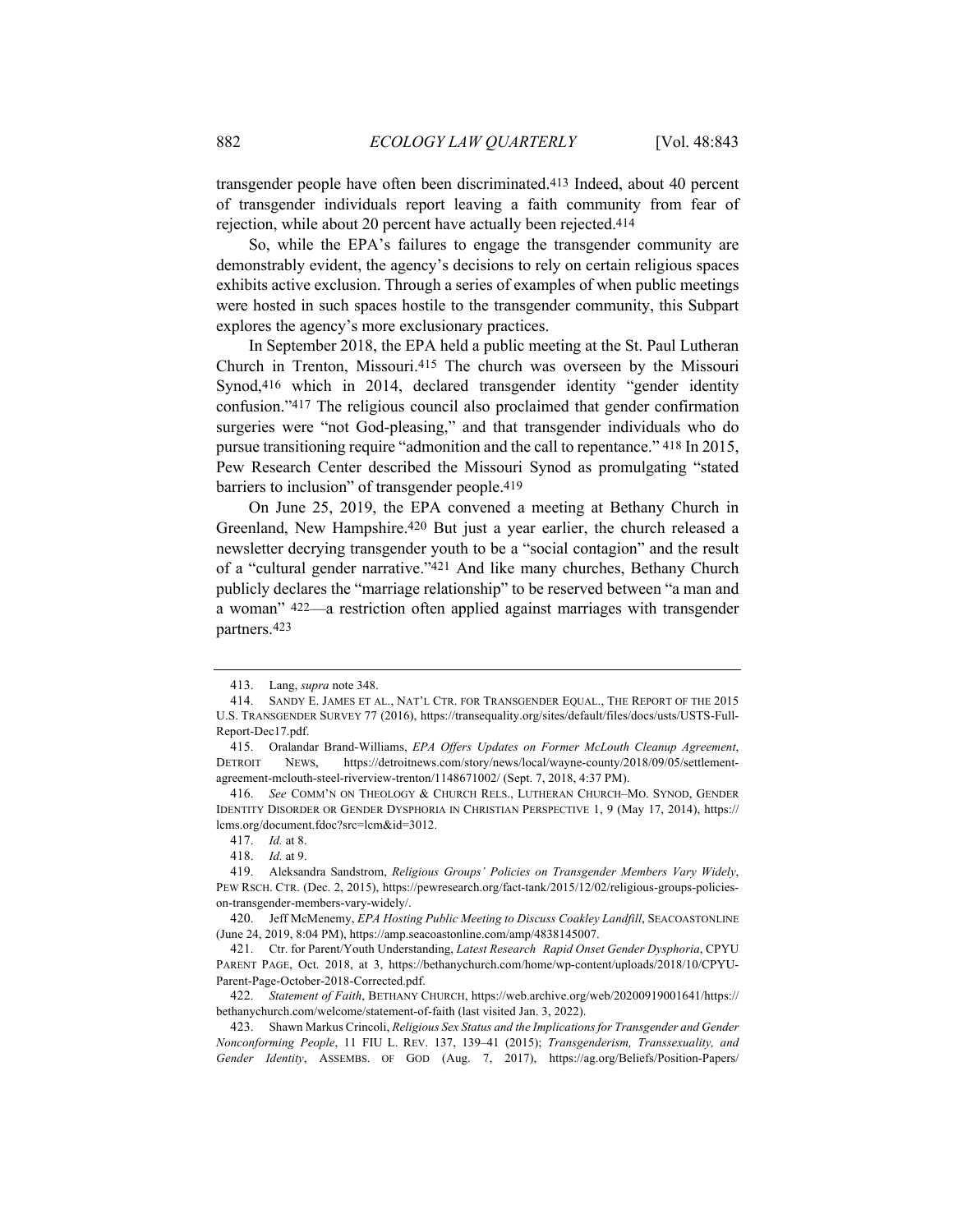transgender people have often been discriminated.[413] Indeed, about 40 percent of transgender individuals report leaving a faith community from fear of rejection, while about 20 percent have actually been rejected.[414]

So, while the EPA's failures to engage the transgender community are demonstrably evident, the agency's decisions to rely on certain religious spaces exhibits active exclusion. Through a series of examples of when public meetings were hosted in such spaces hostile to the transgender community, this Subpart explores the agency's more exclusionary practices.

In September 2018, the EPA held a public meeting at the St. Paul Lutheran Church in Trenton, Missouri.[415] The church was overseen by the Missouri Synod,[416] which in 2014, declared transgender identity "gender identity confusion."[417] The religious council also proclaimed that gender confirmation surgeries were "not God-pleasing," and that transgender individuals who do pursue transitioning require "admonition and the call to repentance." [418] In 2015, Pew Research Center described the Missouri Synod as promulgating "stated barriers to inclusion" of transgender people.[419]

On June 25, 2019, the EPA convened a meeting at Bethany Church in Greenland, New Hampshire.[420] But just a year earlier, the church released a newsletter decrying transgender youth to be a "social contagion" and the result of a "cultural gender narrative."[421] And like many churches, Bethany Church publicly declares the "marriage relationship" to be reserved between "a man and a woman" [422]—a restriction often applied against marriages with transgender partners.[423]

---

413. Lang, *supra* note 348.

414. SANDY E. JAMES ET AL., NAT'L CTR. FOR TRANSGENDER EQUAL., THE REPORT OF THE 2015 U.S. TRANSGENDER SURVEY 77 (2016), https://transequality.org/sites/default/files/docs/usts/USTS-Full-Report-Dec17.pdf.

415. Oralandar Brand-Williams, *EPA Offers Updates on Former McLouth Cleanup Agreement*, DETROIT NEWS, https://detroitnews.com/story/news/local/wayne-county/2018/09/05/settlement-agreement-mclouth-steel-riverview-trenton/1148671002/ (Sept. 7, 2018, 4:37 PM).

416. *See* COMM'N ON THEOLOGY & CHURCH RELS., LUTHERAN CHURCH–MO. SYNOD, GENDER IDENTITY DISORDER OR GENDER DYSPHORIA IN CHRISTIAN PERSPECTIVE 1, 9 (May 17, 2014), https://lcms.org/document.fdoc?src=lcm&id=3012.

417. *Id.* at 8.

418. *Id.* at 9.

419. Aleksandra Sandstrom, *Religious Groups' Policies on Transgender Members Vary Widely*, PEW RSCH. CTR. (Dec. 2, 2015), https://pewresearch.org/fact-tank/2015/12/02/religious-groups-policies-on-transgender-members-vary-widely/.

420. Jeff McMenemy, *EPA Hosting Public Meeting to Discuss Coakley Landfill*, SEACOASTONLINE (June 24, 2019, 8:04 PM), https://amp.seacoastonline.com/amp/4838145007.

421. Ctr. for Parent/Youth Understanding, *Latest Research Rapid Onset Gender Dysphoria*, CPYU PARENT PAGE, Oct. 2018, at 3, https://bethanychurch.com/home/wp-content/uploads/2018/10/CPYU-Parent-Page-October-2018-Corrected.pdf.

422. *Statement of Faith*, BETHANY CHURCH, https://web.archive.org/web/20200919001641/https://bethanychurch.com/welcome/statement-of-faith (last visited Jan. 3, 2022).

423. Shawn Markus Crincoli, *Religious Sex Status and the Implications for Transgender and Gender Nonconforming People*, 11 FIU L. REV. 137, 139–41 (2015); *Transgenderism, Transsexuality, and Gender Identity*, ASSEMBS. OF GOD (Aug. 7, 2017), https://ag.org/Beliefs/Position-Papers/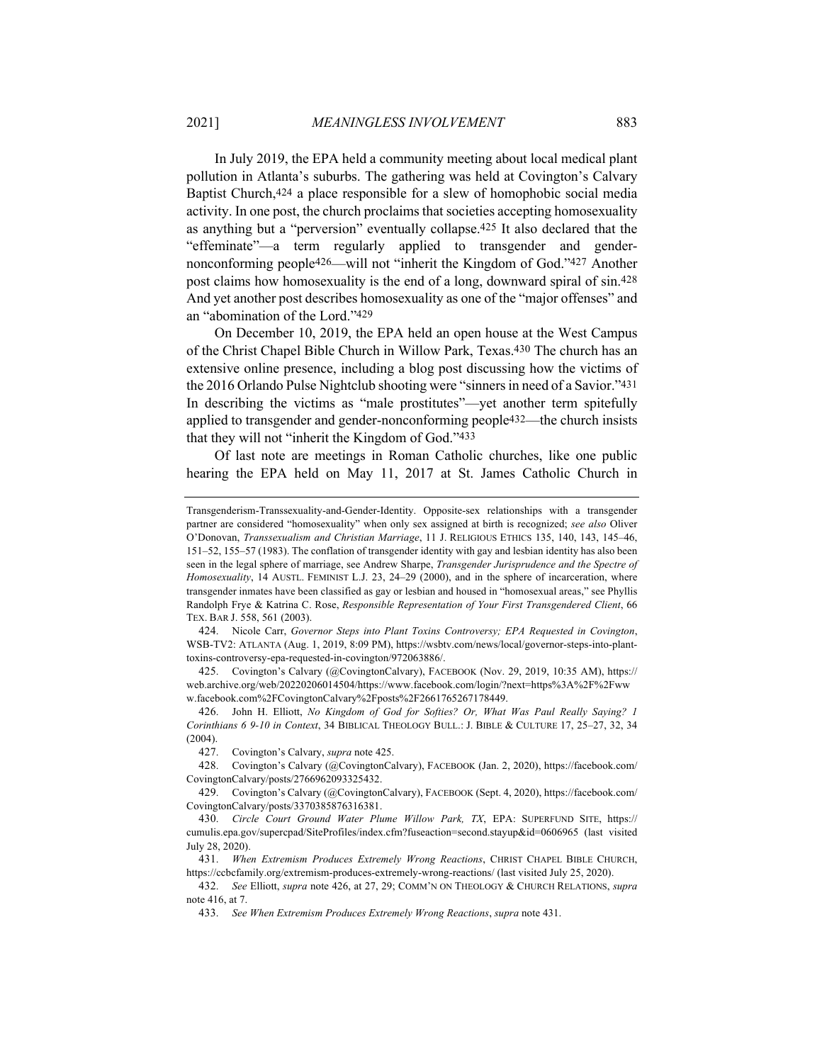In July 2019, the EPA held a community meeting about local medical plant pollution in Atlanta's suburbs. The gathering was held at Covington's Calvary Baptist Church,[424] a place responsible for a slew of homophobic social media activity. In one post, the church proclaims that societies accepting homosexuality as anything but a "perversion" eventually collapse.[425] It also declared that the "effeminate"—a term regularly applied to transgender and gender-nonconforming people[426]—will not "inherit the Kingdom of God."[427] Another post claims how homosexuality is the end of a long, downward spiral of sin.[428] And yet another post describes homosexuality as one of the "major offenses" and an "abomination of the Lord."[429]

On December 10, 2019, the EPA held an open house at the West Campus of the Christ Chapel Bible Church in Willow Park, Texas.[430] The church has an extensive online presence, including a blog post discussing how the victims of the 2016 Orlando Pulse Nightclub shooting were "sinners in need of a Savior."[431] In describing the victims as "male prostitutes"—yet another term spitefully applied to transgender and gender-nonconforming people[432]—the church insists that they will not "inherit the Kingdom of God."[433]

Of last note are meetings in Roman Catholic churches, like one public hearing the EPA held on May 11, 2017 at St. James Catholic Church in

---

Transgenderism-Transsexuality-and-Gender-Identity. Opposite-sex relationships with a transgender partner are considered "homosexuality" when only sex assigned at birth is recognized; *see also* Oliver O'Donovan, *Transsexualism and Christian Marriage*, 11 J. RELIGIOUS ETHICS 135, 140, 143, 145–46, 151–52, 155–57 (1983). The conflation of transgender identity with gay and lesbian identity has also been seen in the legal sphere of marriage, see Andrew Sharpe, *Transgender Jurisprudence and the Spectre of Homosexuality*, 14 AUSTL. FEMINIST L.J. 23, 24–29 (2000), and in the sphere of incarceration, where transgender inmates have been classified as gay or lesbian and housed in "homosexual areas," see Phyllis Randolph Frye & Katrina C. Rose, *Responsible Representation of Your First Transgendered Client*, 66 TEX. BAR J. 558, 561 (2003).

424. Nicole Carr, *Governor Steps into Plant Toxins Controversy; EPA Requested in Covington*, WSB-TV2: ATLANTA (Aug. 1, 2019, 8:09 PM), https://wsbtv.com/news/local/governor-steps-into-plant-toxins-controversy-epa-requested-in-covington/972063886/.

425. Covington's Calvary (@CovingtonCalvary), FACEBOOK (Nov. 29, 2019, 10:35 AM), https://web.archive.org/web/20220206014504/https://www.facebook.com/login/?next=https%3A%2F%2Fwww.facebook.com%2FCovingtonCalvary%2Fposts%2F2661765267178449.

426. John H. Elliott, *No Kingdom of God for Softies? Or, What Was Paul Really Saying? 1 Corinthians 6 9-10 in Context*, 34 BIBLICAL THEOLOGY BULL.: J. BIBLE & CULTURE 17, 25–27, 32, 34 (2004).

427. Covington's Calvary, *supra* note 425.

428. Covington's Calvary (@CovingtonCalvary), FACEBOOK (Jan. 2, 2020), https://facebook.com/CovingtonCalvary/posts/2766962093325432.

429. Covington's Calvary (@CovingtonCalvary), FACEBOOK (Sept. 4, 2020), https://facebook.com/CovingtonCalvary/posts/3370385876316381.

430. *Circle Court Ground Water Plume Willow Park, TX*, EPA: SUPERFUND SITE, https://cumulis.epa.gov/supercpad/SiteProfiles/index.cfm?fuseaction=second.stayup&id=0606965 (last visited July 28, 2020).

431. *When Extremism Produces Extremely Wrong Reactions*, CHRIST CHAPEL BIBLE CHURCH, https://ccbcfamily.org/extremism-produces-extremely-wrong-reactions/ (last visited July 25, 2020).

432. *See* Elliott, *supra* note 426, at 27, 29; COMM'N ON THEOLOGY & CHURCH RELATIONS, *supra* note 416, at 7.

433. *See When Extremism Produces Extremely Wrong Reactions*, *supra* note 431.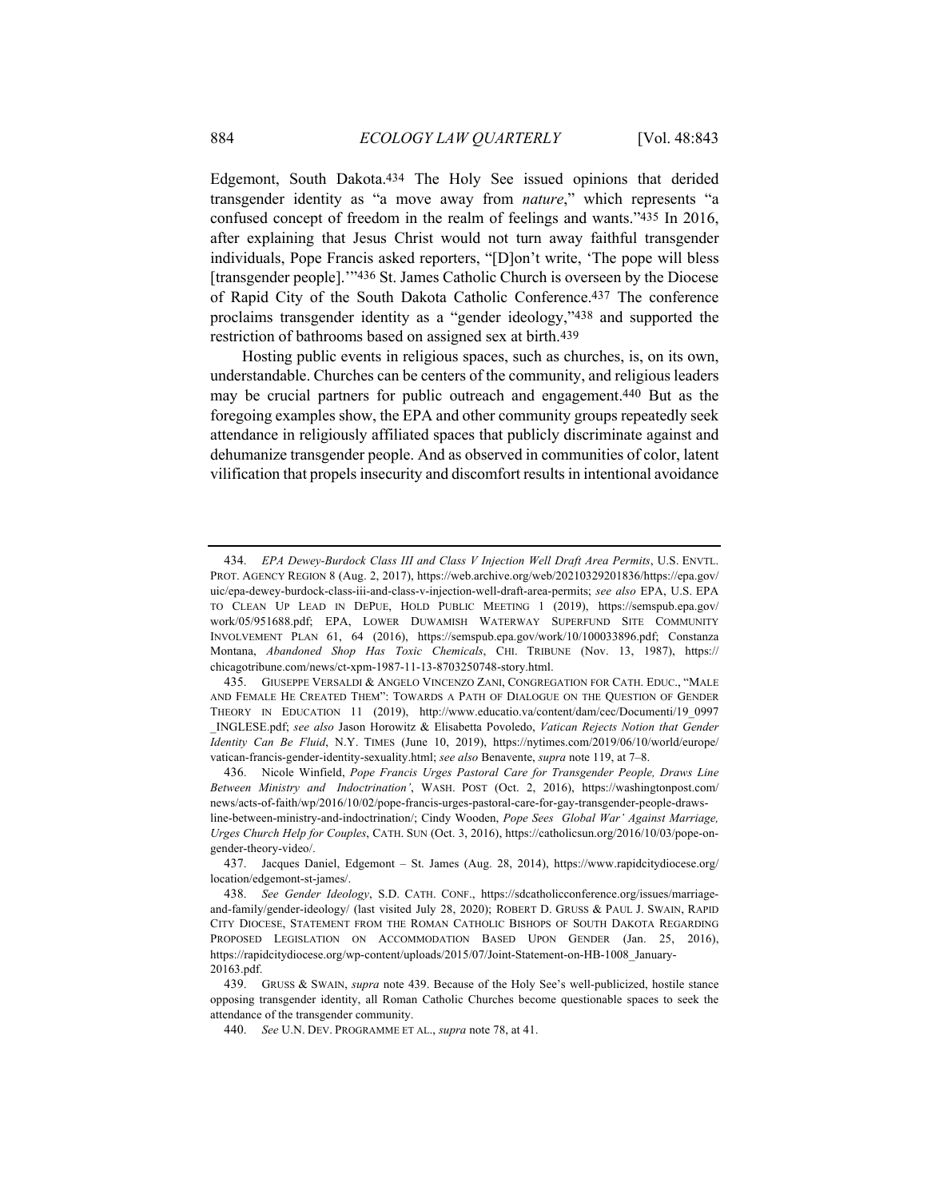Edgemont, South Dakota.[434] The Holy See issued opinions that derided transgender identity as "a move away from *nature*," which represents "a confused concept of freedom in the realm of feelings and wants."[435] In 2016, after explaining that Jesus Christ would not turn away faithful transgender individuals, Pope Francis asked reporters, "[D]on't write, 'The pope will bless [transgender people].'"[436] St. James Catholic Church is overseen by the Diocese of Rapid City of the South Dakota Catholic Conference.[437] The conference proclaims transgender identity as a "gender ideology,"[438] and supported the restriction of bathrooms based on assigned sex at birth.[439]

Hosting public events in religious spaces, such as churches, is, on its own, understandable. Churches can be centers of the community, and religious leaders may be crucial partners for public outreach and engagement.[440] But as the foregoing examples show, the EPA and other community groups repeatedly seek attendance in religiously affiliated spaces that publicly discriminate against and dehumanize transgender people. And as observed in communities of color, latent vilification that propels insecurity and discomfort results in intentional avoidance

---

434. *EPA Dewey-Burdock Class III and Class V Injection Well Draft Area Permits*, U.S. ENVTL. PROT. AGENCY REGION 8 (Aug. 2, 2017), https://web.archive.org/web/20210329201836/https://epa.gov/uic/epa-dewey-burdock-class-iii-and-class-v-injection-well-draft-area-permits; *see also* EPA, U.S. EPA TO CLEAN UP LEAD IN DEPUE, HOLD PUBLIC MEETING 1 (2019), https://semspub.epa.gov/work/05/951688.pdf; EPA, LOWER DUWAMISH WATERWAY SUPERFUND SITE COMMUNITY INVOLVEMENT PLAN 61, 64 (2016), https://semspub.epa.gov/work/10/100033896.pdf; Constanza Montana, *Abandoned Shop Has Toxic Chemicals*, CHI. TRIBUNE (Nov. 13, 1987), https://chicagotribune.com/news/ct-xpm-1987-11-13-8703250748-story.html.

435. GIUSEPPE VERSALDI & ANGELO VINCENZO ZANI, CONGREGATION FOR CATH. EDUC., "MALE AND FEMALE HE CREATED THEM": TOWARDS A PATH OF DIALOGUE ON THE QUESTION OF GENDER THEORY IN EDUCATION 11 (2019), http://www.educatio.va/content/dam/cec/Documenti/19_0997_INGLESE.pdf; *see also* Jason Horowitz & Elisabetta Povoledo, *Vatican Rejects Notion that Gender Identity Can Be Fluid*, N.Y. TIMES (June 10, 2019), https://nytimes.com/2019/06/10/world/europe/vatican-francis-gender-identity-sexuality.html; *see also* Benavente, *supra* note 119, at 7–8.

436. Nicole Winfield, *Pope Francis Urges Pastoral Care for Transgender People, Draws Line Between Ministry and Indoctrination'*, WASH. POST (Oct. 2, 2016), https://washingtonpost.com/news/acts-of-faith/wp/2016/10/02/pope-francis-urges-pastoral-care-for-gay-transgender-people-draws-line-between-ministry-and-indoctrination/; Cindy Wooden, *Pope Sees Global War' Against Marriage, Urges Church Help for Couples*, CATH. SUN (Oct. 3, 2016), https://catholicsun.org/2016/10/03/pope-on-gender-theory-video/.

437. Jacques Daniel, Edgemont – St. James (Aug. 28, 2014), https://www.rapidcitydiocese.org/location/edgemont-st-james/.

438. *See Gender Ideology*, S.D. CATH. CONF., https://sdcatholicconference.org/issues/marriage-and-family/gender-ideology/ (last visited July 28, 2020); ROBERT D. GRUSS & PAUL J. SWAIN, RAPID CITY DIOCESE, STATEMENT FROM THE ROMAN CATHOLIC BISHOPS OF SOUTH DAKOTA REGARDING PROPOSED LEGISLATION ON ACCOMMODATION BASED UPON GENDER (Jan. 25, 2016), https://rapidcitydiocese.org/wp-content/uploads/2015/07/Joint-Statement-on-HB-1008_January-20163.pdf.

439. GRUSS & SWAIN, *supra* note 439. Because of the Holy See's well-publicized, hostile stance opposing transgender identity, all Roman Catholic Churches become questionable spaces to seek the attendance of the transgender community.

440. *See* U.N. DEV. PROGRAMME ET AL., *supra* note 78, at 41.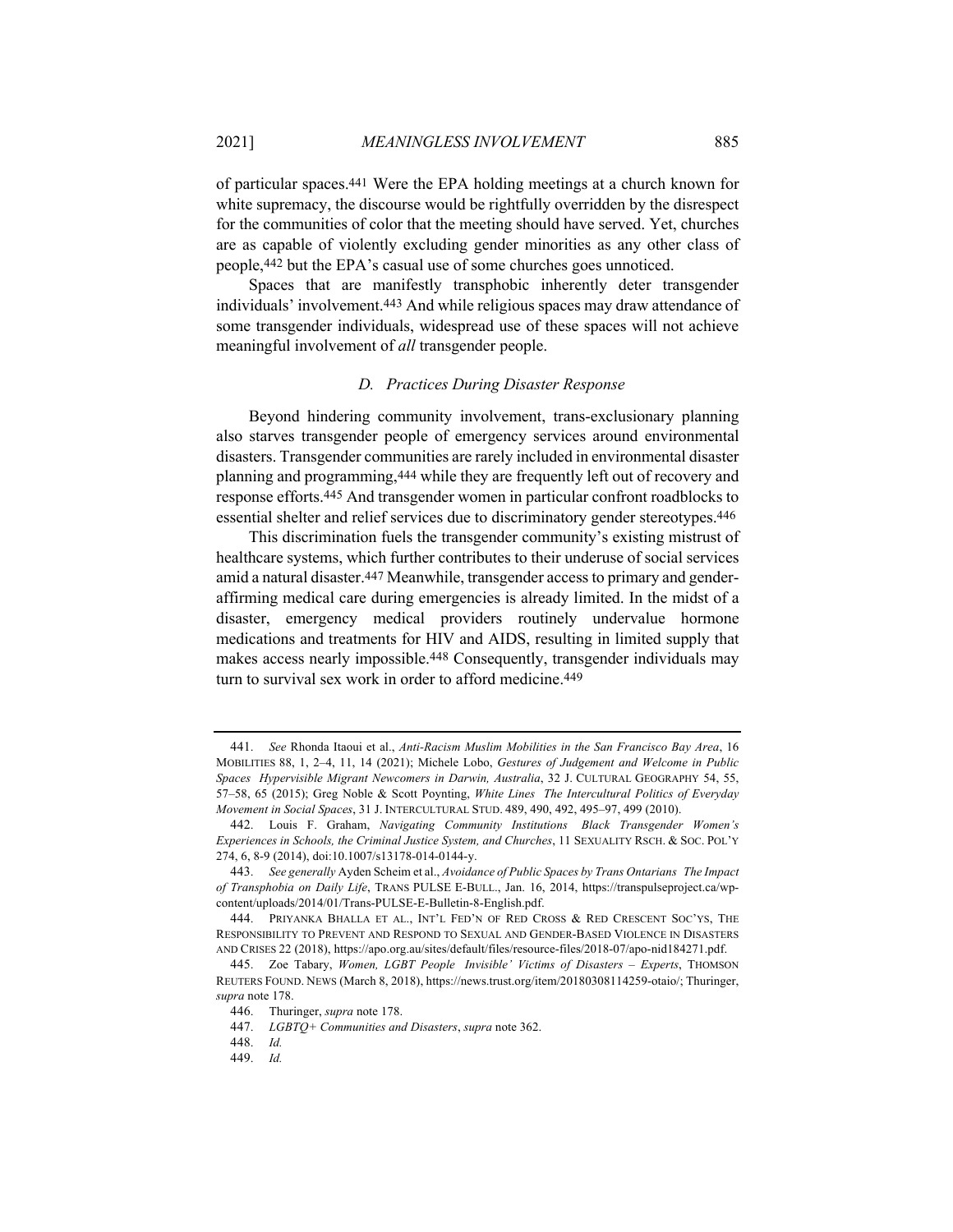of particular spaces.[441] Were the EPA holding meetings at a church known for white supremacy, the discourse would be rightfully overridden by the disrespect for the communities of color that the meeting should have served. Yet, churches are as capable of violently excluding gender minorities as any other class of people,[442] but the EPA's casual use of some churches goes unnoticed.

Spaces that are manifestly transphobic inherently deter transgender individuals' involvement.[443] And while religious spaces may draw attendance of some transgender individuals, widespread use of these spaces will not achieve meaningful involvement of *all* transgender people.

### *D. Practices During Disaster Response*

Beyond hindering community involvement, trans-exclusionary planning also starves transgender people of emergency services around environmental disasters. Transgender communities are rarely included in environmental disaster planning and programming,[444] while they are frequently left out of recovery and response efforts.[445] And transgender women in particular confront roadblocks to essential shelter and relief services due to discriminatory gender stereotypes.[446]

This discrimination fuels the transgender community's existing mistrust of healthcare systems, which further contributes to their underuse of social services amid a natural disaster.[447] Meanwhile, transgender access to primary and gender-affirming medical care during emergencies is already limited. In the midst of a disaster, emergency medical providers routinely undervalue hormone medications and treatments for HIV and AIDS, resulting in limited supply that makes access nearly impossible.[448] Consequently, transgender individuals may turn to survival sex work in order to afford medicine.[449]

---

441. *See* Rhonda Itaoui et al., *Anti-Racism Muslim Mobilities in the San Francisco Bay Area*, 16 MOBILITIES 88, 1, 2–4, 11, 14 (2021); Michele Lobo, *Gestures of Judgement and Welcome in Public Spaces Hypervisible Migrant Newcomers in Darwin, Australia*, 32 J. CULTURAL GEOGRAPHY 54, 55, 57–58, 65 (2015); Greg Noble & Scott Poynting, *White Lines The Intercultural Politics of Everyday Movement in Social Spaces*, 31 J. INTERCULTURAL STUD. 489, 490, 492, 495–97, 499 (2010).

442. Louis F. Graham, *Navigating Community Institutions Black Transgender Women's Experiences in Schools, the Criminal Justice System, and Churches*, 11 SEXUALITY RSCH. & SOC. POL'Y 274, 6, 8-9 (2014), doi:10.1007/s13178-014-0144-y.

443. *See generally* Ayden Scheim et al., *Avoidance of Public Spaces by Trans Ontarians The Impact of Transphobia on Daily Life*, TRANS PULSE E-BULL., Jan. 16, 2014, https://transpulseproject.ca/wp-content/uploads/2014/01/Trans-PULSE-E-Bulletin-8-English.pdf.

444. PRIYANKA BHALLA ET AL., INT'L FED'N OF RED CROSS & RED CRESCENT SOC'YS, THE RESPONSIBILITY TO PREVENT AND RESPOND TO SEXUAL AND GENDER-BASED VIOLENCE IN DISASTERS AND CRISES 22 (2018), https://apo.org.au/sites/default/files/resource-files/2018-07/apo-nid184271.pdf.

445. Zoe Tabary, *Women, LGBT People Invisible' Victims of Disasters – Experts*, THOMSON REUTERS FOUND. NEWS (March 8, 2018), https://news.trust.org/item/20180308114259-otaio/; Thuringer, *supra* note 178.

446. Thuringer, *supra* note 178.

447. *LGBTQ+ Communities and Disasters*, *supra* note 362.

448. *Id.*

449. *Id.*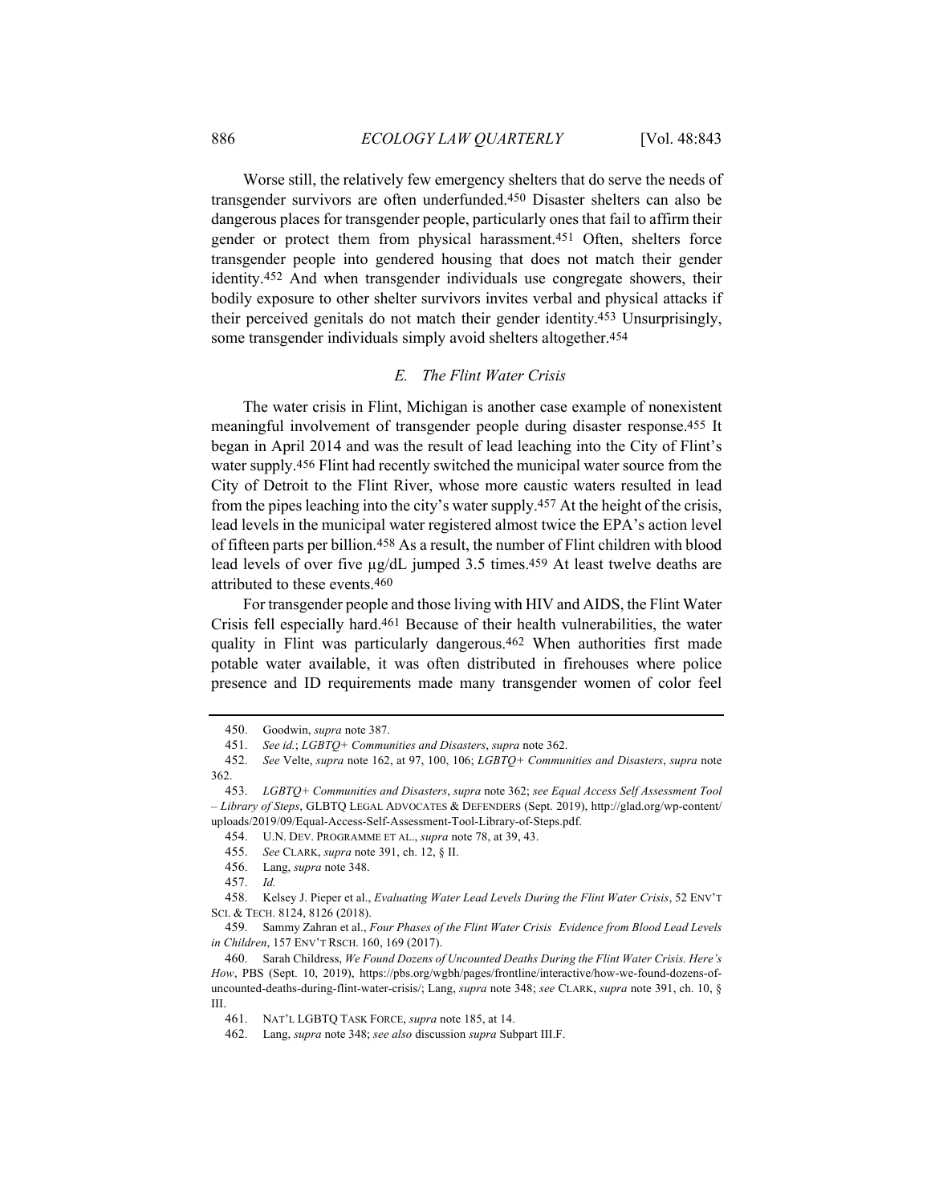Worse still, the relatively few emergency shelters that do serve the needs of transgender survivors are often underfunded.[450] Disaster shelters can also be dangerous places for transgender people, particularly ones that fail to affirm their gender or protect them from physical harassment.[451] Often, shelters force transgender people into gendered housing that does not match their gender identity.[452] And when transgender individuals use congregate showers, their bodily exposure to other shelter survivors invites verbal and physical attacks if their perceived genitals do not match their gender identity.[453] Unsurprisingly, some transgender individuals simply avoid shelters altogether.[454]

### *E. The Flint Water Crisis*

The water crisis in Flint, Michigan is another case example of nonexistent meaningful involvement of transgender people during disaster response.[455] It began in April 2014 and was the result of lead leaching into the City of Flint's water supply.[456] Flint had recently switched the municipal water source from the City of Detroit to the Flint River, whose more caustic waters resulted in lead from the pipes leaching into the city's water supply.[457] At the height of the crisis, lead levels in the municipal water registered almost twice the EPA's action level of fifteen parts per billion.[458] As a result, the number of Flint children with blood lead levels of over five µg/dL jumped 3.5 times.[459] At least twelve deaths are attributed to these events.[460]

For transgender people and those living with HIV and AIDS, the Flint Water Crisis fell especially hard.[461] Because of their health vulnerabilities, the water quality in Flint was particularly dangerous.[462] When authorities first made potable water available, it was often distributed in firehouses where police presence and ID requirements made many transgender women of color feel

---

450. Goodwin, *supra* note 387.

451. *See id.*; *LGBTQ+ Communities and Disasters*, *supra* note 362.

452. *See* Velte, *supra* note 162, at 97, 100, 106; *LGBTQ+ Communities and Disasters*, *supra* note 362.

453. *LGBTQ+ Communities and Disasters*, *supra* note 362; *see Equal Access Self Assessment Tool – Library of Steps*, GLBTQ LEGAL ADVOCATES & DEFENDERS (Sept. 2019), http://glad.org/wp-content/uploads/2019/09/Equal-Access-Self-Assessment-Tool-Library-of-Steps.pdf.

454. U.N. DEV. PROGRAMME ET AL., *supra* note 78, at 39, 43.

455. *See* CLARK, *supra* note 391, ch. 12, § II.

456. Lang, *supra* note 348.

457. *Id.*

458. Kelsey J. Pieper et al., *Evaluating Water Lead Levels During the Flint Water Crisis*, 52 ENV'T SCI. & TECH. 8124, 8126 (2018).

459. Sammy Zahran et al., *Four Phases of the Flint Water Crisis Evidence from Blood Lead Levels in Children*, 157 ENV'T RSCH. 160, 169 (2017).

460. Sarah Childress, *We Found Dozens of Uncounted Deaths During the Flint Water Crisis. Here's How*, PBS (Sept. 10, 2019), https://pbs.org/wgbh/pages/frontline/interactive/how-we-found-dozens-of-uncounted-deaths-during-flint-water-crisis/; Lang, *supra* note 348; *see* CLARK, *supra* note 391, ch. 10, § III.

461. NAT'L LGBTQ TASK FORCE, *supra* note 185, at 14.

462. Lang, *supra* note 348; *see also* discussion *supra* Subpart III.F.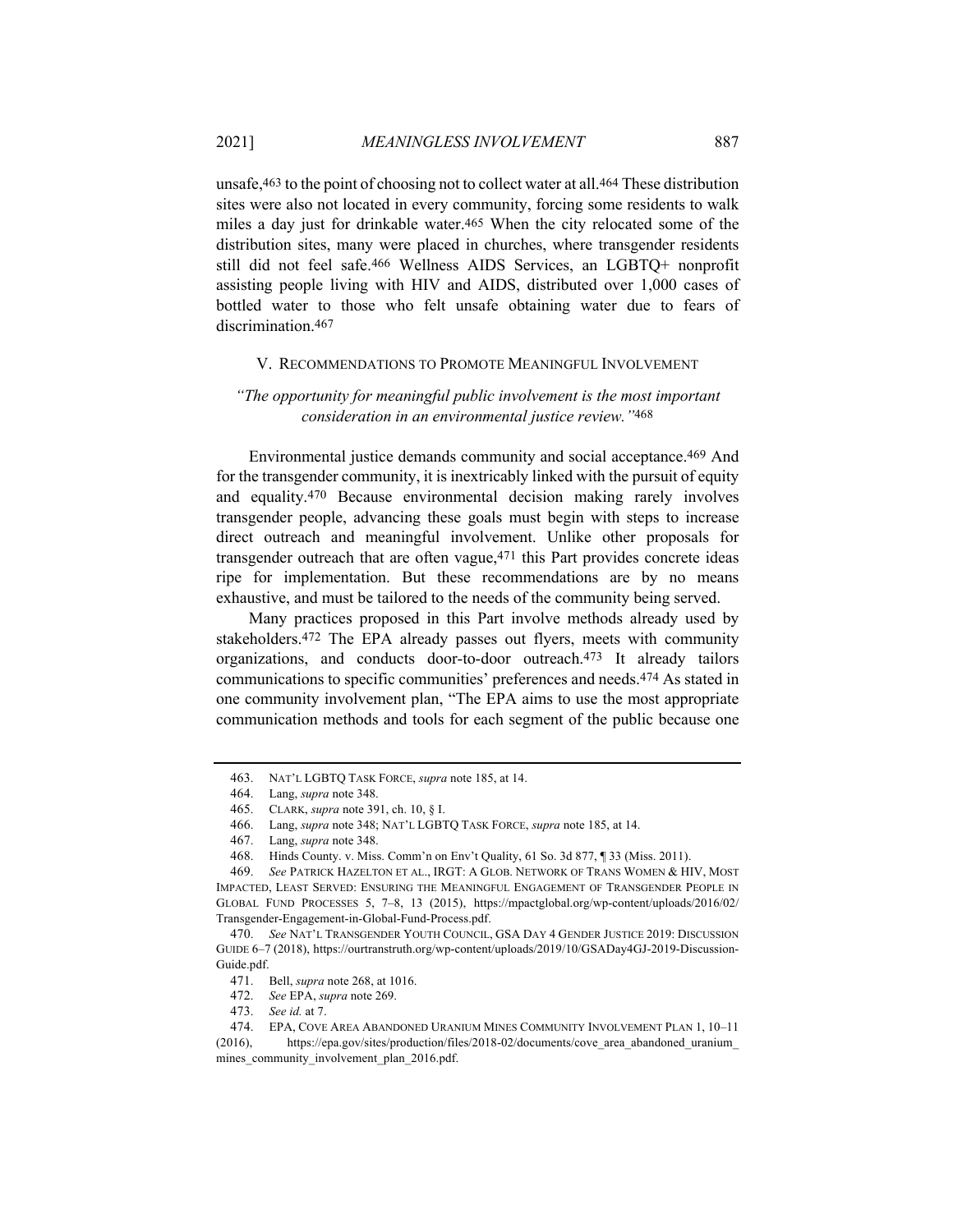unsafe,[463] to the point of choosing not to collect water at all.[464] These distribution sites were also not located in every community, forcing some residents to walk miles a day just for drinkable water.[465] When the city relocated some of the distribution sites, many were placed in churches, where transgender residents still did not feel safe.[466] Wellness AIDS Services, an LGBTQ+ nonprofit assisting people living with HIV and AIDS, distributed over 1,000 cases of bottled water to those who felt unsafe obtaining water due to fears of discrimination.[467]

## V. RECOMMENDATIONS TO PROMOTE MEANINGFUL INVOLVEMENT

*"The opportunity for meaningful public involvement is the most important consideration in an environmental justice review."*[468]

Environmental justice demands community and social acceptance.[469] And for the transgender community, it is inextricably linked with the pursuit of equity and equality.[470] Because environmental decision making rarely involves transgender people, advancing these goals must begin with steps to increase direct outreach and meaningful involvement. Unlike other proposals for transgender outreach that are often vague,[471] this Part provides concrete ideas ripe for implementation. But these recommendations are by no means exhaustive, and must be tailored to the needs of the community being served.

Many practices proposed in this Part involve methods already used by stakeholders.[472] The EPA already passes out flyers, meets with community organizations, and conducts door-to-door outreach.[473] It already tailors communications to specific communities' preferences and needs.[474] As stated in one community involvement plan, "The EPA aims to use the most appropriate communication methods and tools for each segment of the public because one

---

463. NAT'L LGBTQ TASK FORCE, *supra* note 185, at 14.

464. Lang, *supra* note 348.

465. CLARK, *supra* note 391, ch. 10, § I.

466. Lang, *supra* note 348; NAT'L LGBTQ TASK FORCE, *supra* note 185, at 14.

467. Lang, *supra* note 348.

468. Hinds County. v. Miss. Comm'n on Env't Quality, 61 So. 3d 877, ¶ 33 (Miss. 2011).

469. *See* PATRICK HAZELTON ET AL., IRGT: A GLOB. NETWORK OF TRANS WOMEN & HIV, MOST IMPACTED, LEAST SERVED: ENSURING THE MEANINGFUL ENGAGEMENT OF TRANSGENDER PEOPLE IN GLOBAL FUND PROCESSES 5, 7–8, 13 (2015), https://mpactglobal.org/wp-content/uploads/2016/02/Transgender-Engagement-in-Global-Fund-Process.pdf.

470. *See* NAT'L TRANSGENDER YOUTH COUNCIL, GSA DAY 4 GENDER JUSTICE 2019: DISCUSSION GUIDE 6–7 (2018), https://ourtranstruth.org/wp-content/uploads/2019/10/GSADay4GJ-2019-Discussion-Guide.pdf.

471. Bell, *supra* note 268, at 1016.

472. *See* EPA, *supra* note 269.

473. *See id.* at 7.

474. EPA, COVE AREA ABANDONED URANIUM MINES COMMUNITY INVOLVEMENT PLAN 1, 10–11 (2016), https://epa.gov/sites/production/files/2018-02/documents/cove_area_abandoned_uranium_mines_community_involvement_plan_2016.pdf.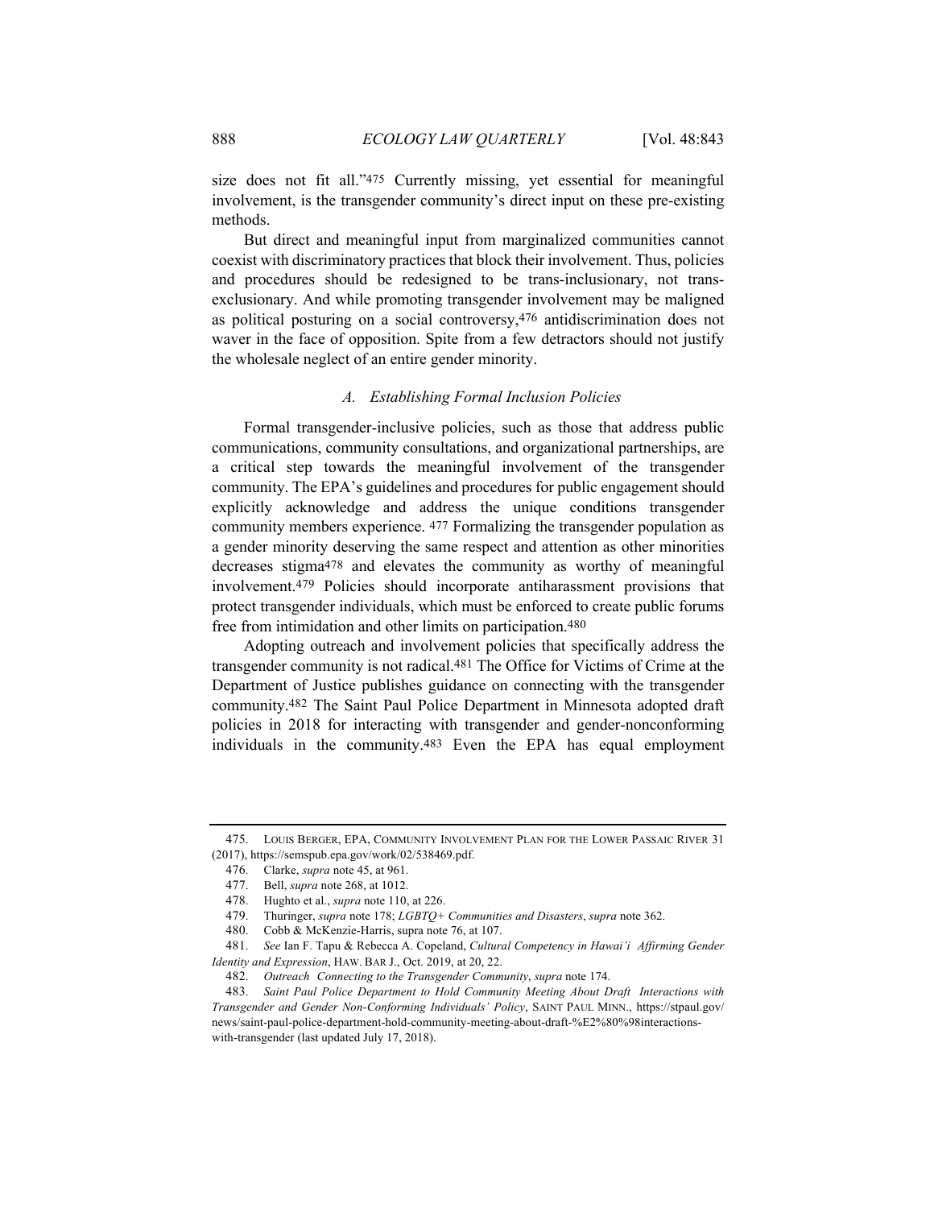size does not fit all."[475] Currently missing, yet essential for meaningful involvement, is the transgender community's direct input on these pre-existing methods.

But direct and meaningful input from marginalized communities cannot coexist with discriminatory practices that block their involvement. Thus, policies and procedures should be redesigned to be trans-inclusionary, not trans-exclusionary. And while promoting transgender involvement may be maligned as political posturing on a social controversy,[476] antidiscrimination does not waver in the face of opposition. Spite from a few detractors should not justify the wholesale neglect of an entire gender minority.

### *A. Establishing Formal Inclusion Policies*

Formal transgender-inclusive policies, such as those that address public communications, community consultations, and organizational partnerships, are a critical step towards the meaningful involvement of the transgender community. The EPA's guidelines and procedures for public engagement should explicitly acknowledge and address the unique conditions transgender community members experience. [477] Formalizing the transgender population as a gender minority deserving the same respect and attention as other minorities decreases stigma[478] and elevates the community as worthy of meaningful involvement.[479] Policies should incorporate antiharassment provisions that protect transgender individuals, which must be enforced to create public forums free from intimidation and other limits on participation.[480]

Adopting outreach and involvement policies that specifically address the transgender community is not radical.[481] The Office for Victims of Crime at the Department of Justice publishes guidance on connecting with the transgender community.[482] The Saint Paul Police Department in Minnesota adopted draft policies in 2018 for interacting with transgender and gender-nonconforming individuals in the community.[483] Even the EPA has equal employment

---

475. LOUIS BERGER, EPA, COMMUNITY INVOLVEMENT PLAN FOR THE LOWER PASSAIC RIVER 31 (2017), https://semspub.epa.gov/work/02/538469.pdf.

476. Clarke, *supra* note 45, at 961.

477. Bell, *supra* note 268, at 1012.

478. Hughto et al., *supra* note 110, at 226.

479. Thuringer, *supra* note 178; *LGBTQ+ Communities and Disasters*, *supra* note 362.

480. Cobb & McKenzie-Harris, supra note 76, at 107.

481. *See* Ian F. Tapu & Rebecca A. Copeland, *Cultural Competency in Hawai'i Affirming Gender Identity and Expression*, HAW. BAR J., Oct. 2019, at 20, 22.

482. *Outreach Connecting to the Transgender Community*, *supra* note 174.

483. *Saint Paul Police Department to Hold Community Meeting About Draft Interactions with Transgender and Gender Non-Conforming Individuals' Policy*, SAINT PAUL MINN., https://stpaul.gov/news/saint-paul-police-department-hold-community-meeting-about-draft-%E2%80%98interactions-with-transgender (last updated July 17, 2018).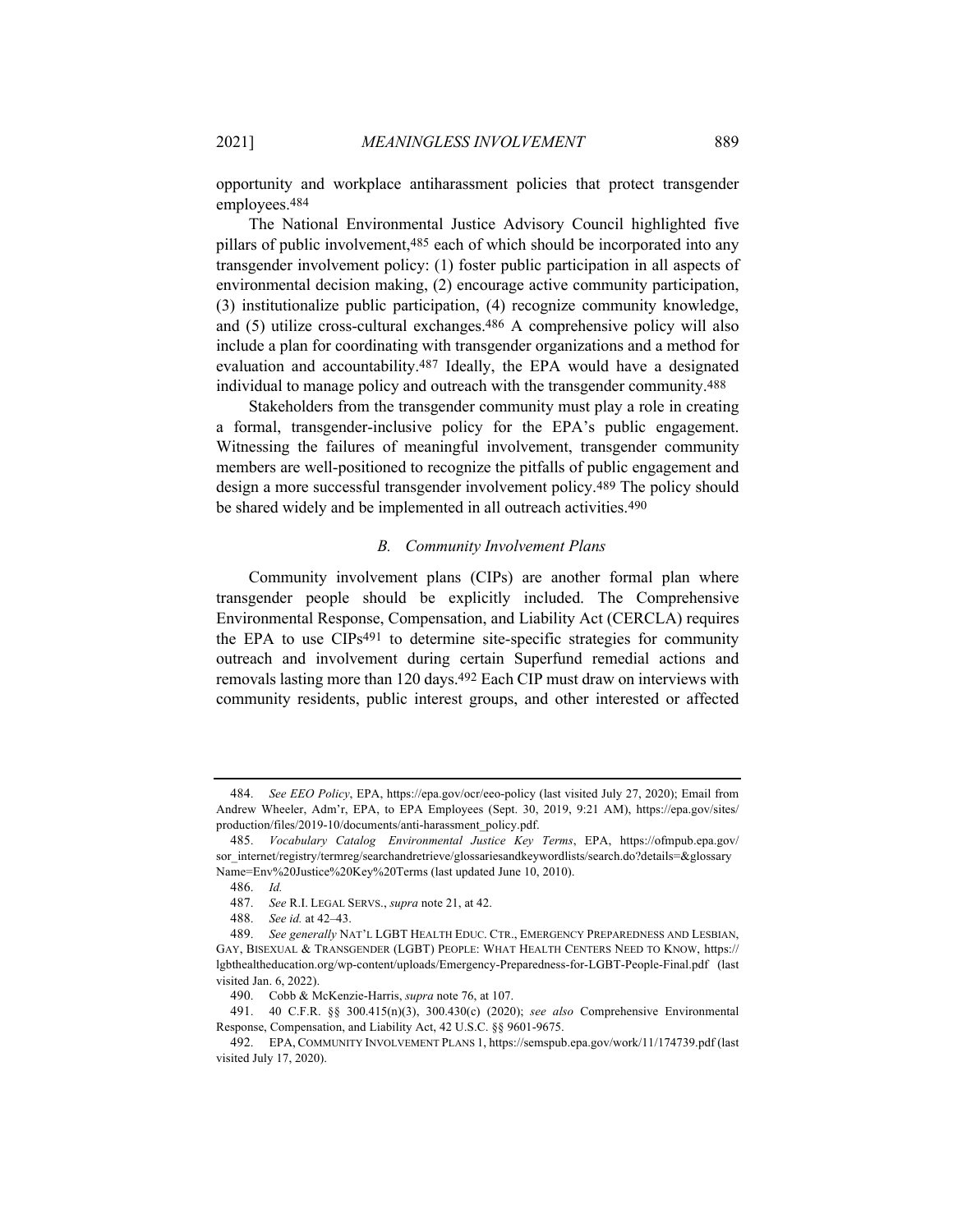opportunity and workplace antiharassment policies that protect transgender employees.[484]

The National Environmental Justice Advisory Council highlighted five pillars of public involvement,[485] each of which should be incorporated into any transgender involvement policy: (1) foster public participation in all aspects of environmental decision making, (2) encourage active community participation, (3) institutionalize public participation, (4) recognize community knowledge, and (5) utilize cross-cultural exchanges.[486] A comprehensive policy will also include a plan for coordinating with transgender organizations and a method for evaluation and accountability.[487] Ideally, the EPA would have a designated individual to manage policy and outreach with the transgender community.[488]

Stakeholders from the transgender community must play a role in creating a formal, transgender-inclusive policy for the EPA's public engagement. Witnessing the failures of meaningful involvement, transgender community members are well-positioned to recognize the pitfalls of public engagement and design a more successful transgender involvement policy.[489] The policy should be shared widely and be implemented in all outreach activities.[490]

### *B. Community Involvement Plans*

Community involvement plans (CIPs) are another formal plan where transgender people should be explicitly included. The Comprehensive Environmental Response, Compensation, and Liability Act (CERCLA) requires the EPA to use CIPs[491] to determine site-specific strategies for community outreach and involvement during certain Superfund remedial actions and removals lasting more than 120 days.[492] Each CIP must draw on interviews with community residents, public interest groups, and other interested or affected

---

484. *See EEO Policy*, EPA, https://epa.gov/ocr/eeo-policy (last visited July 27, 2020); Email from Andrew Wheeler, Adm'r, EPA, to EPA Employees (Sept. 30, 2019, 9:21 AM), https://epa.gov/sites/production/files/2019-10/documents/anti-harassment_policy.pdf.

485. *Vocabulary Catalog Environmental Justice Key Terms*, EPA, https://ofmpub.epa.gov/sor_internet/registry/termreg/searchandretrieve/glossariesandkeywordlists/search.do?details=&glossaryName=Env%20Justice%20Key%20Terms (last updated June 10, 2010).

486. *Id.*

487. *See* R.I. LEGAL SERVS., *supra* note 21, at 42.

488. *See id.* at 42–43.

489. *See generally* NAT'L LGBT HEALTH EDUC. CTR., EMERGENCY PREPAREDNESS AND LESBIAN, GAY, BISEXUAL & TRANSGENDER (LGBT) PEOPLE: WHAT HEALTH CENTERS NEED TO KNOW, https://lgbthealtheducation.org/wp-content/uploads/Emergency-Preparedness-for-LGBT-People-Final.pdf (last visited Jan. 6, 2022).

490. Cobb & McKenzie-Harris, *supra* note 76, at 107.

491. 40 C.F.R. §§ 300.415(n)(3), 300.430(c) (2020); *see also* Comprehensive Environmental Response, Compensation, and Liability Act, 42 U.S.C. §§ 9601-9675.

492. EPA, COMMUNITY INVOLVEMENT PLANS 1, https://semspub.epa.gov/work/11/174739.pdf (last visited July 17, 2020).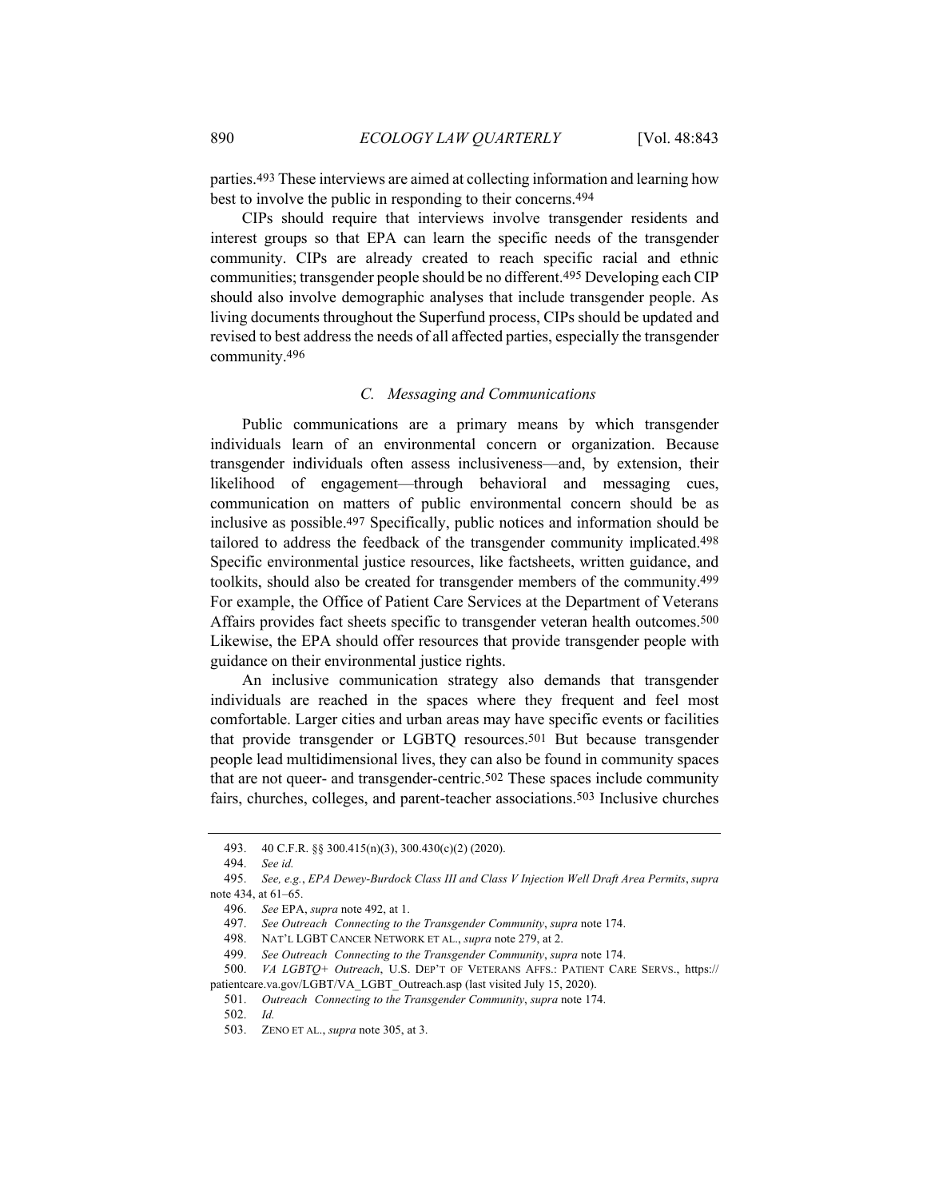parties.[493] These interviews are aimed at collecting information and learning how best to involve the public in responding to their concerns.[494]

CIPs should require that interviews involve transgender residents and interest groups so that EPA can learn the specific needs of the transgender community. CIPs are already created to reach specific racial and ethnic communities; transgender people should be no different.[495] Developing each CIP should also involve demographic analyses that include transgender people. As living documents throughout the Superfund process, CIPs should be updated and revised to best address the needs of all affected parties, especially the transgender community.[496]

### *C. Messaging and Communications*

Public communications are a primary means by which transgender individuals learn of an environmental concern or organization. Because transgender individuals often assess inclusiveness—and, by extension, their likelihood of engagement—through behavioral and messaging cues, communication on matters of public environmental concern should be as inclusive as possible.[497] Specifically, public notices and information should be tailored to address the feedback of the transgender community implicated.[498] Specific environmental justice resources, like factsheets, written guidance, and toolkits, should also be created for transgender members of the community.[499] For example, the Office of Patient Care Services at the Department of Veterans Affairs provides fact sheets specific to transgender veteran health outcomes.[500] Likewise, the EPA should offer resources that provide transgender people with guidance on their environmental justice rights.

An inclusive communication strategy also demands that transgender individuals are reached in the spaces where they frequent and feel most comfortable. Larger cities and urban areas may have specific events or facilities that provide transgender or LGBTQ resources.[501] But because transgender people lead multidimensional lives, they can also be found in community spaces that are not queer- and transgender-centric.[502] These spaces include community fairs, churches, colleges, and parent-teacher associations.[503] Inclusive churches

---

493. 40 C.F.R. §§ 300.415(n)(3), 300.430(c)(2) (2020).

494. *See id.*

495. *See, e.g.*, *EPA Dewey-Burdock Class III and Class V Injection Well Draft Area Permits*, *supra* note 434, at 61–65.

496. *See* EPA, *supra* note 492, at 1.

497. *See Outreach Connecting to the Transgender Community*, *supra* note 174.

498. NAT'L LGBT CANCER NETWORK ET AL., *supra* note 279, at 2.

499. *See Outreach Connecting to the Transgender Community*, *supra* note 174.

500. *VA LGBTQ+ Outreach*, U.S. DEP'T OF VETERANS AFFS.: PATIENT CARE SERVS., https://patientcare.va.gov/LGBT/VA_LGBT_Outreach.asp (last visited July 15, 2020).

501. *Outreach Connecting to the Transgender Community*, *supra* note 174.

502. *Id.*

503. ZENO ET AL., *supra* note 305, at 3.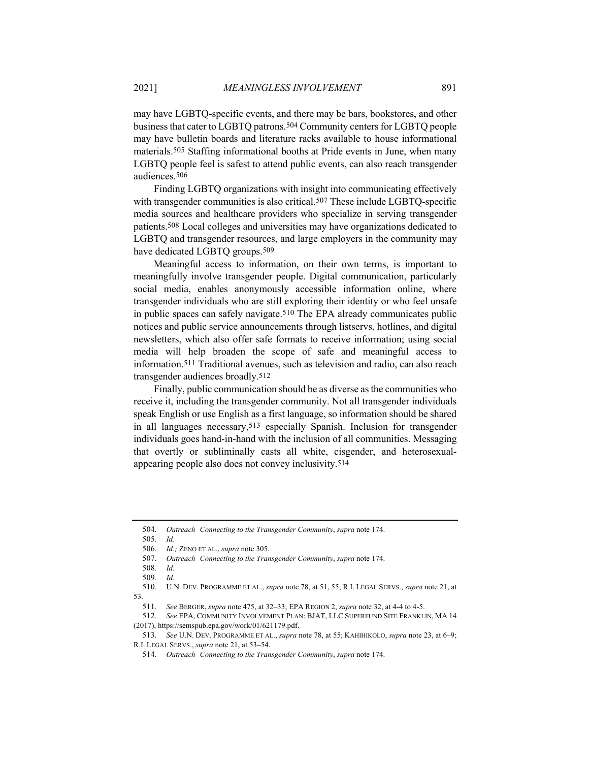may have LGBTQ-specific events, and there may be bars, bookstores, and other business that cater to LGBTQ patrons.[504] Community centers for LGBTQ people may have bulletin boards and literature racks available to house informational materials.[505] Staffing informational booths at Pride events in June, when many LGBTQ people feel is safest to attend public events, can also reach transgender audiences.[506]

Finding LGBTQ organizations with insight into communicating effectively with transgender communities is also critical.[507] These include LGBTQ-specific media sources and healthcare providers who specialize in serving transgender patients.[508] Local colleges and universities may have organizations dedicated to LGBTQ and transgender resources, and large employers in the community may have dedicated LGBTQ groups.[509]

Meaningful access to information, on their own terms, is important to meaningfully involve transgender people. Digital communication, particularly social media, enables anonymously accessible information online, where transgender individuals who are still exploring their identity or who feel unsafe in public spaces can safely navigate.[510] The EPA already communicates public notices and public service announcements through listservs, hotlines, and digital newsletters, which also offer safe formats to receive information; using social media will help broaden the scope of safe and meaningful access to information.[511] Traditional avenues, such as television and radio, can also reach transgender audiences broadly.[512]

Finally, public communication should be as diverse as the communities who receive it, including the transgender community. Not all transgender individuals speak English or use English as a first language, so information should be shared in all languages necessary,[513] especially Spanish. Inclusion for transgender individuals goes hand-in-hand with the inclusion of all communities. Messaging that overtly or subliminally casts all white, cisgender, and heterosexual-appearing people also does not convey inclusivity.[514]

---

504. *Outreach Connecting to the Transgender Community*, *supra* note 174.

505. *Id.*

506. *Id.;* ZENO ET AL., *supra* note 305.

507. *Outreach Connecting to the Transgender Community*, *supra* note 174.

508. *Id.*

509. *Id.*

510. U.N. DEV. PROGRAMME ET AL., *supra* note 78, at 51, 55; R.I. LEGAL SERVS., *supra* note 21, at 53.

511. *See* BERGER, *supra* note 475, at 32–33; EPA REGION 2, *supra* note 32, at 4-4 to 4-5.

512. *See* EPA, COMMUNITY INVOLVEMENT PLAN: BJAT, LLC SUPERFUND SITE FRANKLIN, MA 14 (2017), https://semspub.epa.gov/work/01/621179.pdf.

513. *See* U.N. DEV. PROGRAMME ET AL., *supra* note 78, at 55; KAHIHIKOLO, *supra* note 23, at 6–9; R.I. LEGAL SERVS., *supra* note 21, at 53–54.

514. *Outreach Connecting to the Transgender Community*, *supra* note 174.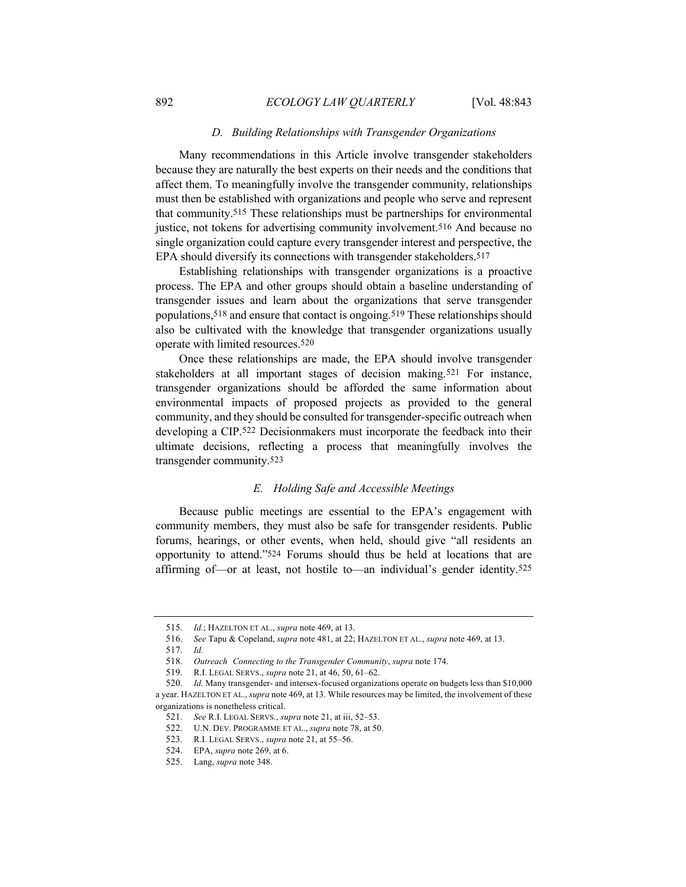### *D. Building Relationships with Transgender Organizations*

Many recommendations in this Article involve transgender stakeholders because they are naturally the best experts on their needs and the conditions that affect them. To meaningfully involve the transgender community, relationships must then be established with organizations and people who serve and represent that community.[515] These relationships must be partnerships for environmental justice, not tokens for advertising community involvement.[516] And because no single organization could capture every transgender interest and perspective, the EPA should diversify its connections with transgender stakeholders.[517]

Establishing relationships with transgender organizations is a proactive process. The EPA and other groups should obtain a baseline understanding of transgender issues and learn about the organizations that serve transgender populations,[518] and ensure that contact is ongoing.[519] These relationships should also be cultivated with the knowledge that transgender organizations usually operate with limited resources.[520]

Once these relationships are made, the EPA should involve transgender stakeholders at all important stages of decision making.[521] For instance, transgender organizations should be afforded the same information about environmental impacts of proposed projects as provided to the general community, and they should be consulted for transgender-specific outreach when developing a CIP.[522] Decisionmakers must incorporate the feedback into their ultimate decisions, reflecting a process that meaningfully involves the transgender community.[523]

### *E. Holding Safe and Accessible Meetings*

Because public meetings are essential to the EPA's engagement with community members, they must also be safe for transgender residents. Public forums, hearings, or other events, when held, should give "all residents an opportunity to attend."[524] Forums should thus be held at locations that are affirming of—or at least, not hostile to—an individual's gender identity.[525]

---

515. *Id.*; HAZELTON ET AL., *supra* note 469, at 13.

516. *See* Tapu & Copeland, *supra* note 481, at 22; HAZELTON ET AL., *supra* note 469, at 13.

517. *Id.*

518. *Outreach Connecting to the Transgender Community*, *supra* note 174.

519. R.I. LEGAL SERVS., *supra* note 21, at 46, 50, 61–62.

520. *Id.* Many transgender- and intersex-focused organizations operate on budgets less than $10,000 a year. HAZELTON ET AL., *supra* note 469, at 13. While resources may be limited, the involvement of these organizations is nonetheless critical.

521. *See* R.I. LEGAL SERVS., *supra* note 21, at iii, 52–53.

522. U.N. DEV. PROGRAMME ET AL., *supra* note 78, at 50.

523. R.I. LEGAL SERVS., *supra* note 21, at 55–56.

524. EPA, *supra* note 269, at 6.

525. Lang, *supra* note 348.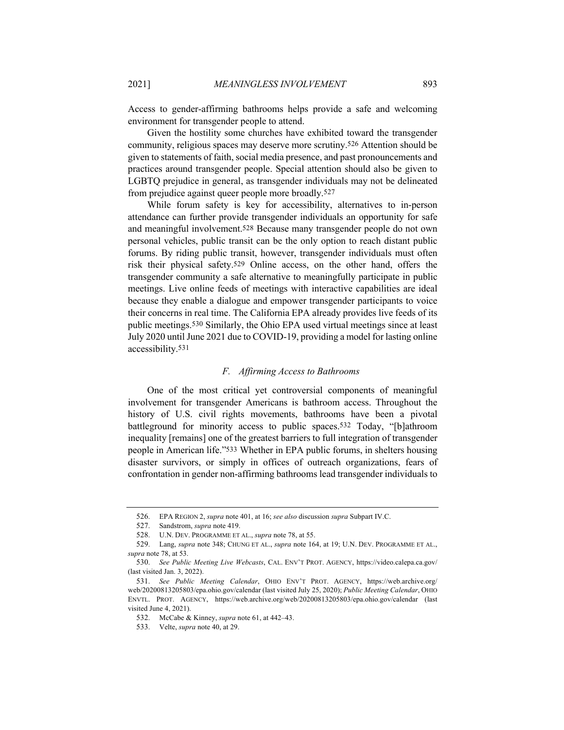Access to gender-affirming bathrooms helps provide a safe and welcoming environment for transgender people to attend.

Given the hostility some churches have exhibited toward the transgender community, religious spaces may deserve more scrutiny.[526] Attention should be given to statements of faith, social media presence, and past pronouncements and practices around transgender people. Special attention should also be given to LGBTQ prejudice in general, as transgender individuals may not be delineated from prejudice against queer people more broadly.[527]

While forum safety is key for accessibility, alternatives to in-person attendance can further provide transgender individuals an opportunity for safe and meaningful involvement.[528] Because many transgender people do not own personal vehicles, public transit can be the only option to reach distant public forums. By riding public transit, however, transgender individuals must often risk their physical safety.[529] Online access, on the other hand, offers the transgender community a safe alternative to meaningfully participate in public meetings. Live online feeds of meetings with interactive capabilities are ideal because they enable a dialogue and empower transgender participants to voice their concerns in real time. The California EPA already provides live feeds of its public meetings.[530] Similarly, the Ohio EPA used virtual meetings since at least July 2020 until June 2021 due to COVID-19, providing a model for lasting online accessibility.[531]

### *F. Affirming Access to Bathrooms*

One of the most critical yet controversial components of meaningful involvement for transgender Americans is bathroom access. Throughout the history of U.S. civil rights movements, bathrooms have been a pivotal battleground for minority access to public spaces.[532] Today, "[b]athroom inequality [remains] one of the greatest barriers to full integration of transgender people in American life."[533] Whether in EPA public forums, in shelters housing disaster survivors, or simply in offices of outreach organizations, fears of confrontation in gender non-affirming bathrooms lead transgender individuals to

---

526. EPA REGION 2, *supra* note 401, at 16; *see also* discussion *supra* Subpart IV.C.

527. Sandstrom, *supra* note 419.

528. U.N. DEV. PROGRAMME ET AL., *supra* note 78, at 55.

529. Lang, *supra* note 348; CHUNG ET AL., *supra* note 164, at 19; U.N. DEV. PROGRAMME ET AL., *supra* note 78, at 53.

530. *See Public Meeting Live Webcasts*, CAL. ENV'T PROT. AGENCY, https://video.calepa.ca.gov/ (last visited Jan. 3, 2022).

531. *See Public Meeting Calendar*, OHIO ENV'T PROT. AGENCY, https://web.archive.org/web/20200813205803/epa.ohio.gov/calendar (last visited July 25, 2020); *Public Meeting Calendar*, OHIO ENVTL. PROT. AGENCY, https://web.archive.org/web/20200813205803/epa.ohio.gov/calendar (last visited June 4, 2021).

532. McCabe & Kinney, *supra* note 61, at 442–43.

533. Velte, *supra* note 40, at 29.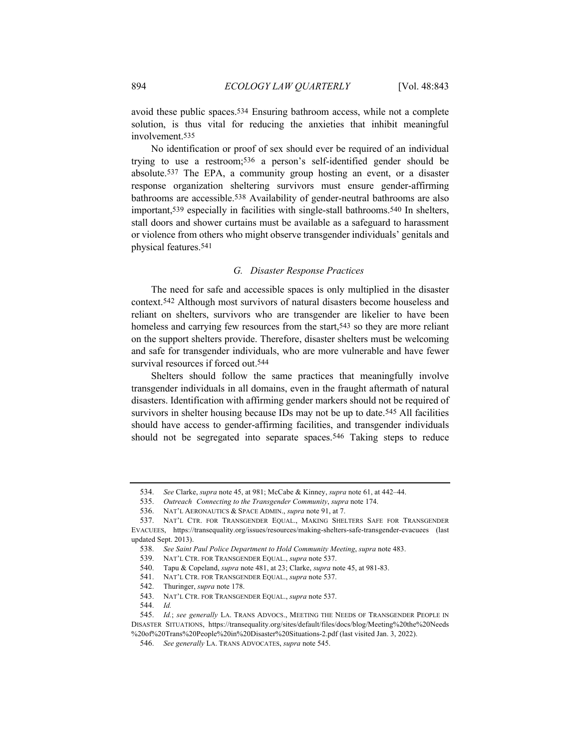avoid these public spaces.[534] Ensuring bathroom access, while not a complete solution, is thus vital for reducing the anxieties that inhibit meaningful involvement.[535]

No identification or proof of sex should ever be required of an individual trying to use a restroom;[536] a person's self-identified gender should be absolute.[537] The EPA, a community group hosting an event, or a disaster response organization sheltering survivors must ensure gender-affirming bathrooms are accessible.[538] Availability of gender-neutral bathrooms are also important,[539] especially in facilities with single-stall bathrooms.[540] In shelters, stall doors and shower curtains must be available as a safeguard to harassment or violence from others who might observe transgender individuals' genitals and physical features.[541]

### *G. Disaster Response Practices*

The need for safe and accessible spaces is only multiplied in the disaster context.[542] Although most survivors of natural disasters become houseless and reliant on shelters, survivors who are transgender are likelier to have been homeless and carrying few resources from the start,[543] so they are more reliant on the support shelters provide. Therefore, disaster shelters must be welcoming and safe for transgender individuals, who are more vulnerable and have fewer survival resources if forced out.[544]

Shelters should follow the same practices that meaningfully involve transgender individuals in all domains, even in the fraught aftermath of natural disasters. Identification with affirming gender markers should not be required of survivors in shelter housing because IDs may not be up to date.[545] All facilities should have access to gender-affirming facilities, and transgender individuals should not be segregated into separate spaces.[546] Taking steps to reduce

---

534. *See* Clarke, *supra* note 45, at 981; McCabe & Kinney, *supra* note 61, at 442–44.

535. *Outreach Connecting to the Transgender Community*, *supra* note 174.

536. NAT'L AERONAUTICS & SPACE ADMIN., *supra* note 91, at 7.

537. NAT'L CTR. FOR TRANSGENDER EQUAL., MAKING SHELTERS SAFE FOR TRANSGENDER EVACUEES, https://transequality.org/issues/resources/making-shelters-safe-transgender-evacuees (last updated Sept. 2013).

538. *See Saint Paul Police Department to Hold Community Meeting*, *supra* note 483.

539. NAT'L CTR. FOR TRANSGENDER EQUAL., *supra* note 537.

540. Tapu & Copeland, *supra* note 481, at 23; Clarke, *supra* note 45, at 981-83.

541. NAT'L CTR. FOR TRANSGENDER EQUAL., *supra* note 537.

542. Thuringer, *supra* note 178.

543. NAT'L CTR. FOR TRANSGENDER EQUAL., *supra* note 537.

544. *Id.*

545. *Id.*; *see generally* LA. TRANS ADVOCS., MEETING THE NEEDS OF TRANSGENDER PEOPLE IN DISASTER SITUATIONS, https://transequality.org/sites/default/files/docs/blog/Meeting%20the%20Needs%20of%20Trans%20People%20in%20Disaster%20Situations-2.pdf (last visited Jan. 3, 2022).

546. *See generally* LA. TRANS ADVOCATES, *supra* note 545.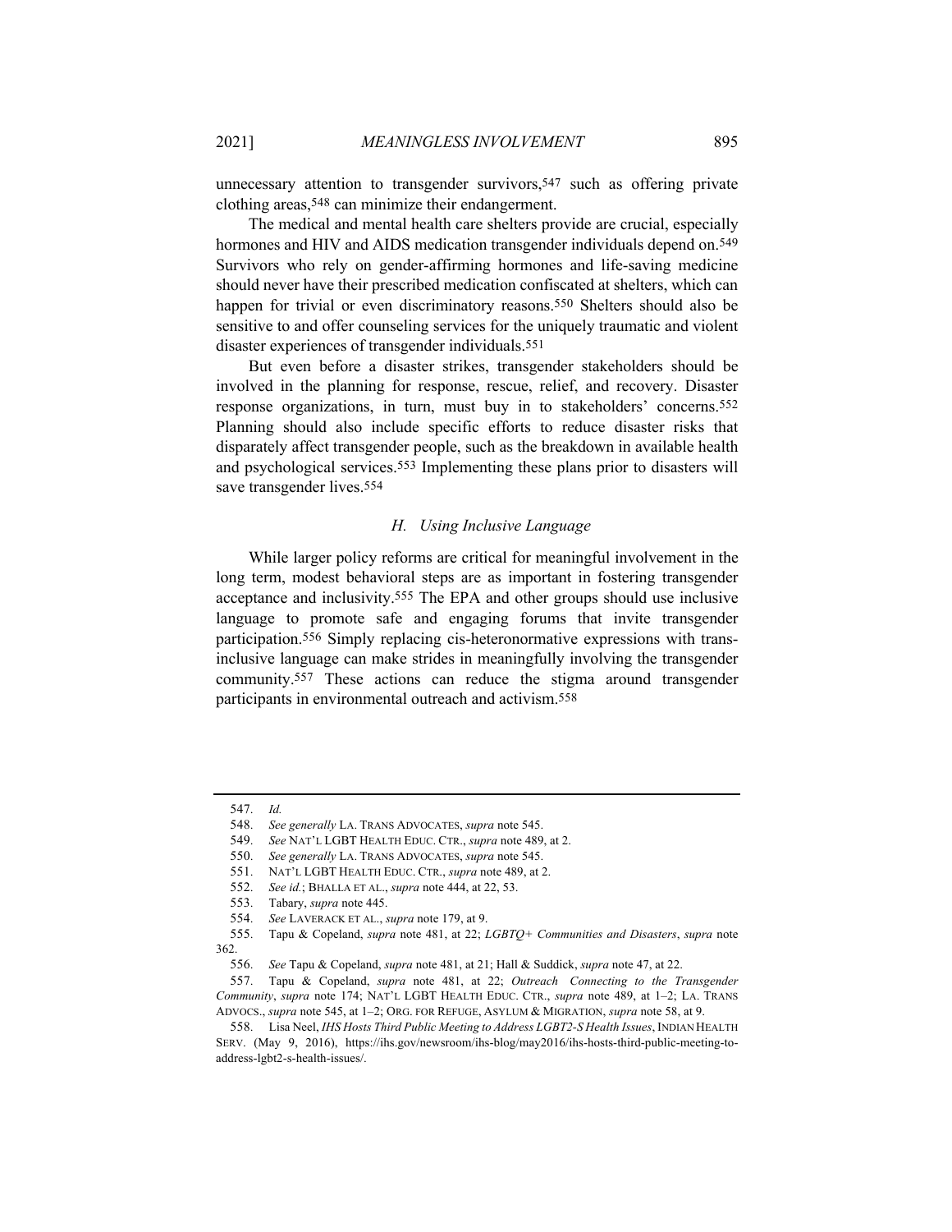unnecessary attention to transgender survivors,[547] such as offering private clothing areas,[548] can minimize their endangerment.

The medical and mental health care shelters provide are crucial, especially hormones and HIV and AIDS medication transgender individuals depend on.[549] Survivors who rely on gender-affirming hormones and life-saving medicine should never have their prescribed medication confiscated at shelters, which can happen for trivial or even discriminatory reasons.[550] Shelters should also be sensitive to and offer counseling services for the uniquely traumatic and violent disaster experiences of transgender individuals.[551]

But even before a disaster strikes, transgender stakeholders should be involved in the planning for response, rescue, relief, and recovery. Disaster response organizations, in turn, must buy in to stakeholders' concerns.[552] Planning should also include specific efforts to reduce disaster risks that disparately affect transgender people, such as the breakdown in available health and psychological services.[553] Implementing these plans prior to disasters will save transgender lives.[554]

### *H. Using Inclusive Language*

While larger policy reforms are critical for meaningful involvement in the long term, modest behavioral steps are as important in fostering transgender acceptance and inclusivity.[555] The EPA and other groups should use inclusive language to promote safe and engaging forums that invite transgender participation.[556] Simply replacing cis-heteronormative expressions with trans-inclusive language can make strides in meaningfully involving the transgender community.[557] These actions can reduce the stigma around transgender participants in environmental outreach and activism.[558]

---

547. *Id.*

548. *See generally* LA. TRANS ADVOCATES, *supra* note 545.

549. *See* NAT'L LGBT HEALTH EDUC. CTR., *supra* note 489, at 2.

550. *See generally* LA. TRANS ADVOCATES, *supra* note 545.

551. NAT'L LGBT HEALTH EDUC. CTR., *supra* note 489, at 2.

552. *See id.*; BHALLA ET AL., *supra* note 444, at 22, 53.

553. Tabary, *supra* note 445.

554. *See* LAVERACK ET AL., *supra* note 179, at 9.

555. Tapu & Copeland, *supra* note 481, at 22; *LGBTQ+ Communities and Disasters*, *supra* note 362.

556. *See* Tapu & Copeland, *supra* note 481, at 21; Hall & Suddick, *supra* note 47, at 22.

557. Tapu & Copeland, *supra* note 481, at 22; *Outreach Connecting to the Transgender Community*, *supra* note 174; NAT'L LGBT HEALTH EDUC. CTR., *supra* note 489, at 1–2; LA. TRANS ADVOCS., *supra* note 545, at 1–2; ORG. FOR REFUGE, ASYLUM & MIGRATION, *supra* note 58, at 9.

558. Lisa Neel, *IHS Hosts Third Public Meeting to Address LGBT2-S Health Issues*, INDIAN HEALTH SERV. (May 9, 2016), https://ihs.gov/newsroom/ihs-blog/may2016/ihs-hosts-third-public-meeting-to-address-lgbt2-s-health-issues/.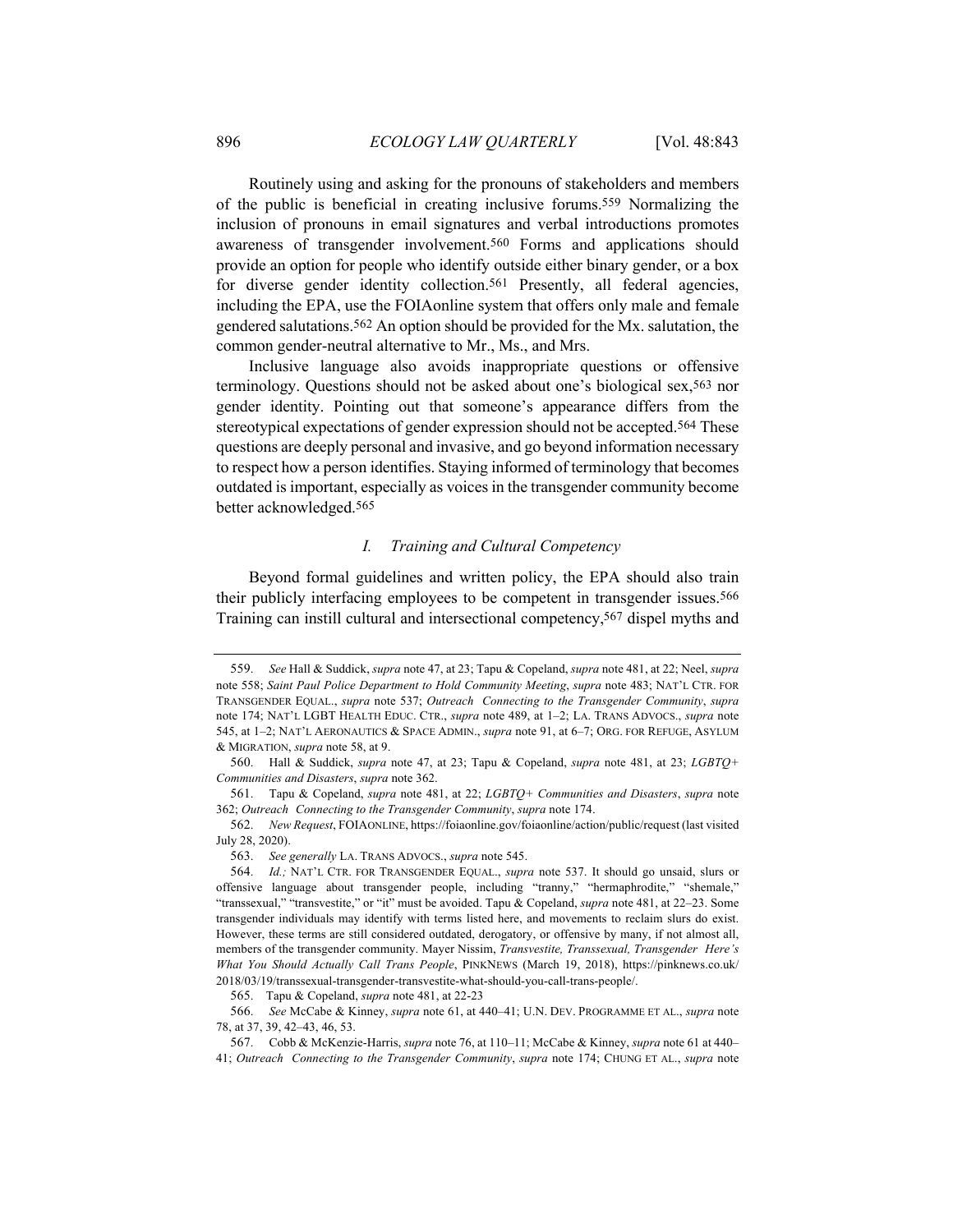Routinely using and asking for the pronouns of stakeholders and members of the public is beneficial in creating inclusive forums.[559] Normalizing the inclusion of pronouns in email signatures and verbal introductions promotes awareness of transgender involvement.[560] Forms and applications should provide an option for people who identify outside either binary gender, or a box for diverse gender identity collection.[561] Presently, all federal agencies, including the EPA, use the FOIAonline system that offers only male and female gendered salutations.[562] An option should be provided for the Mx. salutation, the common gender-neutral alternative to Mr., Ms., and Mrs.

Inclusive language also avoids inappropriate questions or offensive terminology. Questions should not be asked about one's biological sex,[563] nor gender identity. Pointing out that someone's appearance differs from the stereotypical expectations of gender expression should not be accepted.[564] These questions are deeply personal and invasive, and go beyond information necessary to respect how a person identifies. Staying informed of terminology that becomes outdated is important, especially as voices in the transgender community become better acknowledged.[565]

### *I. Training and Cultural Competency*

Beyond formal guidelines and written policy, the EPA should also train their publicly interfacing employees to be competent in transgender issues.[566] Training can instill cultural and intersectional competency,[567] dispel myths and

---

559. *See* Hall & Suddick, *supra* note 47, at 23; Tapu & Copeland, *supra* note 481, at 22; Neel, *supra* note 558; *Saint Paul Police Department to Hold Community Meeting*, *supra* note 483; NAT'L CTR. FOR TRANSGENDER EQUAL., *supra* note 537; *Outreach Connecting to the Transgender Community*, *supra* note 174; NAT'L LGBT HEALTH EDUC. CTR., *supra* note 489, at 1–2; LA. TRANS ADVOCS., *supra* note 545, at 1–2; NAT'L AERONAUTICS & SPACE ADMIN., *supra* note 91, at 6–7; ORG. FOR REFUGE, ASYLUM & MIGRATION, *supra* note 58, at 9.

560. Hall & Suddick, *supra* note 47, at 23; Tapu & Copeland, *supra* note 481, at 23; *LGBTQ+ Communities and Disasters*, *supra* note 362.

561. Tapu & Copeland, *supra* note 481, at 22; *LGBTQ+ Communities and Disasters*, *supra* note 362; *Outreach Connecting to the Transgender Community*, *supra* note 174.

562. *New Request*, FOIAONLINE, https://foiaonline.gov/foiaonline/action/public/request (last visited July 28, 2020).

563. *See generally* LA. TRANS ADVOCS., *supra* note 545.

564. *Id.;* NAT'L CTR. FOR TRANSGENDER EQUAL., *supra* note 537. It should go unsaid, slurs or offensive language about transgender people, including "tranny," "hermaphrodite," "shemale," "transsexual," "transvestite," or "it" must be avoided. Tapu & Copeland, *supra* note 481, at 22–23. Some transgender individuals may identify with terms listed here, and movements to reclaim slurs do exist. However, these terms are still considered outdated, derogatory, or offensive by many, if not almost all, members of the transgender community. Mayer Nissim, *Transvestite, Transsexual, Transgender Here's What You Should Actually Call Trans People*, PINKNEWS (March 19, 2018), https://pinknews.co.uk/2018/03/19/transsexual-transgender-transvestite-what-should-you-call-trans-people/.

565. Tapu & Copeland, *supra* note 481, at 22-23

566. *See* McCabe & Kinney, *supra* note 61, at 440–41; U.N. DEV. PROGRAMME ET AL., *supra* note 78, at 37, 39, 42–43, 46, 53.

567. Cobb & McKenzie-Harris, *supra* note 76, at 110–11; McCabe & Kinney, *supra* note 61 at 440–41; *Outreach Connecting to the Transgender Community*, *supra* note 174; CHUNG ET AL., *supra* note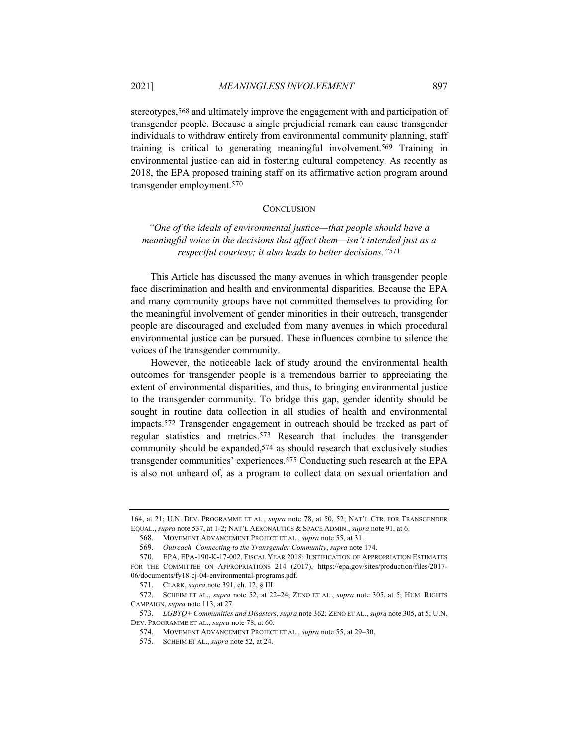stereotypes,[568] and ultimately improve the engagement with and participation of transgender people. Because a single prejudicial remark can cause transgender individuals to withdraw entirely from environmental community planning, staff training is critical to generating meaningful involvement.[569] Training in environmental justice can aid in fostering cultural competency. As recently as 2018, the EPA proposed training staff on its affirmative action program around transgender employment.[570]

## CONCLUSION

*"One of the ideals of environmental justice—that people should have a meaningful voice in the decisions that affect them—isn't intended just as a respectful courtesy; it also leads to better decisions."*[571]

This Article has discussed the many avenues in which transgender people face discrimination and health and environmental disparities. Because the EPA and many community groups have not committed themselves to providing for the meaningful involvement of gender minorities in their outreach, transgender people are discouraged and excluded from many avenues in which procedural environmental justice can be pursued. These influences combine to silence the voices of the transgender community.

However, the noticeable lack of study around the environmental health outcomes for transgender people is a tremendous barrier to appreciating the extent of environmental disparities, and thus, to bringing environmental justice to the transgender community. To bridge this gap, gender identity should be sought in routine data collection in all studies of health and environmental impacts.[572] Transgender engagement in outreach should be tracked as part of regular statistics and metrics.[573] Research that includes the transgender community should be expanded,[574] as should research that exclusively studies transgender communities' experiences.[575] Conducting such research at the EPA is also not unheard of, as a program to collect data on sexual orientation and

---

164, at 21; U.N. DEV. PROGRAMME ET AL., *supra* note 78, at 50, 52; NAT'L CTR. FOR TRANSGENDER EQUAL., *supra* note 537, at 1-2; NAT'L AERONAUTICS & SPACE ADMIN., *supra* note 91, at 6.

568. MOVEMENT ADVANCEMENT PROJECT ET AL., *supra* note 55, at 31.

569. *Outreach Connecting to the Transgender Community*, *supra* note 174.

570. EPA, EPA-190-K-17-002, FISCAL YEAR 2018: JUSTIFICATION OF APPROPRIATION ESTIMATES FOR THE COMMITTEE ON APPROPRIATIONS 214 (2017), https://epa.gov/sites/production/files/2017-06/documents/fy18-cj-04-environmental-programs.pdf.

571. CLARK, *supra* note 391, ch. 12, § III.

572. SCHEIM ET AL., *supra* note 52, at 22–24; ZENO ET AL., *supra* note 305, at 5; HUM. RIGHTS CAMPAIGN, *supra* note 113, at 27.

573. *LGBTQ+ Communities and Disasters*, *supra* note 362; ZENO ET AL., *supra* note 305, at 5; U.N. DEV. PROGRAMME ET AL., *supra* note 78, at 60.

574. MOVEMENT ADVANCEMENT PROJECT ET AL., *supra* note 55, at 29–30.

575. SCHEIM ET AL., *supra* note 52, at 24.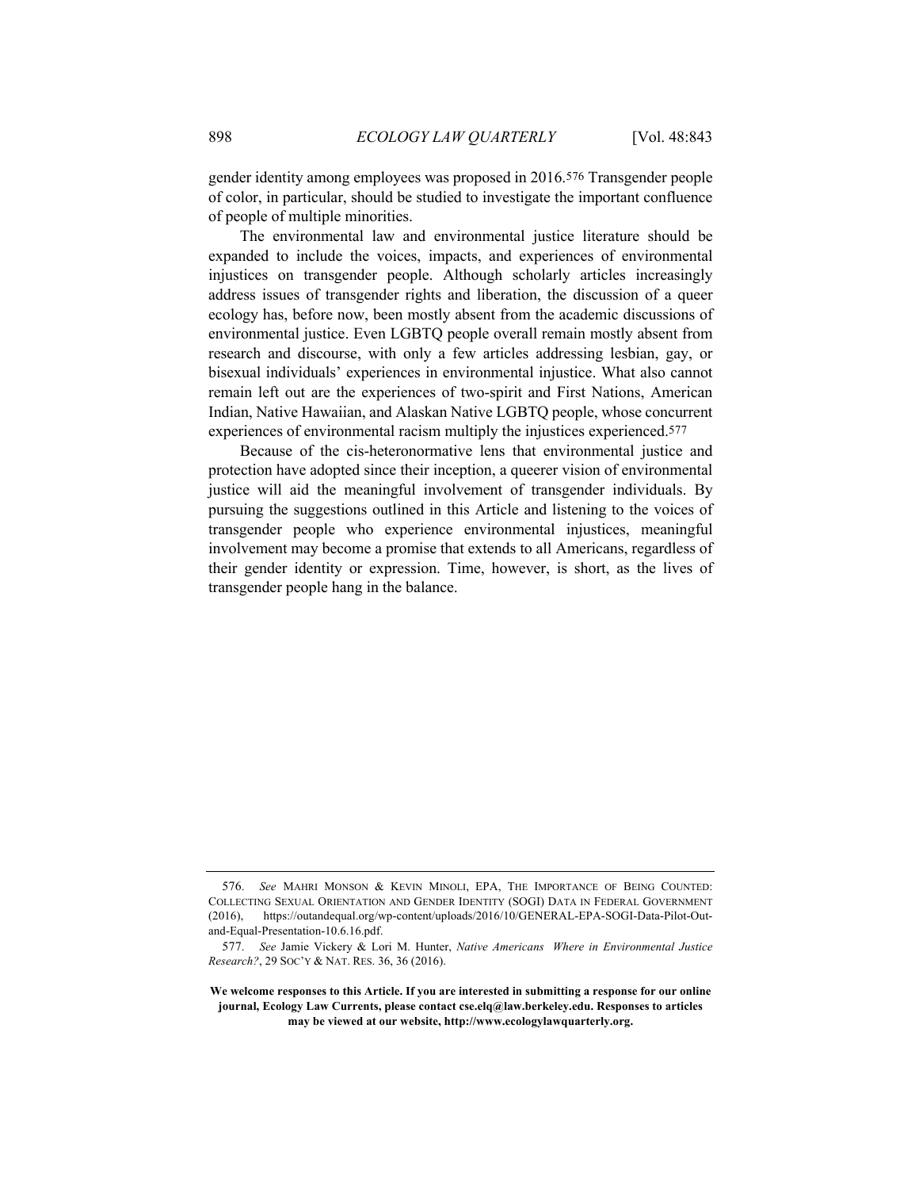gender identity among employees was proposed in 2016.[576] Transgender people of color, in particular, should be studied to investigate the important confluence of people of multiple minorities.

The environmental law and environmental justice literature should be expanded to include the voices, impacts, and experiences of environmental injustices on transgender people. Although scholarly articles increasingly address issues of transgender rights and liberation, the discussion of a queer ecology has, before now, been mostly absent from the academic discussions of environmental justice. Even LGBTQ people overall remain mostly absent from research and discourse, with only a few articles addressing lesbian, gay, or bisexual individuals' experiences in environmental injustice. What also cannot remain left out are the experiences of two-spirit and First Nations, American Indian, Native Hawaiian, and Alaskan Native LGBTQ people, whose concurrent experiences of environmental racism multiply the injustices experienced.[577]

Because of the cis-heteronormative lens that environmental justice and protection have adopted since their inception, a queerer vision of environmental justice will aid the meaningful involvement of transgender individuals. By pursuing the suggestions outlined in this Article and listening to the voices of transgender people who experience environmental injustices, meaningful involvement may become a promise that extends to all Americans, regardless of their gender identity or expression. Time, however, is short, as the lives of transgender people hang in the balance.

---

576. *See* MAHRI MONSON & KEVIN MINOLI, EPA, THE IMPORTANCE OF BEING COUNTED: COLLECTING SEXUAL ORIENTATION AND GENDER IDENTITY (SOGI) DATA IN FEDERAL GOVERNMENT (2016), https://outandequal.org/wp-content/uploads/2016/10/GENERAL-EPA-SOGI-Data-Pilot-Out-and-Equal-Presentation-10.6.16.pdf.

577. *See* Jamie Vickery & Lori M. Hunter, *Native Americans Where in Environmental Justice Research?*, 29 SOC'Y & NAT. RES. 36, 36 (2016).

**We welcome responses to this Article. If you are interested in submitting a response for our online journal, Ecology Law Currents, please contact cse.elq@law.berkeley.edu. Responses to articles may be viewed at our website, http://www.ecologylawquarterly.org.**